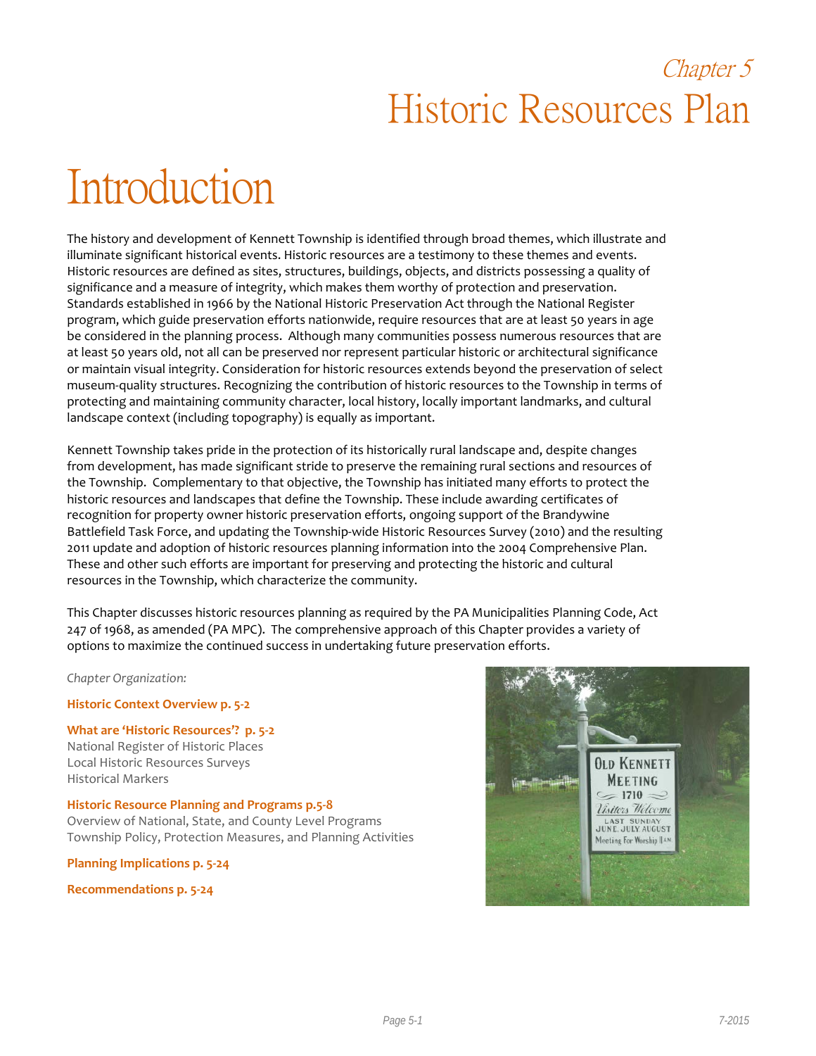*Chapter 5*

# Historic Resources Plan

## Introduction

The history and development of Kennett Township is identified through broad themes, which illustrate and illuminate significant historical events. Historic resources are a testimony to these themes and events. Historic resources are defined as sites, structures, buildings, objects, and districts possessing a quality of significance and a measure of integrity, which makes them worthy of protection and preservation. Standards established in 1966 by the National Historic Preservation Act through the National Register program, which guide preservation efforts nationwide, require resources that are at least 50 years in age be considered in the planning process. Although many communities possess numerous resources that are at least 50 years old, not all can be preserved nor represent particular historic or architectural significance or maintain visual integrity. Consideration for historic resources extends beyond the preservation of select museum-quality structures. Recognizing the contribution of historic resources to the Township in terms of protecting and maintaining community character, local history, locally important landmarks, and cultural landscape context (including topography) is equally as important.

Kennett Township takes pride in the protection of its historically rural landscape and, despite changes from development, has made significant stride to preserve the remaining rural sections and resources of the Township. Complementary to that objective, the Township has initiated many efforts to protect the historic resources and landscapes that define the Township. These include awarding certificates of recognition for property owner historic preservation efforts, ongoing support of the Brandywine Battlefield Task Force, and updating the Township-wide Historic Resources Survey (2010) and the resulting 2011 update and adoption of historic resources planning information into the 2004 Comprehensive Plan. These and other such efforts are important for preserving and protecting the historic and cultural resources in the Township, which characterize the community.

This Chapter discusses historic resources planning as required by the PA Municipalities Planning Code, Act 247 of 1968, as amended (PA MPC). The comprehensive approach of this Chapter provides a variety of options to maximize the continued success in undertaking future preservation efforts.

*Chapter Organization:*

**Historic Context Overview p. 5-2**

**What are 'Historic Resources'? p. 5-2**
National Register of Historic Places
Local Historic Resources Surveys
Historical Markers

**Historic Resource Planning and Programs p.5-8**
Overview of National, State, and County Level Programs
Township Policy, Protection Measures, and Planning Activities

**Planning Implications p. 5-24**

**Recommendations p. 5-24**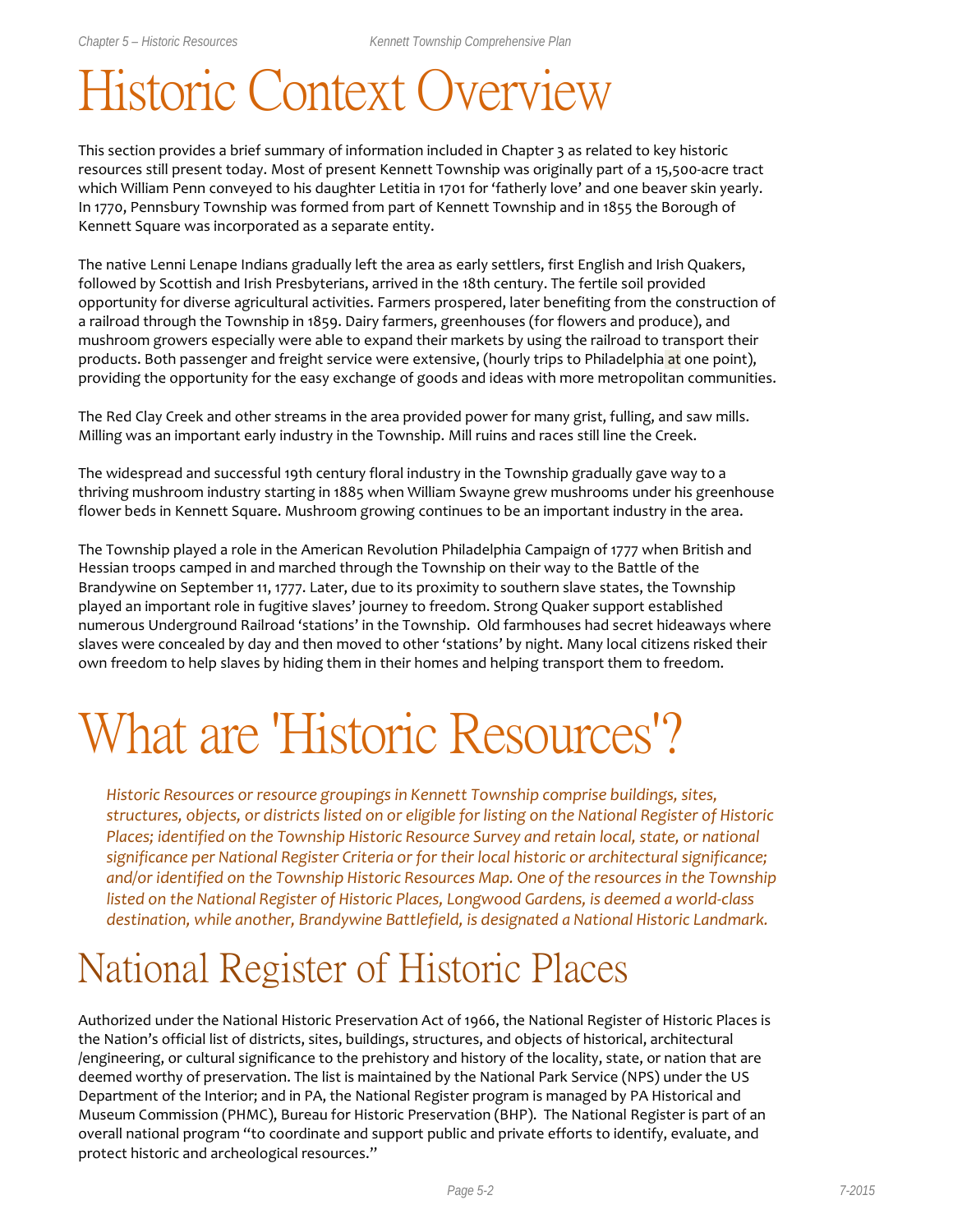# Historic Context Overview

This section provides a brief summary of information included in Chapter 3 as related to key historic resources still present today. Most of present Kennett Township was originally part of a 15,500-acre tract which William Penn conveyed to his daughter Letitia in 1701 for 'fatherly love' and one beaver skin yearly. In 1770, Pennsbury Township was formed from part of Kennett Township and in 1855 the Borough of Kennett Square was incorporated as a separate entity.

The native Lenni Lenape Indians gradually left the area as early settlers, first English and Irish Quakers, followed by Scottish and Irish Presbyterians, arrived in the 18th century. The fertile soil provided opportunity for diverse agricultural activities. Farmers prospered, later benefiting from the construction of a railroad through the Township in 1859. Dairy farmers, greenhouses (for flowers and produce), and mushroom growers especially were able to expand their markets by using the railroad to transport their products. Both passenger and freight service were extensive, (hourly trips to Philadelphia at one point), providing the opportunity for the easy exchange of goods and ideas with more metropolitan communities.

The Red Clay Creek and other streams in the area provided power for many grist, fulling, and saw mills. Milling was an important early industry in the Township. Mill ruins and races still line the Creek.

The widespread and successful 19th century floral industry in the Township gradually gave way to a thriving mushroom industry starting in 1885 when William Swayne grew mushrooms under his greenhouse flower beds in Kennett Square. Mushroom growing continues to be an important industry in the area.

The Township played a role in the American Revolution Philadelphia Campaign of 1777 when British and Hessian troops camped in and marched through the Township on their way to the Battle of the Brandywine on September 11, 1777. Later, due to its proximity to southern slave states, the Township played an important role in fugitive slaves' journey to freedom. Strong Quaker support established numerous Underground Railroad 'stations' in the Township. Old farmhouses had secret hideaways where slaves were concealed by day and then moved to other 'stations' by night. Many local citizens risked their own freedom to help slaves by hiding them in their homes and helping transport them to freedom.

# What are 'Historic Resources'?

*Historic Resources or resource groupings in Kennett Township comprise buildings, sites, structures, objects, or districts listed on or eligible for listing on the National Register of Historic Places; identified on the Township Historic Resource Survey and retain local, state, or national significance per National Register Criteria or for their local historic or architectural significance; and/or identified on the Township Historic Resources Map. One of the resources in the Township listed on the National Register of Historic Places, Longwood Gardens, is deemed a world-class destination, while another, Brandywine Battlefield, is designated a National Historic Landmark.*

## National Register of Historic Places

Authorized under the National Historic Preservation Act of 1966, the National Register of Historic Places is the Nation's official list of districts, sites, buildings, structures, and objects of historical, architectural /engineering, or cultural significance to the prehistory and history of the locality, state, or nation that are deemed worthy of preservation. The list is maintained by the National Park Service (NPS) under the US Department of the Interior; and in PA, the National Register program is managed by PA Historical and Museum Commission (PHMC), Bureau for Historic Preservation (BHP). The National Register is part of an overall national program "to coordinate and support public and private efforts to identify, evaluate, and protect historic and archeological resources."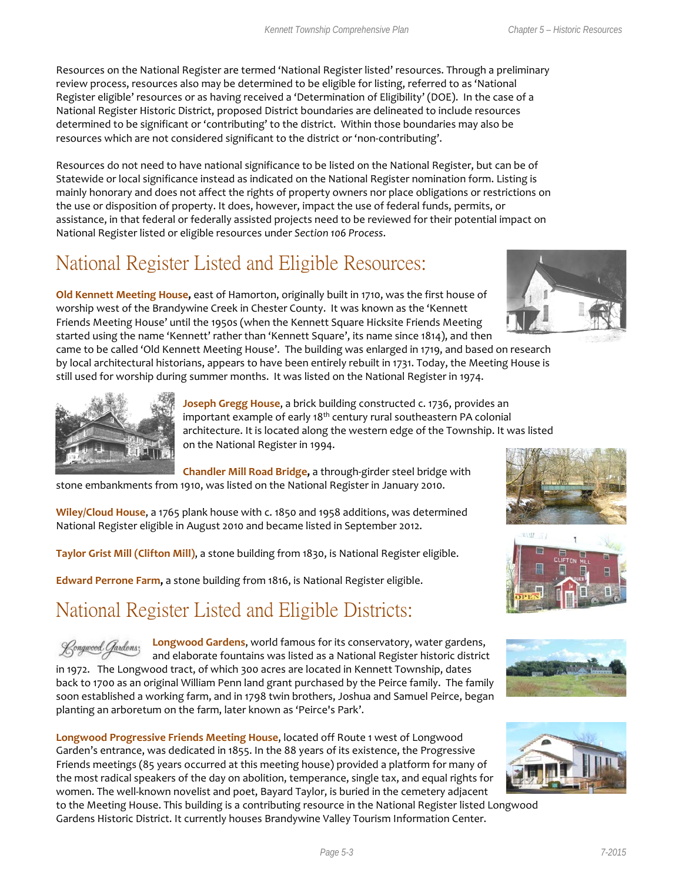Resources on the National Register are termed 'National Register listed' resources. Through a preliminary review process, resources also may be determined to be eligible for listing, referred to as 'National Register eligible' resources or as having received a 'Determination of Eligibility' (DOE). In the case of a National Register Historic District, proposed District boundaries are delineated to include resources determined to be significant or 'contributing' to the district. Within those boundaries may also be resources which are not considered significant to the district or 'non-contributing'.

Resources do not need to have national significance to be listed on the National Register, but can be of Statewide or local significance instead as indicated on the National Register nomination form. Listing is mainly honorary and does not affect the rights of property owners nor place obligations or restrictions on the use or disposition of property. It does, however, impact the use of federal funds, permits, or assistance, in that federal or federally assisted projects need to be reviewed for their potential impact on National Register listed or eligible resources under *Section 106 Process*.

# National Register Listed and Eligible Resources:

**Old Kennett Meeting House,** east of Hamorton, originally built in 1710, was the first house of worship west of the Brandywine Creek in Chester County. It was known as the 'Kennett Friends Meeting House' until the 1950s (when the Kennett Square Hicksite Friends Meeting started using the name 'Kennett' rather than 'Kennett Square', its name since 1814), and then came to be called 'Old Kennett Meeting House'. The building was enlarged in 1719, and based on research by local architectural historians, appears to have been entirely rebuilt in 1731. Today, the Meeting House is still used for worship during summer months. It was listed on the National Register in 1974.

**Joseph Gregg House**, a brick building constructed c. 1736, provides an important example of early 18th century rural southeastern PA colonial architecture. It is located along the western edge of the Township. It was listed on the National Register in 1994.

**Chandler Mill Road Bridge,** a through-girder steel bridge with stone embankments from 1910, was listed on the National Register in January 2010.

**Wiley/Cloud House**, a 1765 plank house with c. 1850 and 1958 additions, was determined National Register eligible in August 2010 and became listed in September 2012.

**Taylor Grist Mill (Clifton Mill)**, a stone building from 1830, is National Register eligible.

**Edward Perrone Farm,** a stone building from 1816, is National Register eligible.

# National Register Listed and Eligible Districts:

**Longwood Gardens**, world famous for its conservatory, water gardens, and elaborate fountains was listed as a National Register historic district in 1972. The Longwood tract, of which 300 acres are located in Kennett Township, dates back to 1700 as an original William Penn land grant purchased by the Peirce family. The family soon established a working farm, and in 1798 twin brothers, Joshua and Samuel Peirce, began planting an arboretum on the farm, later known as 'Peirce's Park'.

**Longwood Progressive Friends Meeting House**, located off Route 1 west of Longwood Garden's entrance, was dedicated in 1855. In the 88 years of its existence, the Progressive Friends meetings (85 years occurred at this meeting house) provided a platform for many of the most radical speakers of the day on abolition, temperance, single tax, and equal rights for women. The well-known novelist and poet, Bayard Taylor, is buried in the cemetery adjacent to the Meeting House. This building is a contributing resource in the National Register listed Longwood Gardens Historic District. It currently houses Brandywine Valley Tourism Information Center.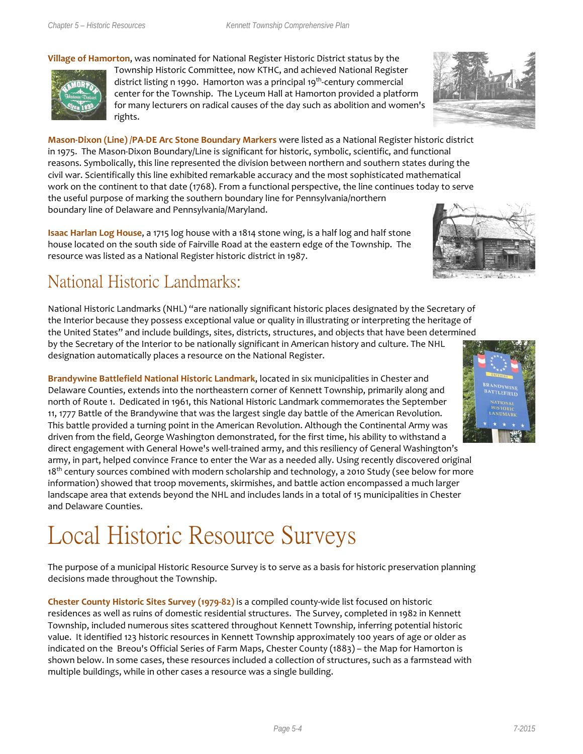**Village of Hamorton**, was nominated for National Register Historic District status by the Township Historic Committee, now KTHC, and achieved National Register district listing n 1990. Hamorton was a principal 19th-century commercial center for the Township. The Lyceum Hall at Hamorton provided a platform for many lecturers on radical causes of the day such as abolition and women's rights.

**Mason-Dixon (Line) /PA-DE Arc Stone Boundary Markers** were listed as a National Register historic district in 1975. The Mason-Dixon Boundary/Line is significant for historic, symbolic, scientific, and functional reasons. Symbolically, this line represented the division between northern and southern states during the civil war. Scientifically this line exhibited remarkable accuracy and the most sophisticated mathematical work on the continent to that date (1768). From a functional perspective, the line continues today to serve the useful purpose of marking the southern boundary line for Pennsylvania/northern boundary line of Delaware and Pennsylvania/Maryland.

**Isaac Harlan Log House**, a 1715 log house with a 1814 stone wing, is a half log and half stone house located on the south side of Fairville Road at the eastern edge of the Township. The resource was listed as a National Register historic district in 1987.

## National Historic Landmarks:

National Historic Landmarks (NHL) "are nationally significant historic places designated by the Secretary of the Interior because they possess exceptional value or quality in illustrating or interpreting the heritage of the United States" and include buildings, sites, districts, structures, and objects that have been determined by the Secretary of the Interior to be nationally significant in American history and culture. The NHL designation automatically places a resource on the National Register.

**Brandywine Battlefield National Historic Landmark**, located in six municipalities in Chester and Delaware Counties, extends into the northeastern corner of Kennett Township, primarily along and north of Route 1. Dedicated in 1961, this National Historic Landmark commemorates the September 11, 1777 Battle of the Brandywine that was the largest single day battle of the American Revolution. This battle provided a turning point in the American Revolution. Although the Continental Army was driven from the field, George Washington demonstrated, for the first time, his ability to withstand a direct engagement with General Howe's well-trained army, and this resiliency of General Washington's army, in part, helped convince France to enter the War as a needed ally. Using recently discovered original 18th century sources combined with modern scholarship and technology, a 2010 Study (see below for more information) showed that troop movements, skirmishes, and battle action encompassed a much larger landscape area that extends beyond the NHL and includes lands in a total of 15 municipalities in Chester and Delaware Counties.

# Local Historic Resource Surveys

The purpose of a municipal Historic Resource Survey is to serve as a basis for historic preservation planning decisions made throughout the Township.

**Chester County Historic Sites Survey (1979-82)** is a compiled county-wide list focused on historic residences as well as ruins of domestic residential structures. The Survey, completed in 1982 in Kennett Township, included numerous sites scattered throughout Kennett Township, inferring potential historic value. It identified 123 historic resources in Kennett Township approximately 100 years of age or older as indicated on the Breou's Official Series of Farm Maps, Chester County (1883) – the Map for Hamorton is shown below. In some cases, these resources included a collection of structures, such as a farmstead with multiple buildings, while in other cases a resource was a single building.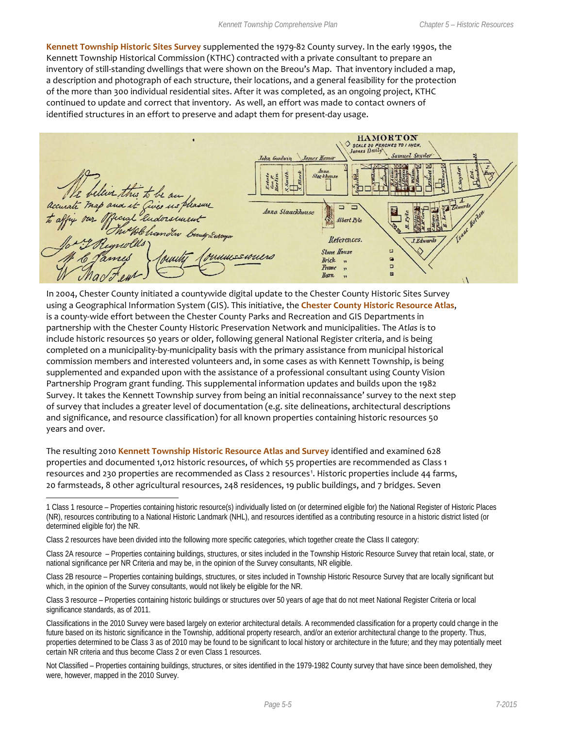**Kennett Township Historic Sites Survey** supplemented the 1979-82 County survey. In the early 1990s, the Kennett Township Historical Commission (KTHC) contracted with a private consultant to prepare an inventory of still-standing dwellings that were shown on the Breou's Map. That inventory included a map, a description and photograph of each structure, their locations, and a general feasibility for the protection of the more than 300 individual residential sites. After it was completed, as an ongoing project, KTHC continued to update and correct that inventory. As well, an effort was made to contact owners of identified structures in an effort to preserve and adapt them for present-day usage.

In 2004, Chester County initiated a countywide digital update to the Chester County Historic Sites Survey using a Geographical Information System (GIS). This initiative, the **Chester County Historic Resource Atlas**, is a county-wide effort between the Chester County Parks and Recreation and GIS Departments in partnership with the Chester County Historic Preservation Network and municipalities. The *Atlas* is to include historic resources 50 years or older, following general National Register criteria, and is being completed on a municipality-by-municipality basis with the primary assistance from municipal historical commission members and interested volunteers and, in some cases as with Kennett Township, is being supplemented and expanded upon with the assistance of a professional consultant using County Vision Partnership Program grant funding. This supplemental information updates and builds upon the 1982 Survey. It takes the Kennett Township survey from being an initial reconnaissance' survey to the next step of survey that includes a greater level of documentation (e.g. site delineations, architectural descriptions and significance, and resource classification) for all known properties containing historic resources 50 years and over.

The resulting 2010 **Kennett Township Historic Resource Atlas and Survey** identified and examined 628 properties and documented 1,012 historic resources, of which 55 properties are recommended as Class 1 resources and 230 properties are recommended as Class 2 resources[1]. Historic properties include 44 farms, 20 farmsteads, 8 other agricultural resources, 248 residences, 19 public buildings, and 7 bridges. Seven

---

1 Class 1 resource – Properties containing historic resource(s) individually listed on (or determined eligible for) the National Register of Historic Places (NR), resources contributing to a National Historic Landmark (NHL), and resources identified as a contributing resource in a historic district listed (or determined eligible for) the NR.

Class 2 resources have been divided into the following more specific categories, which together create the Class II category:

Class 2A resource – Properties containing buildings, structures, or sites included in the Township Historic Resource Survey that retain local, state, or national significance per NR Criteria and may be, in the opinion of the Survey consultants, NR eligible.

Class 2B resource – Properties containing buildings, structures, or sites included in Township Historic Resource Survey that are locally significant but which, in the opinion of the Survey consultants, would not likely be eligible for the NR.

Class 3 resource – Properties containing historic buildings or structures over 50 years of age that do not meet National Register Criteria or local significance standards, as of 2011.

Classifications in the 2010 Survey were based largely on exterior architectural details. A recommended classification for a property could change in the future based on its historic significance in the Township, additional property research, and/or an exterior architectural change to the property. Thus, properties determined to be Class 3 as of 2010 may be found to be significant to local history or architecture in the future; and they may potentially meet certain NR criteria and thus become Class 2 or even Class 1 resources.

Not Classified – Properties containing buildings, structures, or sites identified in the 1979-1982 County survey that have since been demolished, they were, however, mapped in the 2010 Survey.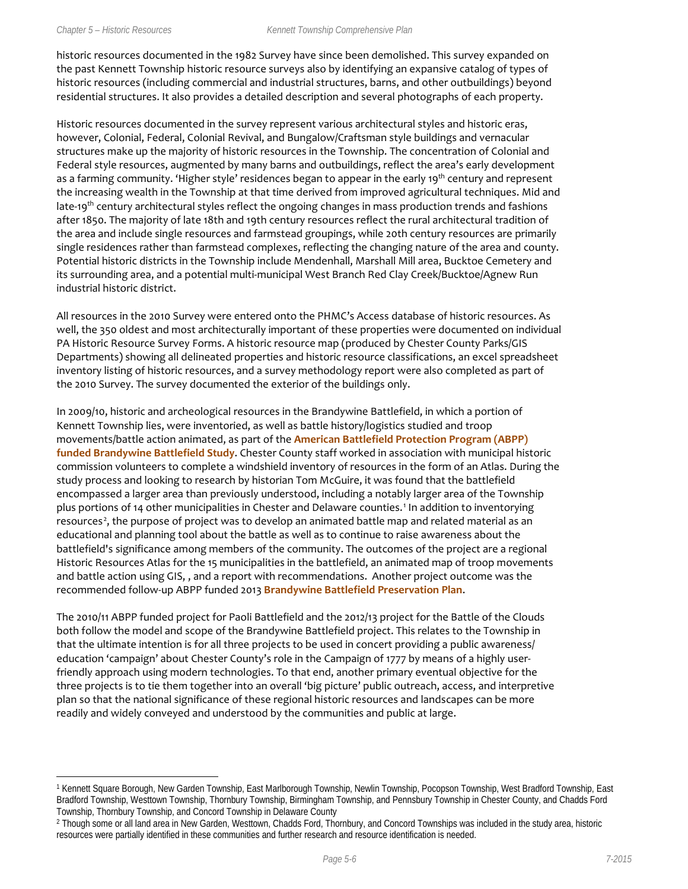historic resources documented in the 1982 Survey have since been demolished. This survey expanded on the past Kennett Township historic resource surveys also by identifying an expansive catalog of types of historic resources (including commercial and industrial structures, barns, and other outbuildings) beyond residential structures. It also provides a detailed description and several photographs of each property.

Historic resources documented in the survey represent various architectural styles and historic eras, however, Colonial, Federal, Colonial Revival, and Bungalow/Craftsman style buildings and vernacular structures make up the majority of historic resources in the Township. The concentration of Colonial and Federal style resources, augmented by many barns and outbuildings, reflect the area's early development as a farming community. 'Higher style' residences began to appear in the early 19th century and represent the increasing wealth in the Township at that time derived from improved agricultural techniques. Mid and late-19th century architectural styles reflect the ongoing changes in mass production trends and fashions after 1850. The majority of late 18th and 19th century resources reflect the rural architectural tradition of the area and include single resources and farmstead groupings, while 20th century resources are primarily single residences rather than farmstead complexes, reflecting the changing nature of the area and county. Potential historic districts in the Township include Mendenhall, Marshall Mill area, Bucktoe Cemetery and its surrounding area, and a potential multi-municipal West Branch Red Clay Creek/Bucktoe/Agnew Run industrial historic district.

All resources in the 2010 Survey were entered onto the PHMC's Access database of historic resources. As well, the 350 oldest and most architecturally important of these properties were documented on individual PA Historic Resource Survey Forms. A historic resource map (produced by Chester County Parks/GIS Departments) showing all delineated properties and historic resource classifications, an excel spreadsheet inventory listing of historic resources, and a survey methodology report were also completed as part of the 2010 Survey. The survey documented the exterior of the buildings only.

In 2009/10, historic and archeological resources in the Brandywine Battlefield, in which a portion of Kennett Township lies, were inventoried, as well as battle history/logistics studied and troop movements/battle action animated, as part of the **American Battlefield Protection Program (ABPP) funded Brandywine Battlefield Study**. Chester County staff worked in association with municipal historic commission volunteers to complete a windshield inventory of resources in the form of an Atlas. During the study process and looking to research by historian Tom McGuire, it was found that the battlefield encompassed a larger area than previously understood, including a notably larger area of the Township plus portions of 14 other municipalities in Chester and Delaware counties.[1] In addition to inventorying resources[2], the purpose of project was to develop an animated battle map and related material as an educational and planning tool about the battle as well as to continue to raise awareness about the battlefield's significance among members of the community. The outcomes of the project are a regional Historic Resources Atlas for the 15 municipalities in the battlefield, an animated map of troop movements and battle action using GIS, , and a report with recommendations. Another project outcome was the recommended follow-up ABPP funded 2013 **Brandywine Battlefield Preservation Plan**.

The 2010/11 ABPP funded project for Paoli Battlefield and the 2012/13 project for the Battle of the Clouds both follow the model and scope of the Brandywine Battlefield project. This relates to the Township in that the ultimate intention is for all three projects to be used in concert providing a public awareness/ education 'campaign' about Chester County's role in the Campaign of 1777 by means of a highly user-friendly approach using modern technologies. To that end, another primary eventual objective for the three projects is to tie them together into an overall 'big picture' public outreach, access, and interpretive plan so that the national significance of these regional historic resources and landscapes can be more readily and widely conveyed and understood by the communities and public at large.

---

[1] Kennett Square Borough, New Garden Township, East Marlborough Township, Newlin Township, Pocopson Township, West Bradford Township, East Bradford Township, Westtown Township, Thornbury Township, Birmingham Township, and Pennsbury Township in Chester County, and Chadds Ford Township, Thornbury Township, and Concord Township in Delaware County

[2] Though some or all land area in New Garden, Westtown, Chadds Ford, Thornbury, and Concord Townships was included in the study area, historic resources were partially identified in these communities and further research and resource identification is needed.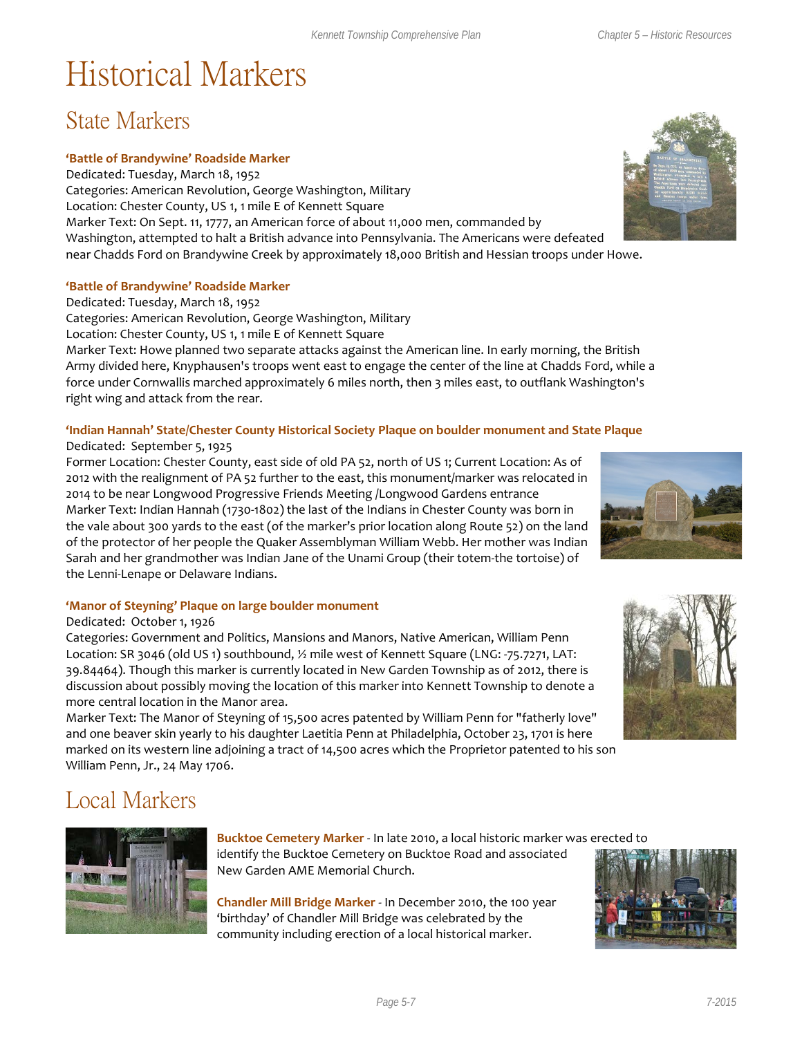# Historical Markers

## State Markers

**'Battle of Brandywine' Roadside Marker**
Dedicated: Tuesday, March 18, 1952
Categories: American Revolution, George Washington, Military
Location: Chester County, US 1, 1 mile E of Kennett Square
Marker Text: On Sept. 11, 1777, an American force of about 11,000 men, commanded by Washington, attempted to halt a British advance into Pennsylvania. The Americans were defeated near Chadds Ford on Brandywine Creek by approximately 18,000 British and Hessian troops under Howe.

**'Battle of Brandywine' Roadside Marker**
Dedicated: Tuesday, March 18, 1952
Categories: American Revolution, George Washington, Military
Location: Chester County, US 1, 1 mile E of Kennett Square
Marker Text: Howe planned two separate attacks against the American line. In early morning, the British Army divided here, Knyphausen's troops went east to engage the center of the line at Chadds Ford, while a force under Cornwallis marched approximately 6 miles north, then 3 miles east, to outflank Washington's right wing and attack from the rear.

**'Indian Hannah' State/Chester County Historical Society Plaque on boulder monument and State Plaque**
Dedicated: September 5, 1925
Former Location: Chester County, east side of old PA 52, north of US 1; Current Location: As of 2012 with the realignment of PA 52 further to the east, this monument/marker was relocated in 2014 to be near Longwood Progressive Friends Meeting /Longwood Gardens entrance
Marker Text: Indian Hannah (1730-1802) the last of the Indians in Chester County was born in the vale about 300 yards to the east (of the marker's prior location along Route 52) on the land of the protector of her people the Quaker Assemblyman William Webb. Her mother was Indian Sarah and her grandmother was Indian Jane of the Unami Group (their totem-the tortoise) of the Lenni-Lenape or Delaware Indians.

**'Manor of Steyning' Plaque on large boulder monument**
Dedicated: October 1, 1926
Categories: Government and Politics, Mansions and Manors, Native American, William Penn
Location: SR 3046 (old US 1) southbound, ½ mile west of Kennett Square (LNG: -75.7271, LAT: 39.84464). Though this marker is currently located in New Garden Township as of 2012, there is discussion about possibly moving the location of this marker into Kennett Township to denote a more central location in the Manor area.
Marker Text: The Manor of Steyning of 15,500 acres patented by William Penn for "fatherly love" and one beaver skin yearly to his daughter Laetitia Penn at Philadelphia, October 23, 1701 is here marked on its western line adjoining a tract of 14,500 acres which the Proprietor patented to his son William Penn, Jr., 24 May 1706.

## Local Markers

**Bucktoe Cemetery Marker** - In late 2010, a local historic marker was erected to identify the Bucktoe Cemetery on Bucktoe Road and associated New Garden AME Memorial Church.

**Chandler Mill Bridge Marker** - In December 2010, the 100 year 'birthday' of Chandler Mill Bridge was celebrated by the community including erection of a local historical marker.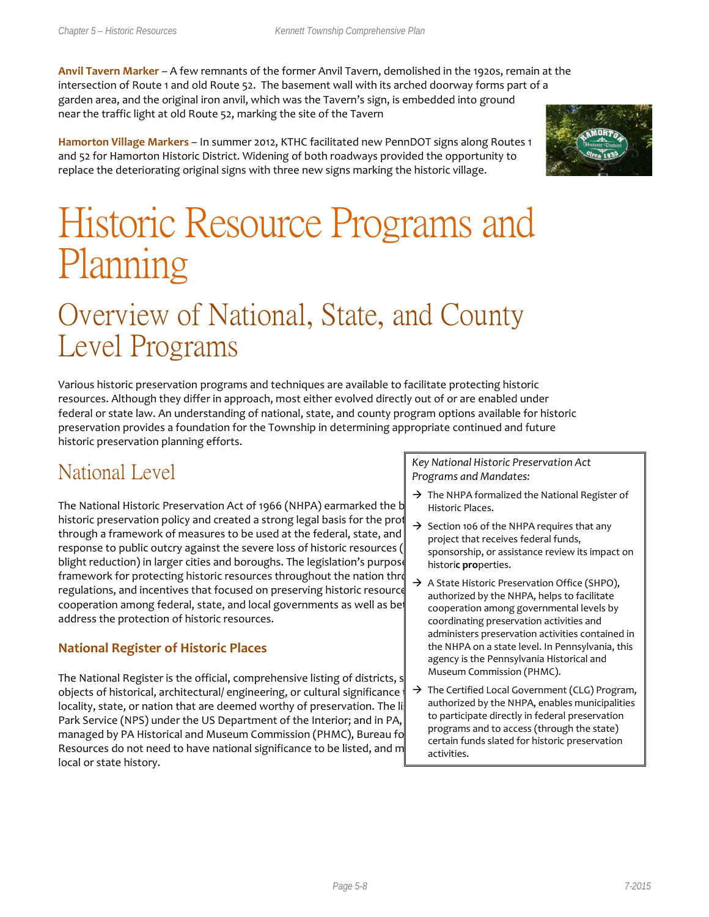**Anvil Tavern Marker** – A few remnants of the former Anvil Tavern, demolished in the 1920s, remain at the intersection of Route 1 and old Route 52. The basement wall with its arched doorway forms part of a garden area, and the original iron anvil, which was the Tavern's sign, is embedded into ground near the traffic light at old Route 52, marking the site of the Tavern

**Hamorton Village Markers** – In summer 2012, KTHC facilitated new PennDOT signs along Routes 1 and 52 for Hamorton Historic District. Widening of both roadways provided the opportunity to replace the deteriorating original signs with three new signs marking the historic village.

# Historic Resource Programs and Planning

## Overview of National, State, and County Level Programs

Various historic preservation programs and techniques are available to facilitate protecting historic resources. Although they differ in approach, most either evolved directly out of or are enabled under federal or state law. An understanding of national, state, and county program options available for historic preservation provides a foundation for the Township in determining appropriate continued and future historic preservation planning efforts.

### National Level

The National Historic Preservation Act of 1966 (NHPA) earmarked the b historic preservation policy and created a strong legal basis for the prot through a framework of measures to be used at the federal, state, and response to public outcry against the severe loss of historic resources ( blight reduction) in larger cities and boroughs. The legislation's purpose framework for protecting historic resources throughout the nation thro regulations, and incentives that focused on preserving historic resource cooperation among federal, state, and local governments as well as bet address the protection of historic resources.

*Key National Historic Preservation Act Programs and Mandates:*

- The NHPA formalized the National Register of Historic Places.
- Section 106 of the NHPA requires that any project that receives federal funds, sponsorship, or assistance review its impact on historic properties.
- A State Historic Preservation Office (SHPO), authorized by the NHPA, helps to facilitate cooperation among governmental levels by coordinating preservation activities and administers preservation activities contained in the NHPA on a state level. In Pennsylvania, this agency is the Pennsylvania Historical and Museum Commission (PHMC).
- The Certified Local Government (CLG) Program, authorized by the NHPA, enables municipalities to participate directly in federal preservation programs and to access (through the state) certain funds slated for historic preservation activities.

#### National Register of Historic Places

The National Register is the official, comprehensive listing of districts, s objects of historical, architectural/ engineering, or cultural significance locality, state, or nation that are deemed worthy of preservation. The li Park Service (NPS) under the US Department of the Interior; and in PA, managed by PA Historical and Museum Commission (PHMC), Bureau fo Resources do not need to have national significance to be listed, and m local or state history.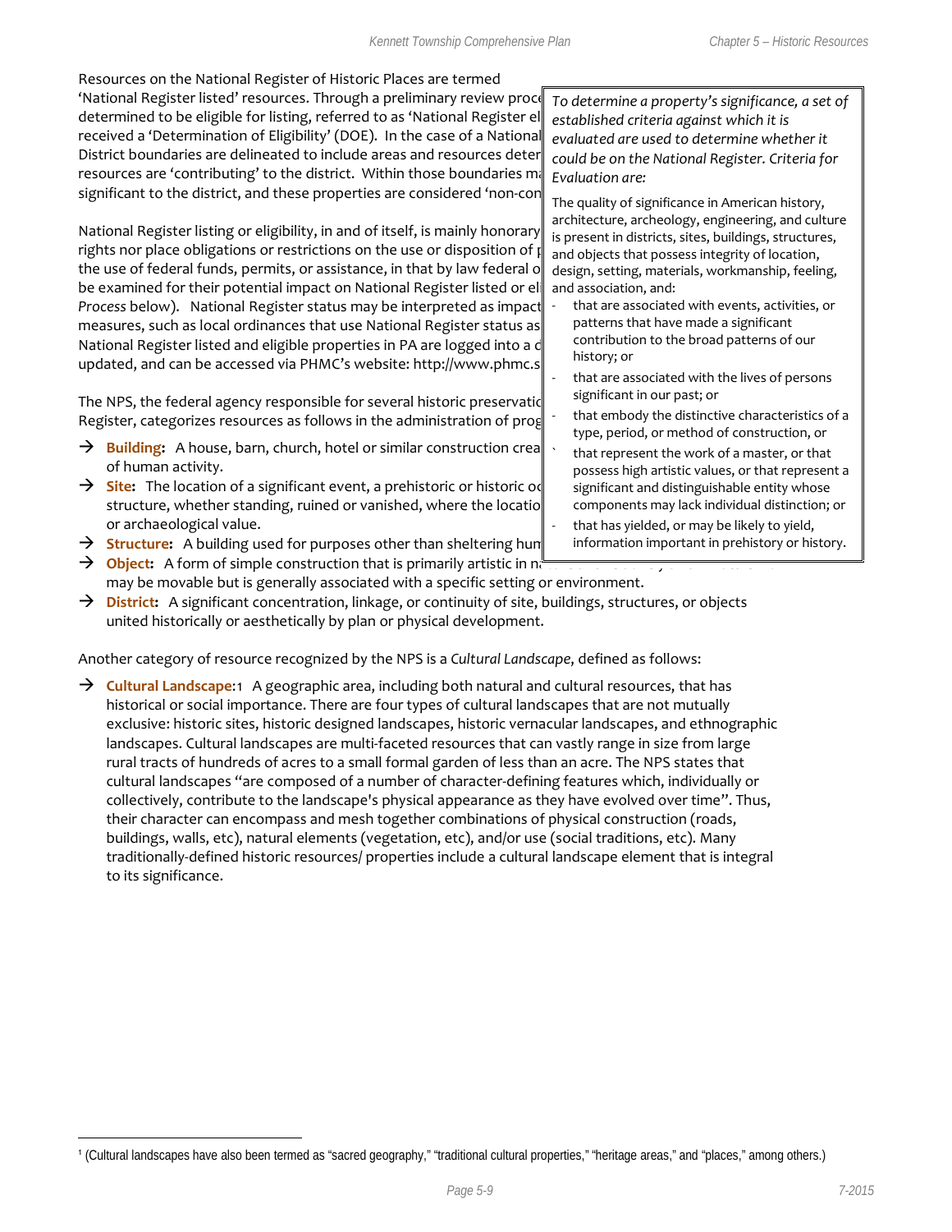Resources on the National Register of Historic Places are termed 'National Register listed' resources. Through a preliminary review proc determined to be eligible for listing, referred to as 'National Register el received a 'Determination of Eligibility' (DOE). In the case of a National District boundaries are delineated to include areas and resources deter resources are 'contributing' to the district. Within those boundaries m significant to the district, and these properties are considered 'non-con

National Register listing or eligibility, in and of itself, is mainly honorary rights nor place obligations or restrictions on the use or disposition of the use of federal funds, permits, or assistance, in that by law federal o be examined for their potential impact on National Register listed or eli *Process* below). National Register status may be interpreted as impact measures, such as local ordinances that use National Register status as National Register listed and eligible properties in PA are logged into a d updated, and can be accessed via PHMC's website: http://www.phmc.s

The NPS, the federal agency responsible for several historic preservatio Register, categorizes resources as follows in the administration of prog

> *To determine a property's significance, a set of established criteria against which it is evaluated are used to determine whether it could be on the National Register. Criteria for Evaluation are:*
>
> The quality of significance in American history, architecture, archeology, engineering, and culture is present in districts, sites, buildings, structures, and objects that possess integrity of location, design, setting, materials, workmanship, feeling, and association, and:
>
> - that are associated with events, activities, or patterns that have made a significant contribution to the broad patterns of our history; or
> - that are associated with the lives of persons significant in our past; or
> - that embody the distinctive characteristics of a type, period, or method of construction, or
> - that represent the work of a master, or that possess high artistic values, or that represent a significant and distinguishable entity whose components may lack individual distinction; or
> - that has yielded, or may be likely to yield, information important in prehistory or history.

→ **Building:** A house, barn, church, hotel or similar construction crea of human activity.

→ **Site:** The location of a significant event, a prehistoric or historic oc structure, whether standing, ruined or vanished, where the locatio or archaeological value.

→ **Structure:** A building used for purposes other than sheltering hum

→ **Object:** A form of simple construction that is primarily artistic in n may be movable but is generally associated with a specific setting or environment.

→ **District:** A significant concentration, linkage, or continuity of site, buildings, structures, or objects united historically or aesthetically by plan or physical development.

Another category of resource recognized by the NPS is a *Cultural Landscape*, defined as follows:

→ **Cultural Landscape:**[1] A geographic area, including both natural and cultural resources, that has historical or social importance. There are four types of cultural landscapes that are not mutually exclusive: historic sites, historic designed landscapes, historic vernacular landscapes, and ethnographic landscapes. Cultural landscapes are multi-faceted resources that can vastly range in size from large rural tracts of hundreds of acres to a small formal garden of less than an acre. The NPS states that cultural landscapes "are composed of a number of character-defining features which, individually or collectively, contribute to the landscape's physical appearance as they have evolved over time". Thus, their character can encompass and mesh together combinations of physical construction (roads, buildings, walls, etc), natural elements (vegetation, etc), and/or use (social traditions, etc). Many traditionally-defined historic resources/ properties include a cultural landscape element that is integral to its significance.

[1] (Cultural landscapes have also been termed as "sacred geography," "traditional cultural properties," "heritage areas," and "places," among others.)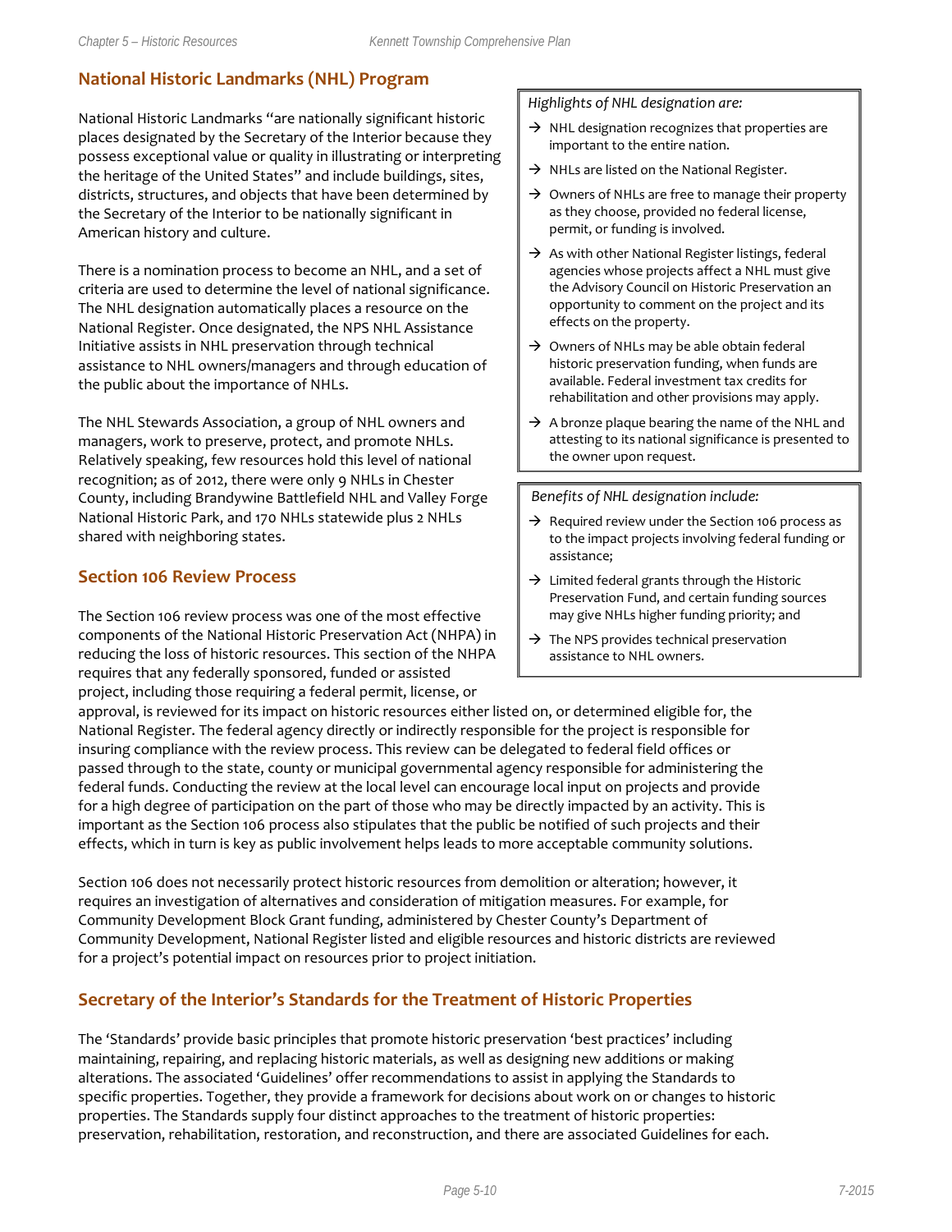## National Historic Landmarks (NHL) Program

National Historic Landmarks "are nationally significant historic places designated by the Secretary of the Interior because they possess exceptional value or quality in illustrating or interpreting the heritage of the United States" and include buildings, sites, districts, structures, and objects that have been determined by the Secretary of the Interior to be nationally significant in American history and culture.

There is a nomination process to become an NHL, and a set of criteria are used to determine the level of national significance. The NHL designation automatically places a resource on the National Register. Once designated, the NPS NHL Assistance Initiative assists in NHL preservation through technical assistance to NHL owners/managers and through education of the public about the importance of NHLs.

The NHL Stewards Association, a group of NHL owners and managers, work to preserve, protect, and promote NHLs. Relatively speaking, few resources hold this level of national recognition; as of 2012, there were only 9 NHLs in Chester County, including Brandywine Battlefield NHL and Valley Forge National Historic Park, and 170 NHLs statewide plus 2 NHLs shared with neighboring states.

*Highlights of NHL designation are:*

- → NHL designation recognizes that properties are important to the entire nation.
- → NHLs are listed on the National Register.
- → Owners of NHLs are free to manage their property as they choose, provided no federal license, permit, or funding is involved.
- → As with other National Register listings, federal agencies whose projects affect a NHL must give the Advisory Council on Historic Preservation an opportunity to comment on the project and its effects on the property.
- → Owners of NHLs may be able obtain federal historic preservation funding, when funds are available. Federal investment tax credits for rehabilitation and other provisions may apply.
- → A bronze plaque bearing the name of the NHL and attesting to its national significance is presented to the owner upon request.

*Benefits of NHL designation include:*

- → Required review under the Section 106 process as to the impact projects involving federal funding or assistance;
- → Limited federal grants through the Historic Preservation Fund, and certain funding sources may give NHLs higher funding priority; and
- → The NPS provides technical preservation assistance to NHL owners.

## Section 106 Review Process

The Section 106 review process was one of the most effective components of the National Historic Preservation Act (NHPA) in reducing the loss of historic resources. This section of the NHPA requires that any federally sponsored, funded or assisted project, including those requiring a federal permit, license, or approval, is reviewed for its impact on historic resources either listed on, or determined eligible for, the National Register. The federal agency directly or indirectly responsible for the project is responsible for insuring compliance with the review process. This review can be delegated to federal field offices or passed through to the state, county or municipal governmental agency responsible for administering the federal funds. Conducting the review at the local level can encourage local input on projects and provide for a high degree of participation on the part of those who may be directly impacted by an activity. This is important as the Section 106 process also stipulates that the public be notified of such projects and their effects, which in turn is key as public involvement helps leads to more acceptable community solutions.

Section 106 does not necessarily protect historic resources from demolition or alteration; however, it requires an investigation of alternatives and consideration of mitigation measures. For example, for Community Development Block Grant funding, administered by Chester County's Department of Community Development, National Register listed and eligible resources and historic districts are reviewed for a project's potential impact on resources prior to project initiation.

## Secretary of the Interior's Standards for the Treatment of Historic Properties

The 'Standards' provide basic principles that promote historic preservation 'best practices' including maintaining, repairing, and replacing historic materials, as well as designing new additions or making alterations. The associated 'Guidelines' offer recommendations to assist in applying the Standards to specific properties. Together, they provide a framework for decisions about work on or changes to historic properties. The Standards supply four distinct approaches to the treatment of historic properties: preservation, rehabilitation, restoration, and reconstruction, and there are associated Guidelines for each.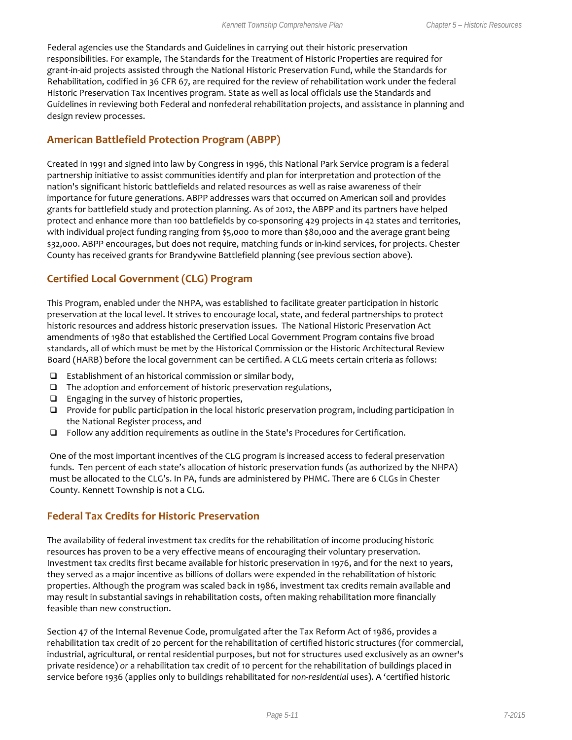Federal agencies use the Standards and Guidelines in carrying out their historic preservation responsibilities. For example, The Standards for the Treatment of Historic Properties are required for grant-in-aid projects assisted through the National Historic Preservation Fund, while the Standards for Rehabilitation, codified in 36 CFR 67, are required for the review of rehabilitation work under the federal Historic Preservation Tax Incentives program. State as well as local officials use the Standards and Guidelines in reviewing both Federal and nonfederal rehabilitation projects, and assistance in planning and design review processes.

## American Battlefield Protection Program (ABPP)

Created in 1991 and signed into law by Congress in 1996, this National Park Service program is a federal partnership initiative to assist communities identify and plan for interpretation and protection of the nation's significant historic battlefields and related resources as well as raise awareness of their importance for future generations. ABPP addresses wars that occurred on American soil and provides grants for battlefield study and protection planning. As of 2012, the ABPP and its partners have helped protect and enhance more than 100 battlefields by co-sponsoring 429 projects in 42 states and territories, with individual project funding ranging from $5,000 to more than $80,000 and the average grant being $32,000. ABPP encourages, but does not require, matching funds or in-kind services, for projects. Chester County has received grants for Brandywine Battlefield planning (see previous section above).

## Certified Local Government (CLG) Program

This Program, enabled under the NHPA, was established to facilitate greater participation in historic preservation at the local level. It strives to encourage local, state, and federal partnerships to protect historic resources and address historic preservation issues. The National Historic Preservation Act amendments of 1980 that established the Certified Local Government Program contains five broad standards, all of which must be met by the Historical Commission or the Historic Architectural Review Board (HARB) before the local government can be certified. A CLG meets certain criteria as follows:

- Establishment of an historical commission or similar body,
- The adoption and enforcement of historic preservation regulations,
- Engaging in the survey of historic properties,
- Provide for public participation in the local historic preservation program, including participation in the National Register process, and
- Follow any addition requirements as outline in the State's Procedures for Certification.

One of the most important incentives of the CLG program is increased access to federal preservation funds. Ten percent of each state's allocation of historic preservation funds (as authorized by the NHPA) must be allocated to the CLG's. In PA, funds are administered by PHMC. There are 6 CLGs in Chester County. Kennett Township is not a CLG.

## Federal Tax Credits for Historic Preservation

The availability of federal investment tax credits for the rehabilitation of income producing historic resources has proven to be a very effective means of encouraging their voluntary preservation. Investment tax credits first became available for historic preservation in 1976, and for the next 10 years, they served as a major incentive as billions of dollars were expended in the rehabilitation of historic properties. Although the program was scaled back in 1986, investment tax credits remain available and may result in substantial savings in rehabilitation costs, often making rehabilitation more financially feasible than new construction.

Section 47 of the Internal Revenue Code, promulgated after the Tax Reform Act of 1986, provides a rehabilitation tax credit of 20 percent for the rehabilitation of certified historic structures (for commercial, industrial, agricultural, or rental residential purposes, but not for structures used exclusively as an owner's private residence) *or* a rehabilitation tax credit of 10 percent for the rehabilitation of buildings placed in service before 1936 (applies only to buildings rehabilitated for *non-residential* uses). A 'certified historic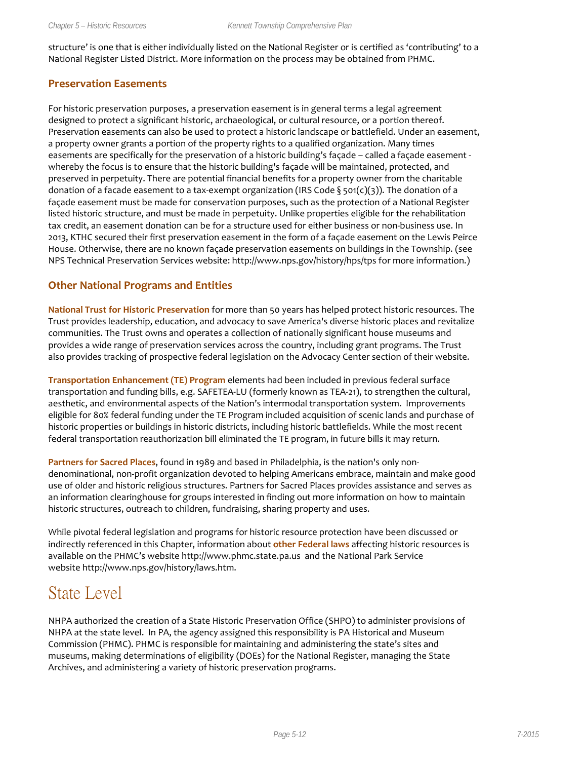structure' is one that is either individually listed on the National Register or is certified as 'contributing' to a National Register Listed District. More information on the process may be obtained from PHMC.

### Preservation Easements

For historic preservation purposes, a preservation easement is in general terms a legal agreement designed to protect a significant historic, archaeological, or cultural resource, or a portion thereof. Preservation easements can also be used to protect a historic landscape or battlefield. Under an easement, a property owner grants a portion of the property rights to a qualified organization. Many times easements are specifically for the preservation of a historic building's façade – called a façade easement - whereby the focus is to ensure that the historic building's façade will be maintained, protected, and preserved in perpetuity. There are potential financial benefits for a property owner from the charitable donation of a facade easement to a tax-exempt organization (IRS Code § 501(c)(3)). The donation of a façade easement must be made for conservation purposes, such as the protection of a National Register listed historic structure, and must be made in perpetuity. Unlike properties eligible for the rehabilitation tax credit, an easement donation can be for a structure used for either business or non-business use. In 2013, KTHC secured their first preservation easement in the form of a façade easement on the Lewis Peirce House. Otherwise, there are no known façade preservation easements on buildings in the Township. (see NPS Technical Preservation Services website: http://www.nps.gov/history/hps/tps for more information.)

### Other National Programs and Entities

**National Trust for Historic Preservation** for more than 50 years has helped protect historic resources. The Trust provides leadership, education, and advocacy to save America's diverse historic places and revitalize communities. The Trust owns and operates a collection of nationally significant house museums and provides a wide range of preservation services across the country, including grant programs. The Trust also provides tracking of prospective federal legislation on the Advocacy Center section of their website.

**Transportation Enhancement (TE) Program** elements had been included in previous federal surface transportation and funding bills, e.g. SAFETEA-LU (formerly known as TEA-21), to strengthen the cultural, aesthetic, and environmental aspects of the Nation's intermodal transportation system. Improvements eligible for 80% federal funding under the TE Program included acquisition of scenic lands and purchase of historic properties or buildings in historic districts, including historic battlefields. While the most recent federal transportation reauthorization bill eliminated the TE program, in future bills it may return.

**Partners for Sacred Places**, found in 1989 and based in Philadelphia, is the nation's only non-denominational, non-profit organization devoted to helping Americans embrace, maintain and make good use of older and historic religious structures. Partners for Sacred Places provides assistance and serves as an information clearinghouse for groups interested in finding out more information on how to maintain historic structures, outreach to children, fundraising, sharing property and uses.

While pivotal federal legislation and programs for historic resource protection have been discussed or indirectly referenced in this Chapter, information about **other Federal laws** affecting historic resources is available on the PHMC's website http://www.phmc.state.pa.us and the National Park Service website http://www.nps.gov/history/laws.htm.

## State Level

NHPA authorized the creation of a State Historic Preservation Office (SHPO) to administer provisions of NHPA at the state level. In PA, the agency assigned this responsibility is PA Historical and Museum Commission (PHMC). PHMC is responsible for maintaining and administering the state's sites and museums, making determinations of eligibility (DOEs) for the National Register, managing the State Archives, and administering a variety of historic preservation programs.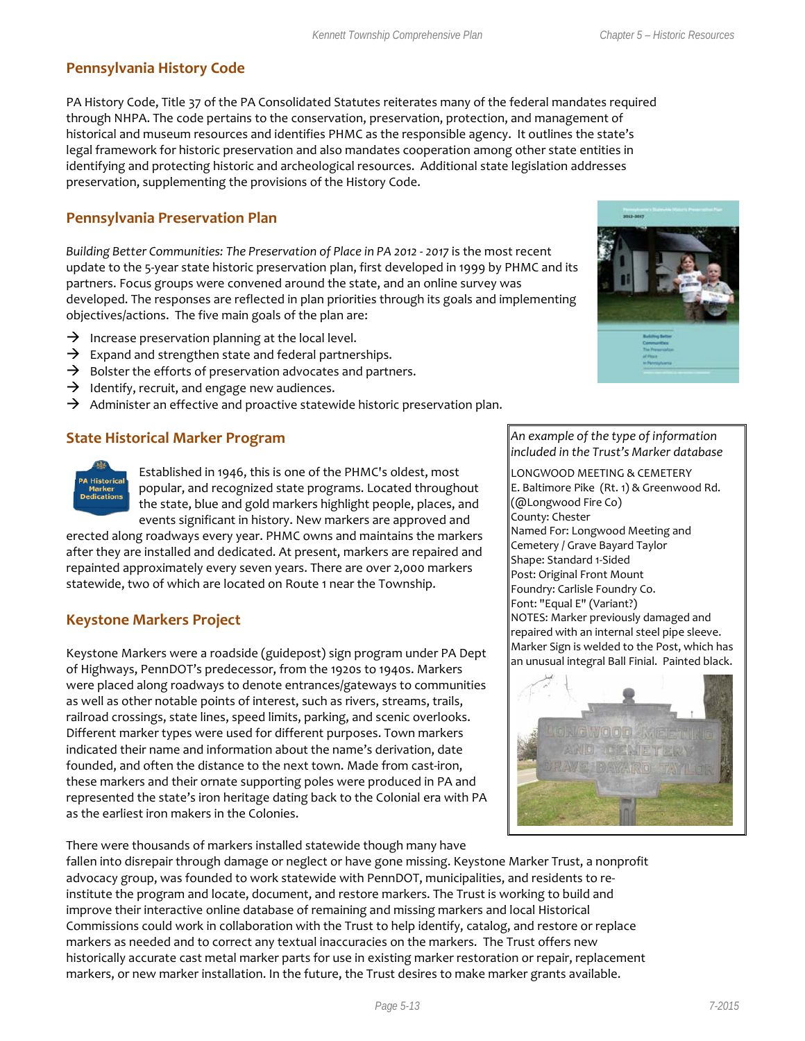## Pennsylvania History Code

PA History Code, Title 37 of the PA Consolidated Statutes reiterates many of the federal mandates required through NHPA. The code pertains to the conservation, preservation, protection, and management of historical and museum resources and identifies PHMC as the responsible agency. It outlines the state's legal framework for historic preservation and also mandates cooperation among other state entities in identifying and protecting historic and archeological resources. Additional state legislation addresses preservation, supplementing the provisions of the History Code.

## Pennsylvania Preservation Plan

*Building Better Communities: The Preservation of Place in PA 2012 - 2017* is the most recent update to the 5-year state historic preservation plan, first developed in 1999 by PHMC and its partners. Focus groups were convened around the state, and an online survey was developed. The responses are reflected in plan priorities through its goals and implementing objectives/actions. The five main goals of the plan are:

- Increase preservation planning at the local level.
- Expand and strengthen state and federal partnerships.
- Bolster the efforts of preservation advocates and partners.
- Identify, recruit, and engage new audiences.
- Administer an effective and proactive statewide historic preservation plan.

## State Historical Marker Program

Established in 1946, this is one of the PHMC's oldest, most popular, and recognized state programs. Located throughout the state, blue and gold markers highlight people, places, and events significant in history. New markers are approved and erected along roadways every year. PHMC owns and maintains the markers after they are installed and dedicated. At present, markers are repaired and repainted approximately every seven years. There are over 2,000 markers statewide, two of which are located on Route 1 near the Township.

## Keystone Markers Project

Keystone Markers were a roadside (guidepost) sign program under PA Dept of Highways, PennDOT's predecessor, from the 1920s to 1940s. Markers were placed along roadways to denote entrances/gateways to communities as well as other notable points of interest, such as rivers, streams, trails, railroad crossings, state lines, speed limits, parking, and scenic overlooks. Different marker types were used for different purposes. Town markers indicated their name and information about the name's derivation, date founded, and often the distance to the next town. Made from cast-iron, these markers and their ornate supporting poles were produced in PA and represented the state's iron heritage dating back to the Colonial era with PA as the earliest iron makers in the Colonies.

*An example of the type of information included in the Trust's Marker database*

LONGWOOD MEETING & CEMETERY
E. Baltimore Pike (Rt. 1) & Greenwood Rd. (@Longwood Fire Co)
County: Chester
Named For: Longwood Meeting and Cemetery / Grave Bayard Taylor
Shape: Standard 1-Sided
Post: Original Front Mount
Foundry: Carlisle Foundry Co.
Font: "Equal E" (Variant?)
NOTES: Marker previously damaged and repaired with an internal steel pipe sleeve. Marker Sign is welded to the Post, which has an unusual integral Ball Finial. Painted black.

There were thousands of markers installed statewide though many have fallen into disrepair through damage or neglect or have gone missing. Keystone Marker Trust, a nonprofit advocacy group, was founded to work statewide with PennDOT, municipalities, and residents to re-institute the program and locate, document, and restore markers. The Trust is working to build and improve their interactive online database of remaining and missing markers and local Historical Commissions could work in collaboration with the Trust to help identify, catalog, and restore or replace markers as needed and to correct any textual inaccuracies on the markers. The Trust offers new historically accurate cast metal marker parts for use in existing marker restoration or repair, replacement markers, or new marker installation. In the future, the Trust desires to make marker grants available.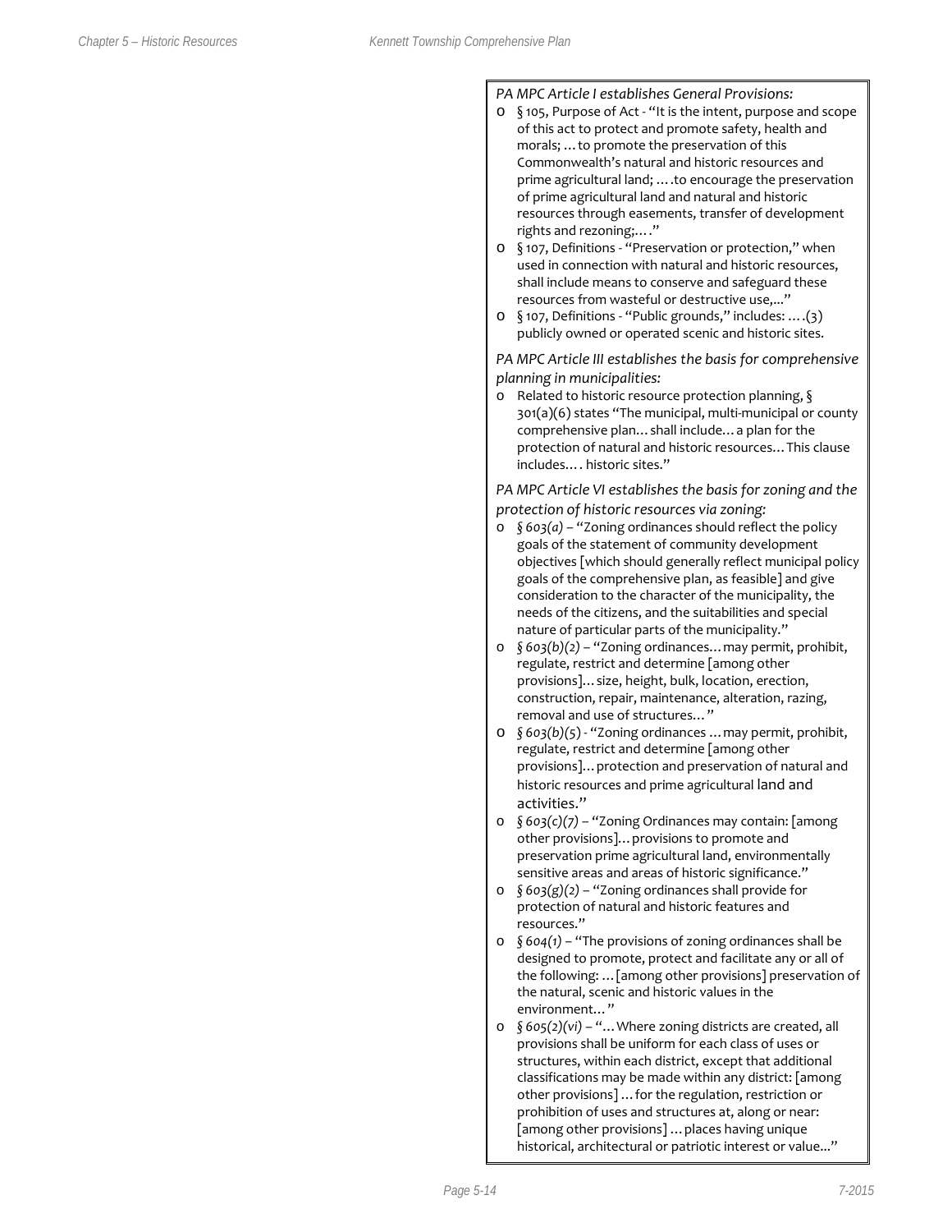*PA MPC Article I establishes General Provisions:*

- § 105, Purpose of Act - "It is the intent, purpose and scope of this act to protect and promote safety, health and morals; …to promote the preservation of this Commonwealth's natural and historic resources and prime agricultural land; ….to encourage the preservation of prime agricultural land and natural and historic resources through easements, transfer of development rights and rezoning;…."
- § 107, Definitions - "Preservation or protection," when used in connection with natural and historic resources, shall include means to conserve and safeguard these resources from wasteful or destructive use,..."
- § 107, Definitions - "Public grounds," includes: ….(3) publicly owned or operated scenic and historic sites.

*PA MPC Article III establishes the basis for comprehensive planning in municipalities:*

- Related to historic resource protection planning, § 301(a)(6) states "The municipal, multi-municipal or county comprehensive plan…shall include…a plan for the protection of natural and historic resources…This clause includes…. historic sites."

*PA MPC Article VI establishes the basis for zoning and the protection of historic resources via zoning:*

- *§ 603(a)* – "Zoning ordinances should reflect the policy goals of the statement of community development objectives [which should generally reflect municipal policy goals of the comprehensive plan, as feasible] and give consideration to the character of the municipality, the needs of the citizens, and the suitabilities and special nature of particular parts of the municipality."
- *§ 603(b)(2)* – "Zoning ordinances…may permit, prohibit, regulate, restrict and determine [among other provisions]…size, height, bulk, location, erection, construction, repair, maintenance, alteration, razing, removal and use of structures…"
- *§ 603(b)(5)* - "Zoning ordinances …may permit, prohibit, regulate, restrict and determine [among other provisions]…protection and preservation of natural and historic resources and prime agricultural land and activities."
- *§ 603(c)(7)* – "Zoning Ordinances may contain: [among other provisions]…provisions to promote and preservation prime agricultural land, environmentally sensitive areas and areas of historic significance."
- *§ 603(g)(2)* – "Zoning ordinances shall provide for protection of natural and historic features and resources."
- *§ 604(1)* – "The provisions of zoning ordinances shall be designed to promote, protect and facilitate any or all of the following: …[among other provisions] preservation of the natural, scenic and historic values in the environment…"
- *§ 605(2)(vi)* – "…Where zoning districts are created, all provisions shall be uniform for each class of uses or structures, within each district, except that additional classifications may be made within any district: [among other provisions] …for the regulation, restriction or prohibition of uses and structures at, along or near: [among other provisions] …places having unique historical, architectural or patriotic interest or value..."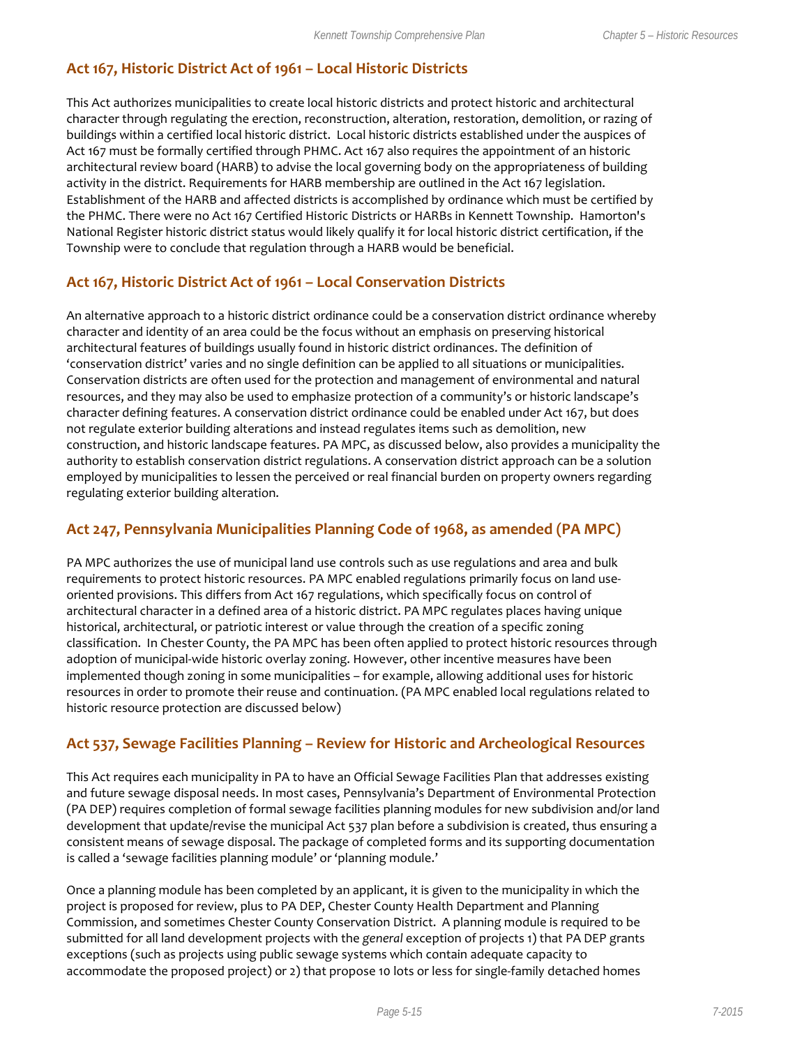## Act 167, Historic District Act of 1961 – Local Historic Districts

This Act authorizes municipalities to create local historic districts and protect historic and architectural character through regulating the erection, reconstruction, alteration, restoration, demolition, or razing of buildings within a certified local historic district. Local historic districts established under the auspices of Act 167 must be formally certified through PHMC. Act 167 also requires the appointment of an historic architectural review board (HARB) to advise the local governing body on the appropriateness of building activity in the district. Requirements for HARB membership are outlined in the Act 167 legislation. Establishment of the HARB and affected districts is accomplished by ordinance which must be certified by the PHMC. There were no Act 167 Certified Historic Districts or HARBs in Kennett Township. Hamorton's National Register historic district status would likely qualify it for local historic district certification, if the Township were to conclude that regulation through a HARB would be beneficial.

## Act 167, Historic District Act of 1961 – Local Conservation Districts

An alternative approach to a historic district ordinance could be a conservation district ordinance whereby character and identity of an area could be the focus without an emphasis on preserving historical architectural features of buildings usually found in historic district ordinances. The definition of 'conservation district' varies and no single definition can be applied to all situations or municipalities. Conservation districts are often used for the protection and management of environmental and natural resources, and they may also be used to emphasize protection of a community's or historic landscape's character defining features. A conservation district ordinance could be enabled under Act 167, but does not regulate exterior building alterations and instead regulates items such as demolition, new construction, and historic landscape features. PA MPC, as discussed below, also provides a municipality the authority to establish conservation district regulations. A conservation district approach can be a solution employed by municipalities to lessen the perceived or real financial burden on property owners regarding regulating exterior building alteration.

## Act 247, Pennsylvania Municipalities Planning Code of 1968, as amended (PA MPC)

PA MPC authorizes the use of municipal land use controls such as use regulations and area and bulk requirements to protect historic resources. PA MPC enabled regulations primarily focus on land use-oriented provisions. This differs from Act 167 regulations, which specifically focus on control of architectural character in a defined area of a historic district. PA MPC regulates places having unique historical, architectural, or patriotic interest or value through the creation of a specific zoning classification. In Chester County, the PA MPC has been often applied to protect historic resources through adoption of municipal-wide historic overlay zoning. However, other incentive measures have been implemented though zoning in some municipalities – for example, allowing additional uses for historic resources in order to promote their reuse and continuation. (PA MPC enabled local regulations related to historic resource protection are discussed below)

## Act 537, Sewage Facilities Planning – Review for Historic and Archeological Resources

This Act requires each municipality in PA to have an Official Sewage Facilities Plan that addresses existing and future sewage disposal needs. In most cases, Pennsylvania's Department of Environmental Protection (PA DEP) requires completion of formal sewage facilities planning modules for new subdivision and/or land development that update/revise the municipal Act 537 plan before a subdivision is created, thus ensuring a consistent means of sewage disposal. The package of completed forms and its supporting documentation is called a 'sewage facilities planning module' or 'planning module.'

Once a planning module has been completed by an applicant, it is given to the municipality in which the project is proposed for review, plus to PA DEP, Chester County Health Department and Planning Commission, and sometimes Chester County Conservation District. A planning module is required to be submitted for all land development projects with the *general* exception of projects 1) that PA DEP grants exceptions (such as projects using public sewage systems which contain adequate capacity to accommodate the proposed project) or 2) that propose 10 lots or less for single-family detached homes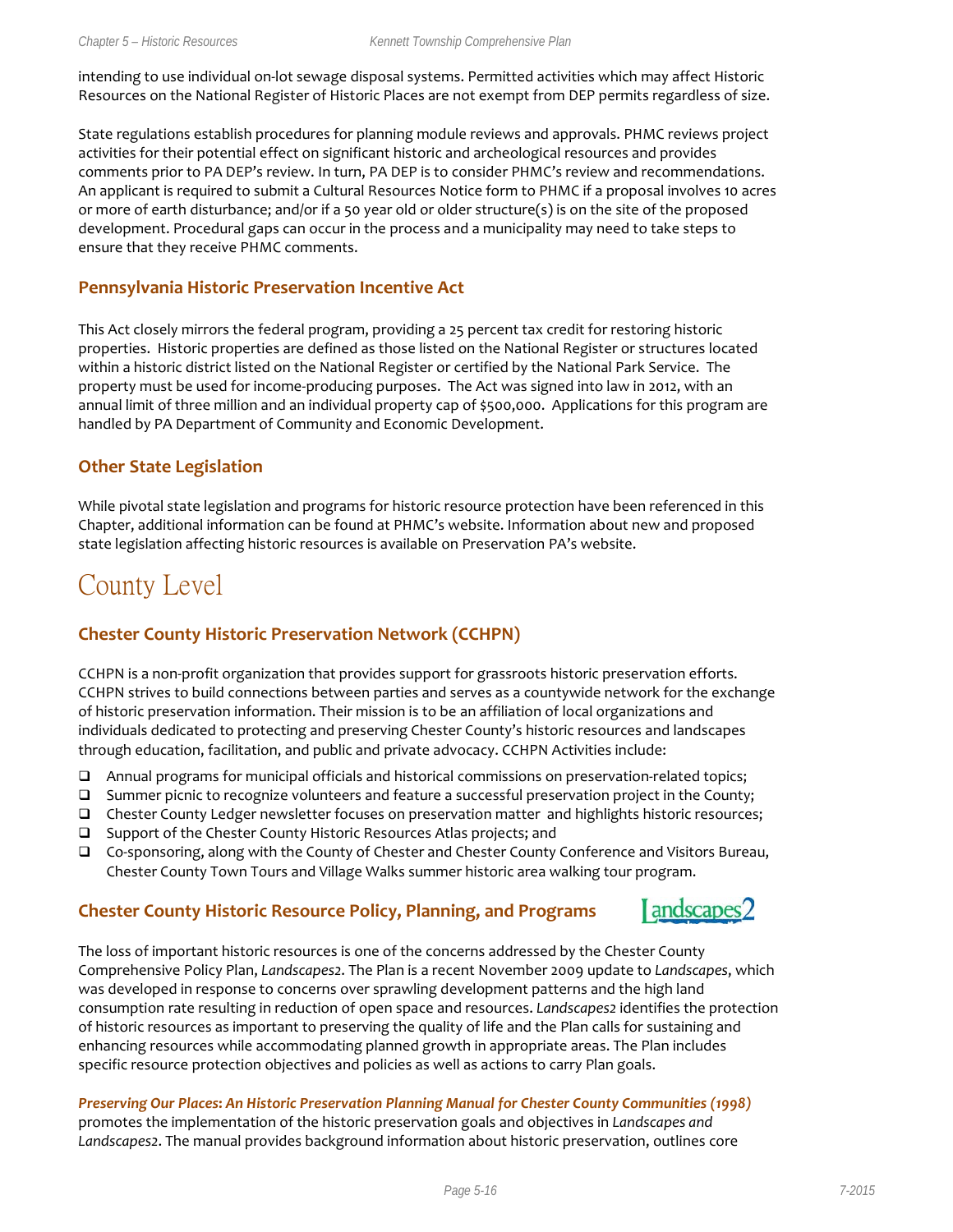intending to use individual on-lot sewage disposal systems. Permitted activities which may affect Historic Resources on the National Register of Historic Places are not exempt from DEP permits regardless of size.

State regulations establish procedures for planning module reviews and approvals. PHMC reviews project activities for their potential effect on significant historic and archeological resources and provides comments prior to PA DEP's review. In turn, PA DEP is to consider PHMC's review and recommendations. An applicant is required to submit a Cultural Resources Notice form to PHMC if a proposal involves 10 acres or more of earth disturbance; and/or if a 50 year old or older structure(s) is on the site of the proposed development. Procedural gaps can occur in the process and a municipality may need to take steps to ensure that they receive PHMC comments.

### Pennsylvania Historic Preservation Incentive Act

This Act closely mirrors the federal program, providing a 25 percent tax credit for restoring historic properties. Historic properties are defined as those listed on the National Register or structures located within a historic district listed on the National Register or certified by the National Park Service. The property must be used for income-producing purposes. The Act was signed into law in 2012, with an annual limit of three million and an individual property cap of $500,000. Applications for this program are handled by PA Department of Community and Economic Development.

### Other State Legislation

While pivotal state legislation and programs for historic resource protection have been referenced in this Chapter, additional information can be found at PHMC's website. Information about new and proposed state legislation affecting historic resources is available on Preservation PA's website.

## County Level

### Chester County Historic Preservation Network (CCHPN)

CCHPN is a non-profit organization that provides support for grassroots historic preservation efforts. CCHPN strives to build connections between parties and serves as a countywide network for the exchange of historic preservation information. Their mission is to be an affiliation of local organizations and individuals dedicated to protecting and preserving Chester County's historic resources and landscapes through education, facilitation, and public and private advocacy. CCHPN Activities include:

- Annual programs for municipal officials and historical commissions on preservation-related topics;
- Summer picnic to recognize volunteers and feature a successful preservation project in the County;
- Chester County Ledger newsletter focuses on preservation matter and highlights historic resources;
- Support of the Chester County Historic Resources Atlas projects; and
- Co-sponsoring, along with the County of Chester and Chester County Conference and Visitors Bureau, Chester County Town Tours and Village Walks summer historic area walking tour program.

### Chester County Historic Resource Policy, Planning, and Programs

Landscapes2

The loss of important historic resources is one of the concerns addressed by the Chester County Comprehensive Policy Plan, *Landscapes2*. The Plan is a recent November 2009 update to *Landscapes*, which was developed in response to concerns over sprawling development patterns and the high land consumption rate resulting in reduction of open space and resources. *Landscapes2* identifies the protection of historic resources as important to preserving the quality of life and the Plan calls for sustaining and enhancing resources while accommodating planned growth in appropriate areas. The Plan includes specific resource protection objectives and policies as well as actions to carry Plan goals.

***Preserving Our Places: An Historic Preservation Planning Manual for Chester County Communities (1998)*** promotes the implementation of the historic preservation goals and objectives in *Landscapes and Landscapes2*. The manual provides background information about historic preservation, outlines core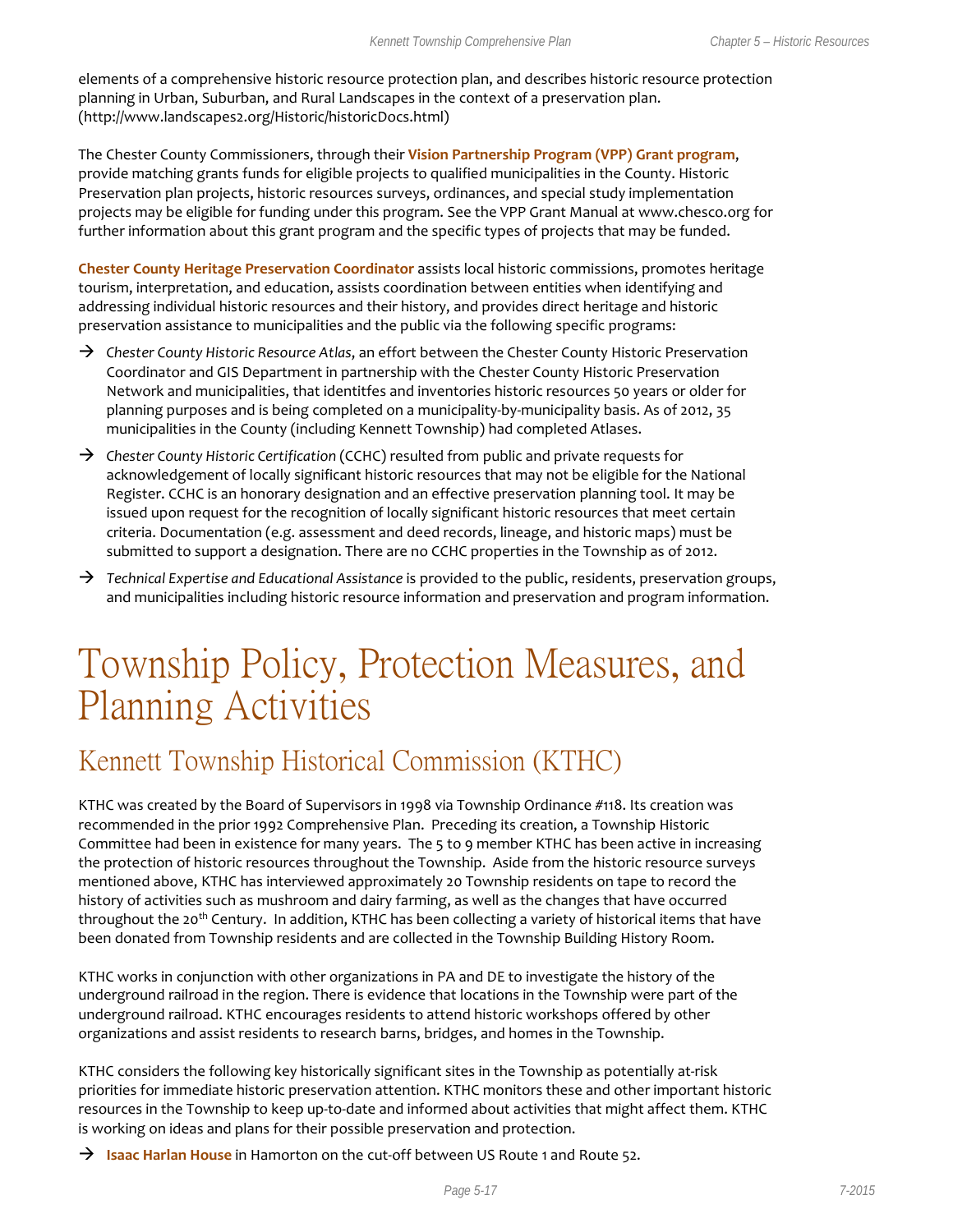elements of a comprehensive historic resource protection plan, and describes historic resource protection planning in Urban, Suburban, and Rural Landscapes in the context of a preservation plan. (http://www.landscapes2.org/Historic/historicDocs.html)

The Chester County Commissioners, through their **Vision Partnership Program (VPP) Grant program**, provide matching grants funds for eligible projects to qualified municipalities in the County. Historic Preservation plan projects, historic resources surveys, ordinances, and special study implementation projects may be eligible for funding under this program. See the VPP Grant Manual at www.chesco.org for further information about this grant program and the specific types of projects that may be funded.

**Chester County Heritage Preservation Coordinator** assists local historic commissions, promotes heritage tourism, interpretation, and education, assists coordination between entities when identifying and addressing individual historic resources and their history, and provides direct heritage and historic preservation assistance to municipalities and the public via the following specific programs:

- *Chester County Historic Resource Atlas*, an effort between the Chester County Historic Preservation Coordinator and GIS Department in partnership with the Chester County Historic Preservation Network and municipalities, that identitfes and inventories historic resources 50 years or older for planning purposes and is being completed on a municipality-by-municipality basis. As of 2012, 35 municipalities in the County (including Kennett Township) had completed Atlases.
- *Chester County Historic Certification* (CCHC) resulted from public and private requests for acknowledgement of locally significant historic resources that may not be eligible for the National Register. CCHC is an honorary designation and an effective preservation planning tool. It may be issued upon request for the recognition of locally significant historic resources that meet certain criteria. Documentation (e.g. assessment and deed records, lineage, and historic maps) must be submitted to support a designation. There are no CCHC properties in the Township as of 2012.
- *Technical Expertise and Educational Assistance* is provided to the public, residents, preservation groups, and municipalities including historic resource information and preservation and program information.

# Township Policy, Protection Measures, and Planning Activities

## Kennett Township Historical Commission (KTHC)

KTHC was created by the Board of Supervisors in 1998 via Township Ordinance #118. Its creation was recommended in the prior 1992 Comprehensive Plan. Preceding its creation, a Township Historic Committee had been in existence for many years. The 5 to 9 member KTHC has been active in increasing the protection of historic resources throughout the Township. Aside from the historic resource surveys mentioned above, KTHC has interviewed approximately 20 Township residents on tape to record the history of activities such as mushroom and dairy farming, as well as the changes that have occurred throughout the 20th Century. In addition, KTHC has been collecting a variety of historical items that have been donated from Township residents and are collected in the Township Building History Room.

KTHC works in conjunction with other organizations in PA and DE to investigate the history of the underground railroad in the region. There is evidence that locations in the Township were part of the underground railroad. KTHC encourages residents to attend historic workshops offered by other organizations and assist residents to research barns, bridges, and homes in the Township.

KTHC considers the following key historically significant sites in the Township as potentially at-risk priorities for immediate historic preservation attention. KTHC monitors these and other important historic resources in the Township to keep up-to-date and informed about activities that might affect them. KTHC is working on ideas and plans for their possible preservation and protection.

- **Isaac Harlan House** in Hamorton on the cut-off between US Route 1 and Route 52.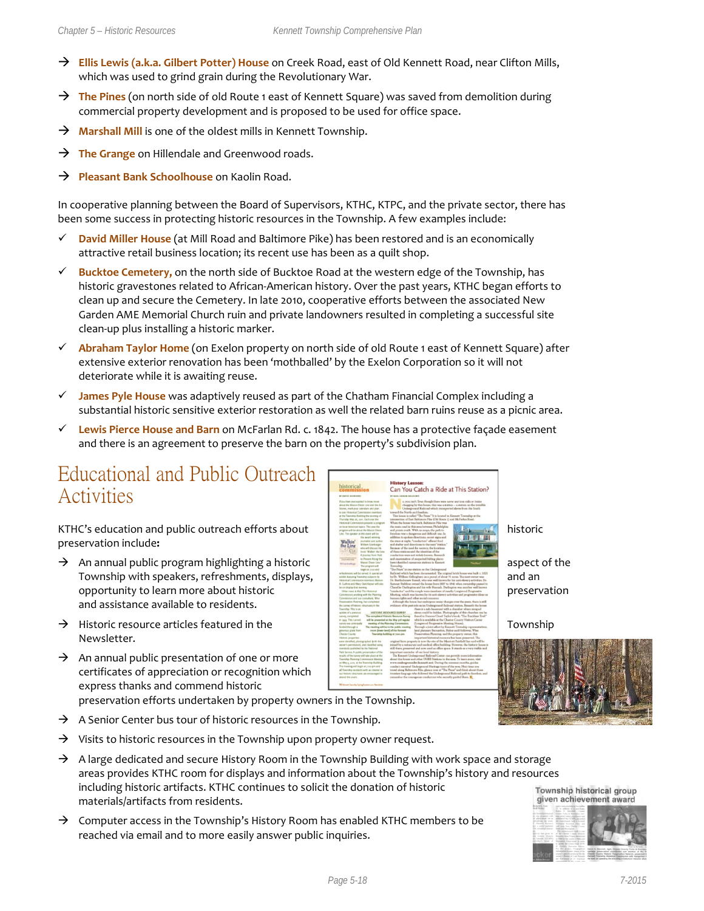- Ellis Lewis (a.k.a. Gilbert Potter) House on Creek Road, east of Old Kennett Road, near Clifton Mills, which was used to grind grain during the Revolutionary War.
- The Pines (on north side of old Route 1 east of Kennett Square) was saved from demolition during commercial property development and is proposed to be used for office space.
- Marshall Mill is one of the oldest mills in Kennett Township.
- The Grange on Hillendale and Greenwood roads.
- Pleasant Bank Schoolhouse on Kaolin Road.

In cooperative planning between the Board of Supervisors, KTHC, KTPC, and the private sector, there has been some success in protecting historic resources in the Township. A few examples include:

- ✓ David Miller House (at Mill Road and Baltimore Pike) has been restored and is an economically attractive retail business location; its recent use has been as a quilt shop.
- ✓ Bucktoe Cemetery, on the north side of Bucktoe Road at the western edge of the Township, has historic gravestones related to African-American history. Over the past years, KTHC began efforts to clean up and secure the Cemetery. In late 2010, cooperative efforts between the associated New Garden AME Memorial Church ruin and private landowners resulted in completing a successful site clean-up plus installing a historic marker.
- ✓ Abraham Taylor Home (on Exelon property on north side of old Route 1 east of Kennett Square) after extensive exterior renovation has been 'mothballed' by the Exelon Corporation so it will not deteriorate while it is awaiting reuse.
- ✓ James Pyle House was adaptively reused as part of the Chatham Financial Complex including a substantial historic sensitive exterior restoration as well the related barn ruins reuse as a picnic area.
- ✓ Lewis Pierce House and Barn on McFarlan Rd. c. 1842. The house has a protective façade easement and there is an agreement to preserve the barn on the property's subdivision plan.

## Educational and Public Outreach Activities

KTHC's education and public outreach efforts about historic preservation include:

- An annual public program highlighting a historic aspect of the Township with speakers, refreshments, displays, and an opportunity to learn more about historic preservation and assistance available to residents.
- Historic resource articles featured in the Township Newsletter.
- An annual public presentation of one or more certificates of appreciation or recognition which express thanks and commend historic preservation efforts undertaken by property owners in the Township.
- A Senior Center bus tour of historic resources in the Township.
- Visits to historic resources in the Township upon property owner request.
- A large dedicated and secure History Room in the Township Building with work space and storage areas provides KTHC room for displays and information about the Township's history and resources including historic artifacts. KTHC continues to solicit the donation of historic materials/artifacts from residents.
- Computer access in the Township's History Room has enabled KTHC members to be reached via email and to more easily answer public inquiries.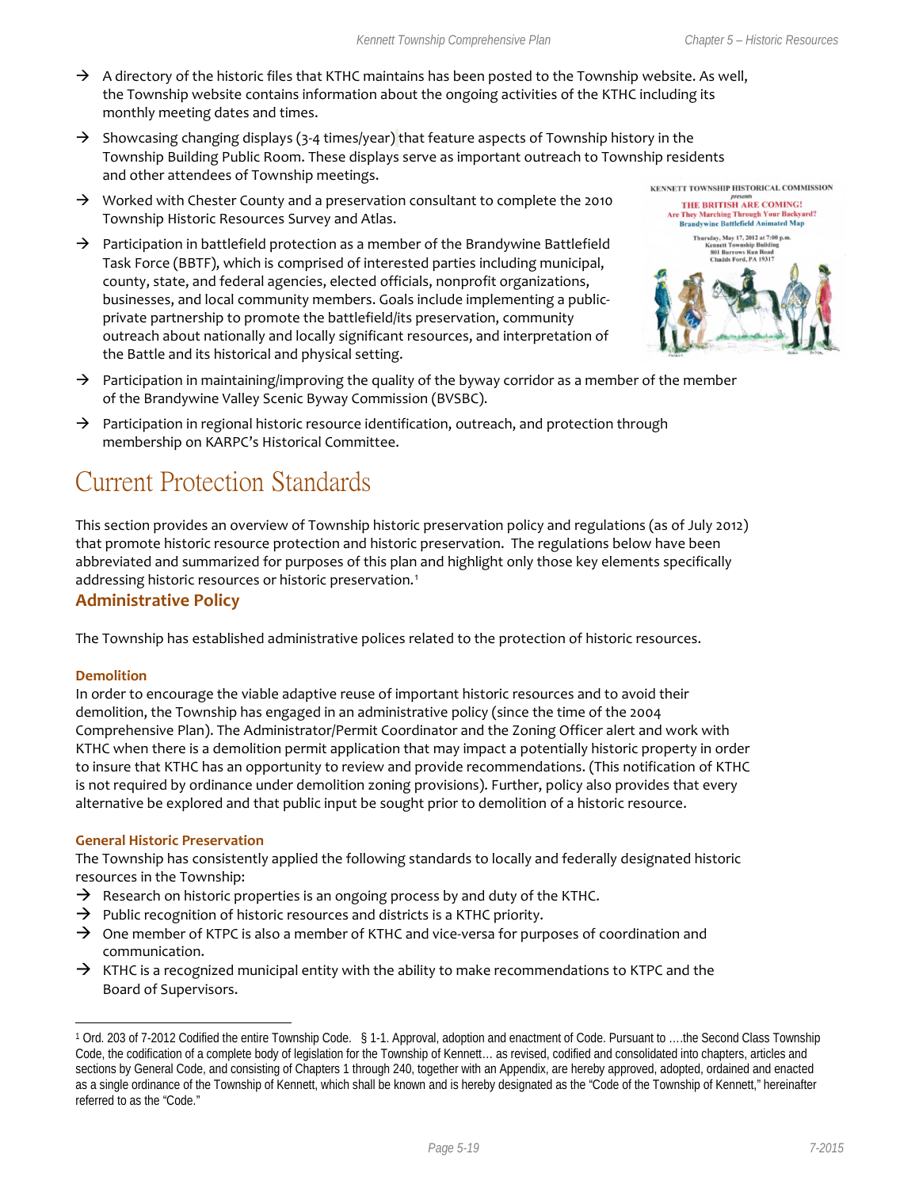- A directory of the historic files that KTHC maintains has been posted to the Township website. As well, the Township website contains information about the ongoing activities of the KTHC including its monthly meeting dates and times.
- Showcasing changing displays (3-4 times/year) that feature aspects of Township history in the Township Building Public Room. These displays serve as important outreach to Township residents and other attendees of Township meetings.
- Worked with Chester County and a preservation consultant to complete the 2010 Township Historic Resources Survey and Atlas.
- Participation in battlefield protection as a member of the Brandywine Battlefield Task Force (BBTF), which is comprised of interested parties including municipal, county, state, and federal agencies, elected officials, nonprofit organizations, businesses, and local community members. Goals include implementing a public-private partnership to promote the battlefield/its preservation, community outreach about nationally and locally significant resources, and interpretation of the Battle and its historical and physical setting.
- Participation in maintaining/improving the quality of the byway corridor as a member of the member of the Brandywine Valley Scenic Byway Commission (BVSBC).
- Participation in regional historic resource identification, outreach, and protection through membership on KARPC's Historical Committee.

# Current Protection Standards

This section provides an overview of Township historic preservation policy and regulations (as of July 2012) that promote historic resource protection and historic preservation. The regulations below have been abbreviated and summarized for purposes of this plan and highlight only those key elements specifically addressing historic resources or historic preservation.[1]

## Administrative Policy

The Township has established administrative polices related to the protection of historic resources.

### Demolition

In order to encourage the viable adaptive reuse of important historic resources and to avoid their demolition, the Township has engaged in an administrative policy (since the time of the 2004 Comprehensive Plan). The Administrator/Permit Coordinator and the Zoning Officer alert and work with KTHC when there is a demolition permit application that may impact a potentially historic property in order to insure that KTHC has an opportunity to review and provide recommendations. (This notification of KTHC is not required by ordinance under demolition zoning provisions). Further, policy also provides that every alternative be explored and that public input be sought prior to demolition of a historic resource.

### General Historic Preservation

The Township has consistently applied the following standards to locally and federally designated historic resources in the Township:

- Research on historic properties is an ongoing process by and duty of the KTHC.
- Public recognition of historic resources and districts is a KTHC priority.
- One member of KTPC is also a member of KTHC and vice-versa for purposes of coordination and communication.
- KTHC is a recognized municipal entity with the ability to make recommendations to KTPC and the Board of Supervisors.

---

[1] Ord. 203 of 7-2012 Codified the entire Township Code. § 1-1. Approval, adoption and enactment of Code. Pursuant to ….the Second Class Township Code, the codification of a complete body of legislation for the Township of Kennett… as revised, codified and consolidated into chapters, articles and sections by General Code, and consisting of Chapters 1 through 240, together with an Appendix, are hereby approved, adopted, ordained and enacted as a single ordinance of the Township of Kennett, which shall be known and is hereby designated as the "Code of the Township of Kennett," hereinafter referred to as the "Code."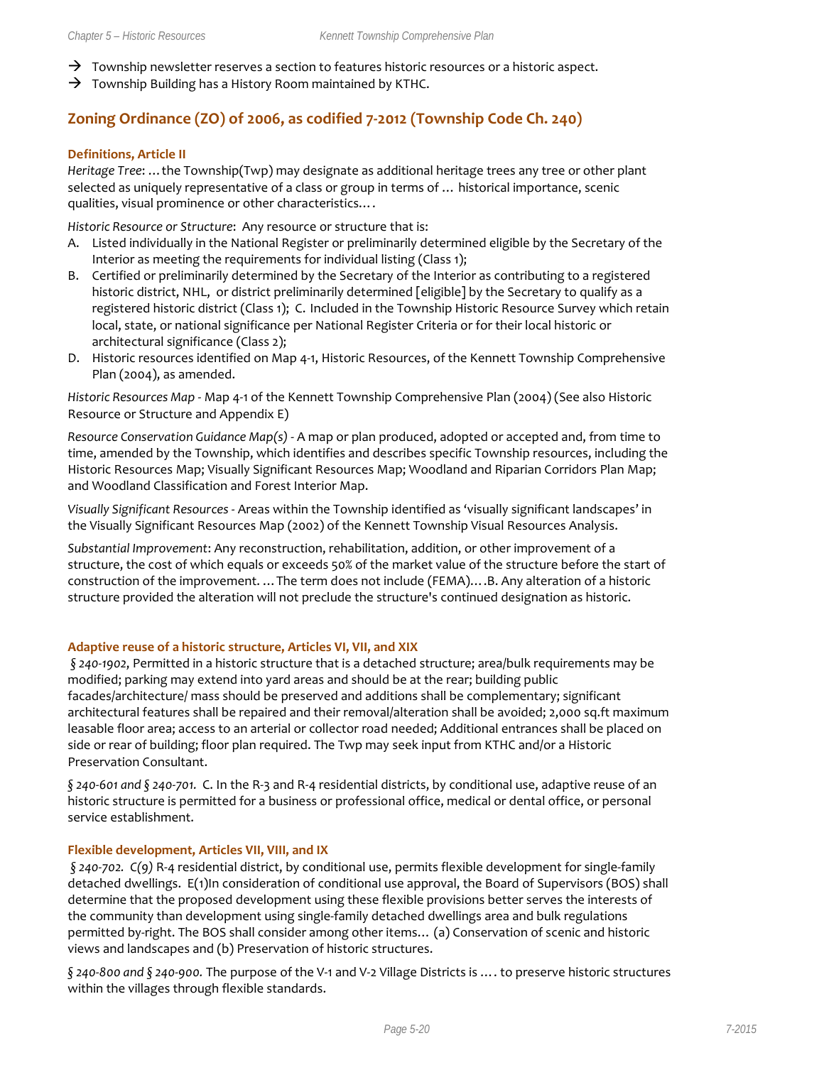- → Township newsletter reserves a section to features historic resources or a historic aspect.
- → Township Building has a History Room maintained by KTHC.

## Zoning Ordinance (ZO) of 2006, as codified 7-2012 (Township Code Ch. 240)

### Definitions, Article II

*Heritage Tree*: …the Township(Twp) may designate as additional heritage trees any tree or other plant selected as uniquely representative of a class or group in terms of … historical importance, scenic qualities, visual prominence or other characteristics.…

*Historic Resource or Structure*: Any resource or structure that is:

A. Listed individually in the National Register or preliminarily determined eligible by the Secretary of the Interior as meeting the requirements for individual listing (Class 1);

B. Certified or preliminarily determined by the Secretary of the Interior as contributing to a registered historic district, NHL, or district preliminarily determined [eligible] by the Secretary to qualify as a registered historic district (Class 1); C. Included in the Township Historic Resource Survey which retain local, state, or national significance per National Register Criteria or for their local historic or architectural significance (Class 2);

D. Historic resources identified on Map 4-1, Historic Resources, of the Kennett Township Comprehensive Plan (2004), as amended.

*Historic Resources Map* - Map 4-1 of the Kennett Township Comprehensive Plan (2004) (See also Historic Resource or Structure and Appendix E)

*Resource Conservation Guidance Map(s)* - A map or plan produced, adopted or accepted and, from time to time, amended by the Township, which identifies and describes specific Township resources, including the Historic Resources Map; Visually Significant Resources Map; Woodland and Riparian Corridors Plan Map; and Woodland Classification and Forest Interior Map.

*Visually Significant Resources* - Areas within the Township identified as 'visually significant landscapes' in the Visually Significant Resources Map (2002) of the Kennett Township Visual Resources Analysis.

*Substantial Improvement*: Any reconstruction, rehabilitation, addition, or other improvement of a structure, the cost of which equals or exceeds 50% of the market value of the structure before the start of construction of the improvement. …The term does not include (FEMA)….B. Any alteration of a historic structure provided the alteration will not preclude the structure's continued designation as historic.

### Adaptive reuse of a historic structure, Articles VI, VII, and XIX

*§ 240-1902*, Permitted in a historic structure that is a detached structure; area/bulk requirements may be modified; parking may extend into yard areas and should be at the rear; building public facades/architecture/ mass should be preserved and additions shall be complementary; significant architectural features shall be repaired and their removal/alteration shall be avoided; 2,000 sq.ft maximum leasable floor area; access to an arterial or collector road needed; Additional entrances shall be placed on side or rear of building; floor plan required. The Twp may seek input from KTHC and/or a Historic Preservation Consultant.

*§ 240-601 and § 240-701.* C. In the R-3 and R-4 residential districts, by conditional use, adaptive reuse of an historic structure is permitted for a business or professional office, medical or dental office, or personal service establishment.

### Flexible development, Articles VII, VIII, and IX

*§ 240-702. C(9)* R-4 residential district, by conditional use, permits flexible development for single-family detached dwellings. E(1)In consideration of conditional use approval, the Board of Supervisors (BOS) shall determine that the proposed development using these flexible provisions better serves the interests of the community than development using single-family detached dwellings area and bulk regulations permitted by-right. The BOS shall consider among other items… (a) Conservation of scenic and historic views and landscapes and (b) Preservation of historic structures.

*§ 240-800 and § 240-900.* The purpose of the V-1 and V-2 Village Districts is …. to preserve historic structures within the villages through flexible standards.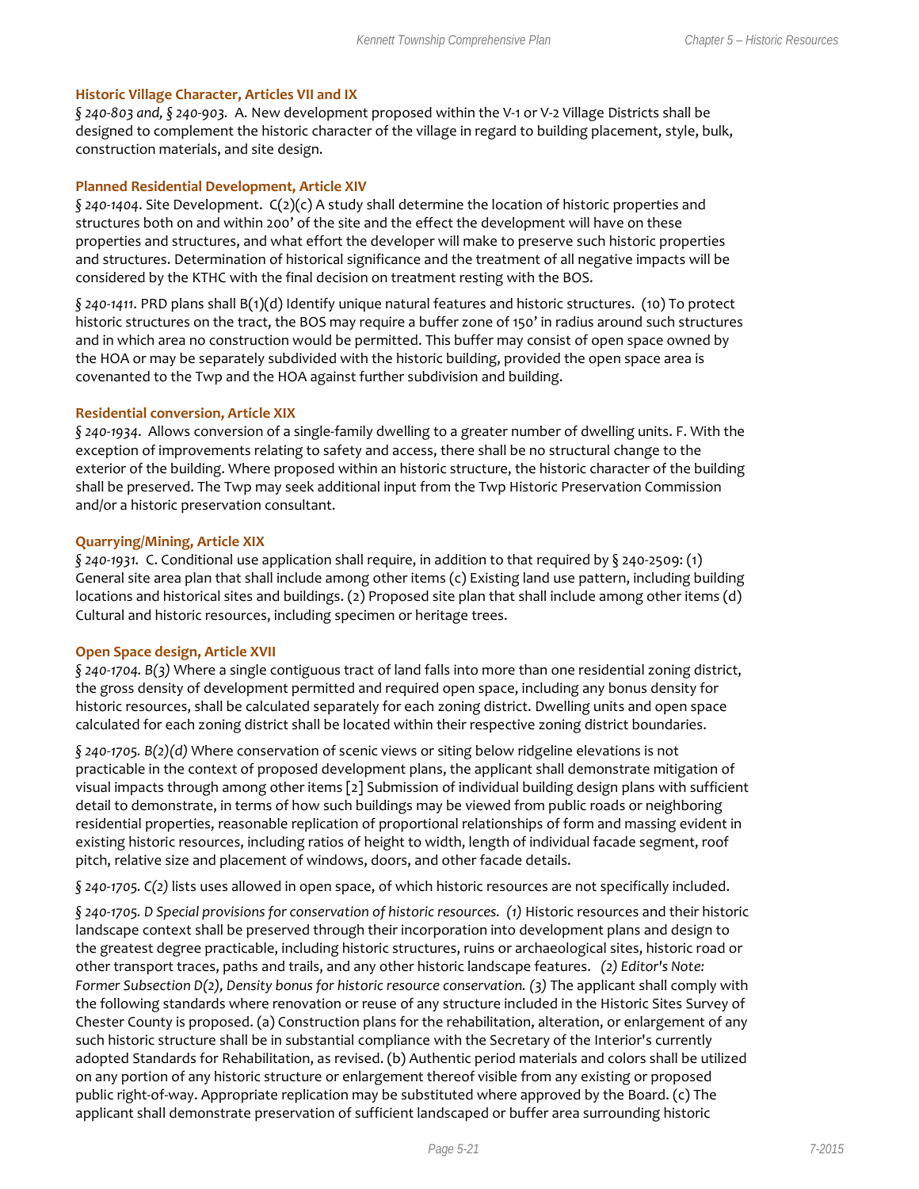### Historic Village Character, Articles VII and IX

*§ 240-803 and, § 240-903.* A. New development proposed within the V-1 or V-2 Village Districts shall be designed to complement the historic character of the village in regard to building placement, style, bulk, construction materials, and site design.

### Planned Residential Development, Article XIV

*§ 240-1404*. Site Development. C(2)(c) A study shall determine the location of historic properties and structures both on and within 200' of the site and the effect the development will have on these properties and structures, and what effort the developer will make to preserve such historic properties and structures. Determination of historical significance and the treatment of all negative impacts will be considered by the KTHC with the final decision on treatment resting with the BOS.

*§ 240-1411.* PRD plans shall B(1)(d) Identify unique natural features and historic structures. (10) To protect historic structures on the tract, the BOS may require a buffer zone of 150' in radius around such structures and in which area no construction would be permitted. This buffer may consist of open space owned by the HOA or may be separately subdivided with the historic building, provided the open space area is covenanted to the Twp and the HOA against further subdivision and building.

### Residential conversion, Article XIX

*§ 240-1934*. Allows conversion of a single-family dwelling to a greater number of dwelling units. F. With the exception of improvements relating to safety and access, there shall be no structural change to the exterior of the building. Where proposed within an historic structure, the historic character of the building shall be preserved. The Twp may seek additional input from the Twp Historic Preservation Commission and/or a historic preservation consultant.

### Quarrying/Mining, Article XIX

*§ 240-1931.* C. Conditional use application shall require, in addition to that required by § 240-2509: (1) General site area plan that shall include among other items (c) Existing land use pattern, including building locations and historical sites and buildings. (2) Proposed site plan that shall include among other items (d) Cultural and historic resources, including specimen or heritage trees.

### Open Space design, Article XVII

*§ 240-1704. B(3)* Where a single contiguous tract of land falls into more than one residential zoning district, the gross density of development permitted and required open space, including any bonus density for historic resources, shall be calculated separately for each zoning district. Dwelling units and open space calculated for each zoning district shall be located within their respective zoning district boundaries.

*§ 240-1705. B(2)(d)* Where conservation of scenic views or siting below ridgeline elevations is not practicable in the context of proposed development plans, the applicant shall demonstrate mitigation of visual impacts through among other items [2] Submission of individual building design plans with sufficient detail to demonstrate, in terms of how such buildings may be viewed from public roads or neighboring residential properties, reasonable replication of proportional relationships of form and massing evident in existing historic resources, including ratios of height to width, length of individual facade segment, roof pitch, relative size and placement of windows, doors, and other facade details.

*§ 240-1705. C(2)* lists uses allowed in open space, of which historic resources are not specifically included.

*§ 240-1705. D Special provisions for conservation of historic resources. (1)* Historic resources and their historic landscape context shall be preserved through their incorporation into development plans and design to the greatest degree practicable, including historic structures, ruins or archaeological sites, historic road or other transport traces, paths and trails, and any other historic landscape features. *(2) Editor's Note: Former Subsection D(2), Density bonus for historic resource conservation. (3)* The applicant shall comply with the following standards where renovation or reuse of any structure included in the Historic Sites Survey of Chester County is proposed. (a) Construction plans for the rehabilitation, alteration, or enlargement of any such historic structure shall be in substantial compliance with the Secretary of the Interior's currently adopted Standards for Rehabilitation, as revised. (b) Authentic period materials and colors shall be utilized on any portion of any historic structure or enlargement thereof visible from any existing or proposed public right-of-way. Appropriate replication may be substituted where approved by the Board. (c) The applicant shall demonstrate preservation of sufficient landscaped or buffer area surrounding historic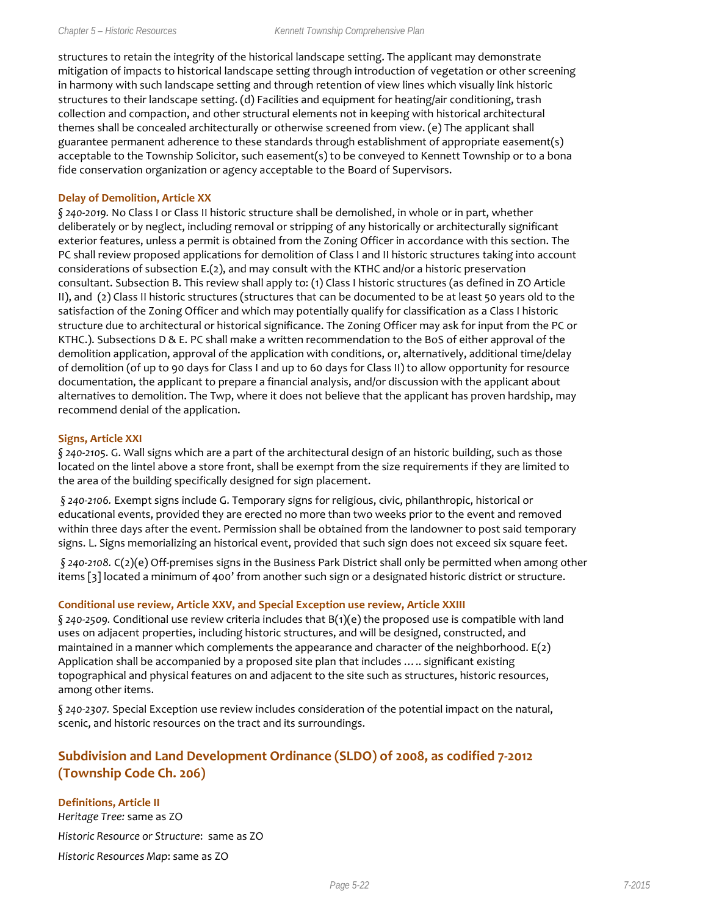structures to retain the integrity of the historical landscape setting. The applicant may demonstrate mitigation of impacts to historical landscape setting through introduction of vegetation or other screening in harmony with such landscape setting and through retention of view lines which visually link historic structures to their landscape setting. (d) Facilities and equipment for heating/air conditioning, trash collection and compaction, and other structural elements not in keeping with historical architectural themes shall be concealed architecturally or otherwise screened from view. (e) The applicant shall guarantee permanent adherence to these standards through establishment of appropriate easement(s) acceptable to the Township Solicitor, such easement(s) to be conveyed to Kennett Township or to a bona fide conservation organization or agency acceptable to the Board of Supervisors.

#### Delay of Demolition, Article XX

*§ 240-2019.* No Class I or Class II historic structure shall be demolished, in whole or in part, whether deliberately or by neglect, including removal or stripping of any historically or architecturally significant exterior features, unless a permit is obtained from the Zoning Officer in accordance with this section. The PC shall review proposed applications for demolition of Class I and II historic structures taking into account considerations of subsection E.(2), and may consult with the KTHC and/or a historic preservation consultant. Subsection B. This review shall apply to: (1) Class I historic structures (as defined in ZO Article II), and (2) Class II historic structures (structures that can be documented to be at least 50 years old to the satisfaction of the Zoning Officer and which may potentially qualify for classification as a Class I historic structure due to architectural or historical significance. The Zoning Officer may ask for input from the PC or KTHC.). Subsections D & E. PC shall make a written recommendation to the BoS of either approval of the demolition application, approval of the application with conditions, or, alternatively, additional time/delay of demolition (of up to 90 days for Class I and up to 60 days for Class II) to allow opportunity for resource documentation, the applicant to prepare a financial analysis, and/or discussion with the applicant about alternatives to demolition. The Twp, where it does not believe that the applicant has proven hardship, may recommend denial of the application.

#### Signs, Article XXI

*§ 240-2105.* G. Wall signs which are a part of the architectural design of an historic building, such as those located on the lintel above a store front, shall be exempt from the size requirements if they are limited to the area of the building specifically designed for sign placement.

*§ 240-2106.* Exempt signs include G. Temporary signs for religious, civic, philanthropic, historical or educational events, provided they are erected no more than two weeks prior to the event and removed within three days after the event. Permission shall be obtained from the landowner to post said temporary signs. L. Signs memorializing an historical event, provided that such sign does not exceed six square feet.

*§ 240-2108.* C(2)(e) Off-premises signs in the Business Park District shall only be permitted when among other items [3] located a minimum of 400' from another such sign or a designated historic district or structure.

#### Conditional use review, Article XXV, and Special Exception use review, Article XXIII

*§ 240-2509.* Conditional use review criteria includes that B(1)(e) the proposed use is compatible with land uses on adjacent properties, including historic structures, and will be designed, constructed, and maintained in a manner which complements the appearance and character of the neighborhood. E(2) Application shall be accompanied by a proposed site plan that includes ….. significant existing topographical and physical features on and adjacent to the site such as structures, historic resources, among other items.

*§ 240-2307.* Special Exception use review includes consideration of the potential impact on the natural, scenic, and historic resources on the tract and its surroundings.

### Subdivision and Land Development Ordinance (SLDO) of 2008, as codified 7-2012 (Township Code Ch. 206)

#### Definitions, Article II

*Heritage Tree:* same as ZO

*Historic Resource or Structure*: same as ZO

*Historic Resources Map*: same as ZO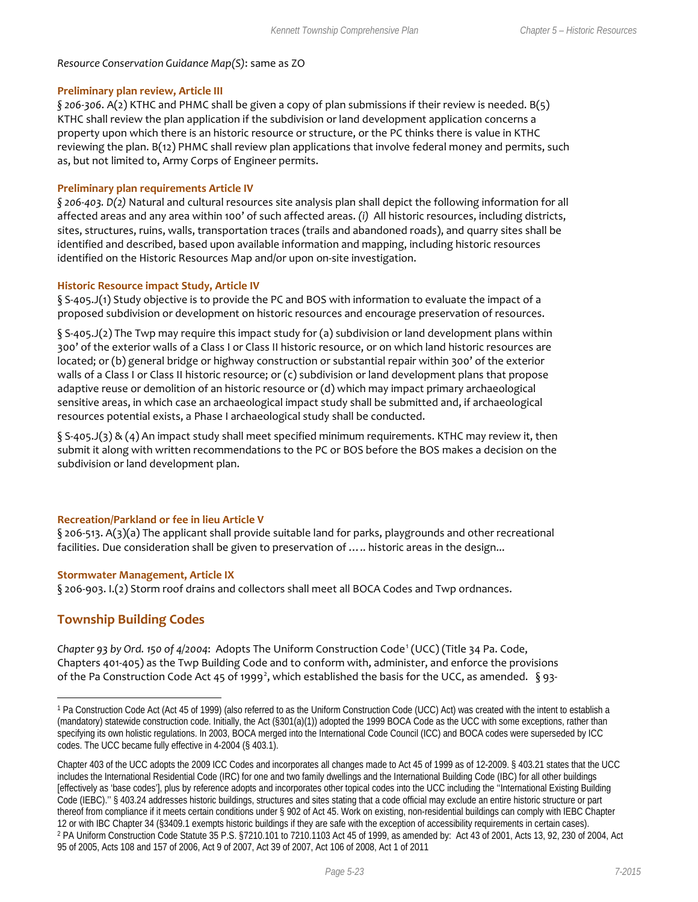*Resource Conservation Guidance Map(S)*: same as ZO

**Preliminary plan review, Article III**

*§ 206-306*. A(2) KTHC and PHMC shall be given a copy of plan submissions if their review is needed. B(5) KTHC shall review the plan application if the subdivision or land development application concerns a property upon which there is an historic resource or structure, or the PC thinks there is value in KTHC reviewing the plan. B(12) PHMC shall review plan applications that involve federal money and permits, such as, but not limited to, Army Corps of Engineer permits.

**Preliminary plan requirements Article IV**

*§ 206-403. D(2)* Natural and cultural resources site analysis plan shall depict the following information for all affected areas and any area within 100' of such affected areas. *(i)* All historic resources, including districts, sites, structures, ruins, walls, transportation traces (trails and abandoned roads), and quarry sites shall be identified and described, based upon available information and mapping, including historic resources identified on the Historic Resources Map and/or upon on-site investigation.

**Historic Resource impact Study, Article IV**

§ S-405.J(1) Study objective is to provide the PC and BOS with information to evaluate the impact of a proposed subdivision or development on historic resources and encourage preservation of resources.

§ S-405.J(2) The Twp may require this impact study for (a) subdivision or land development plans within 300' of the exterior walls of a Class I or Class II historic resource, or on which land historic resources are located; or (b) general bridge or highway construction or substantial repair within 300' of the exterior walls of a Class I or Class II historic resource; or (c) subdivision or land development plans that propose adaptive reuse or demolition of an historic resource or (d) which may impact primary archaeological sensitive areas, in which case an archaeological impact study shall be submitted and, if archaeological resources potential exists, a Phase I archaeological study shall be conducted.

§ S-405.J(3) & (4) An impact study shall meet specified minimum requirements. KTHC may review it, then submit it along with written recommendations to the PC or BOS before the BOS makes a decision on the subdivision or land development plan.

**Recreation/Parkland or fee in lieu Article V**

§ 206-513. A(3)(a) The applicant shall provide suitable land for parks, playgrounds and other recreational facilities. Due consideration shall be given to preservation of ….. historic areas in the design...

**Stormwater Management, Article IX**

§ 206-903. I.(2) Storm roof drains and collectors shall meet all BOCA Codes and Twp ordnances.

## Township Building Codes

*Chapter 93 by Ord. 150 of 4/2004*: Adopts The Uniform Construction Code[1] (UCC) (Title 34 Pa. Code, Chapters 401-405) as the Twp Building Code and to conform with, administer, and enforce the provisions of the Pa Construction Code Act 45 of 1999[2], which established the basis for the UCC, as amended. § 93-

---

[1] Pa Construction Code Act (Act 45 of 1999) (also referred to as the Uniform Construction Code (UCC) Act) was created with the intent to establish a (mandatory) statewide construction code. Initially, the Act (§301(a)(1)) adopted the 1999 BOCA Code as the UCC with some exceptions, rather than specifying its own holistic regulations. In 2003, BOCA merged into the International Code Council (ICC) and BOCA codes were superseded by ICC codes. The UCC became fully effective in 4-2004 (§ 403.1).

Chapter 403 of the UCC adopts the 2009 ICC Codes and incorporates all changes made to Act 45 of 1999 as of 12-2009. § 403.21 states that the UCC includes the International Residential Code (IRC) for one and two family dwellings and the International Building Code (IBC) for all other buildings [effectively as 'base codes'], plus by reference adopts and incorporates other topical codes into the UCC including the "International Existing Building Code (IEBC)." § 403.24 addresses historic buildings, structures and sites stating that a code official may exclude an entire historic structure or part thereof from compliance if it meets certain conditions under § 902 of Act 45. Work on existing, non-residential buildings can comply with IEBC Chapter 12 or with IBC Chapter 34 (§3409.1 exempts historic buildings if they are safe with the exception of accessibility requirements in certain cases).

[2] PA Uniform Construction Code Statute 35 P.S. §7210.101 to 7210.1103 Act 45 of 1999, as amended by: Act 43 of 2001, Acts 13, 92, 230 of 2004, Act 95 of 2005, Acts 108 and 157 of 2006, Act 9 of 2007, Act 39 of 2007, Act 106 of 2008, Act 1 of 2011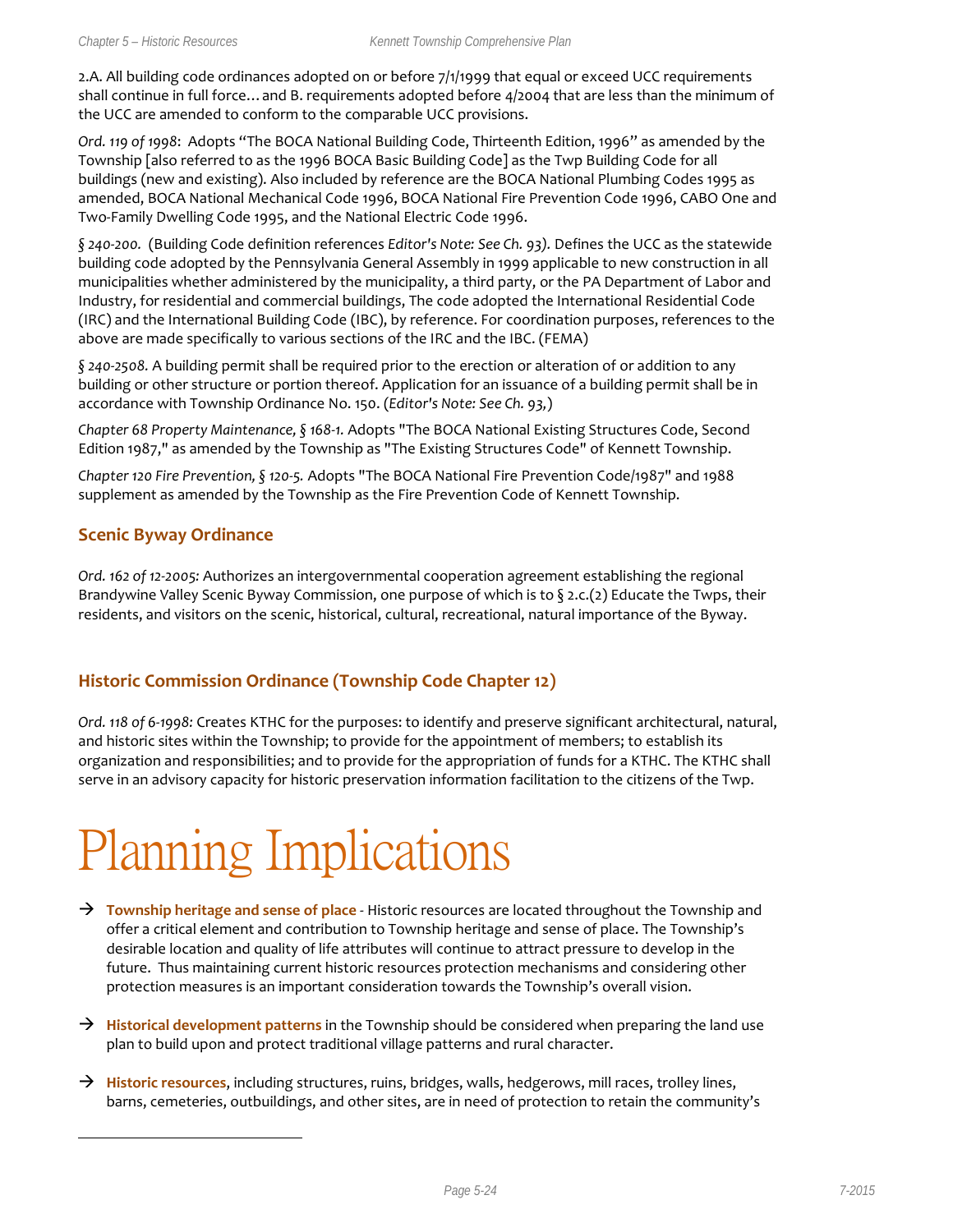2.A. All building code ordinances adopted on or before 7/1/1999 that equal or exceed UCC requirements shall continue in full force…and B. requirements adopted before 4/2004 that are less than the minimum of the UCC are amended to conform to the comparable UCC provisions.

*Ord. 119 of 1998*: Adopts "The BOCA National Building Code, Thirteenth Edition, 1996" as amended by the Township [also referred to as the 1996 BOCA Basic Building Code] as the Twp Building Code for all buildings (new and existing). Also included by reference are the BOCA National Plumbing Codes 1995 as amended, BOCA National Mechanical Code 1996, BOCA National Fire Prevention Code 1996, CABO One and Two-Family Dwelling Code 1995, and the National Electric Code 1996.

*§ 240-200.* (Building Code definition references *Editor's Note: See Ch. 93).* Defines the UCC as the statewide building code adopted by the Pennsylvania General Assembly in 1999 applicable to new construction in all municipalities whether administered by the municipality, a third party, or the PA Department of Labor and Industry, for residential and commercial buildings, The code adopted the International Residential Code (IRC) and the International Building Code (IBC), by reference. For coordination purposes, references to the above are made specifically to various sections of the IRC and the IBC. (FEMA)

*§ 240-2508.* A building permit shall be required prior to the erection or alteration of or addition to any building or other structure or portion thereof. Application for an issuance of a building permit shall be in accordance with Township Ordinance No. 150. (*Editor's Note: See Ch. 93,*)

*Chapter 68 Property Maintenance, § 168-1.* Adopts "The BOCA National Existing Structures Code, Second Edition 1987," as amended by the Township as "The Existing Structures Code" of Kennett Township.

*Chapter 120 Fire Prevention, § 120-5.* Adopts "The BOCA National Fire Prevention Code/1987" and 1988 supplement as amended by the Township as the Fire Prevention Code of Kennett Township.

### Scenic Byway Ordinance

*Ord. 162 of 12-2005:* Authorizes an intergovernmental cooperation agreement establishing the regional Brandywine Valley Scenic Byway Commission, one purpose of which is to § 2.c.(2) Educate the Twps, their residents, and visitors on the scenic, historical, cultural, recreational, natural importance of the Byway.

### Historic Commission Ordinance (Township Code Chapter 12)

*Ord. 118 of 6-1998:* Creates KTHC for the purposes: to identify and preserve significant architectural, natural, and historic sites within the Township; to provide for the appointment of members; to establish its organization and responsibilities; and to provide for the appropriation of funds for a KTHC. The KTHC shall serve in an advisory capacity for historic preservation information facilitation to the citizens of the Twp.

# Planning Implications

- → **Township heritage and sense of place** - Historic resources are located throughout the Township and offer a critical element and contribution to Township heritage and sense of place. The Township's desirable location and quality of life attributes will continue to attract pressure to develop in the future. Thus maintaining current historic resources protection mechanisms and considering other protection measures is an important consideration towards the Township's overall vision.

- → **Historical development patterns** in the Township should be considered when preparing the land use plan to build upon and protect traditional village patterns and rural character.

- → **Historic resources**, including structures, ruins, bridges, walls, hedgerows, mill races, trolley lines, barns, cemeteries, outbuildings, and other sites, are in need of protection to retain the community's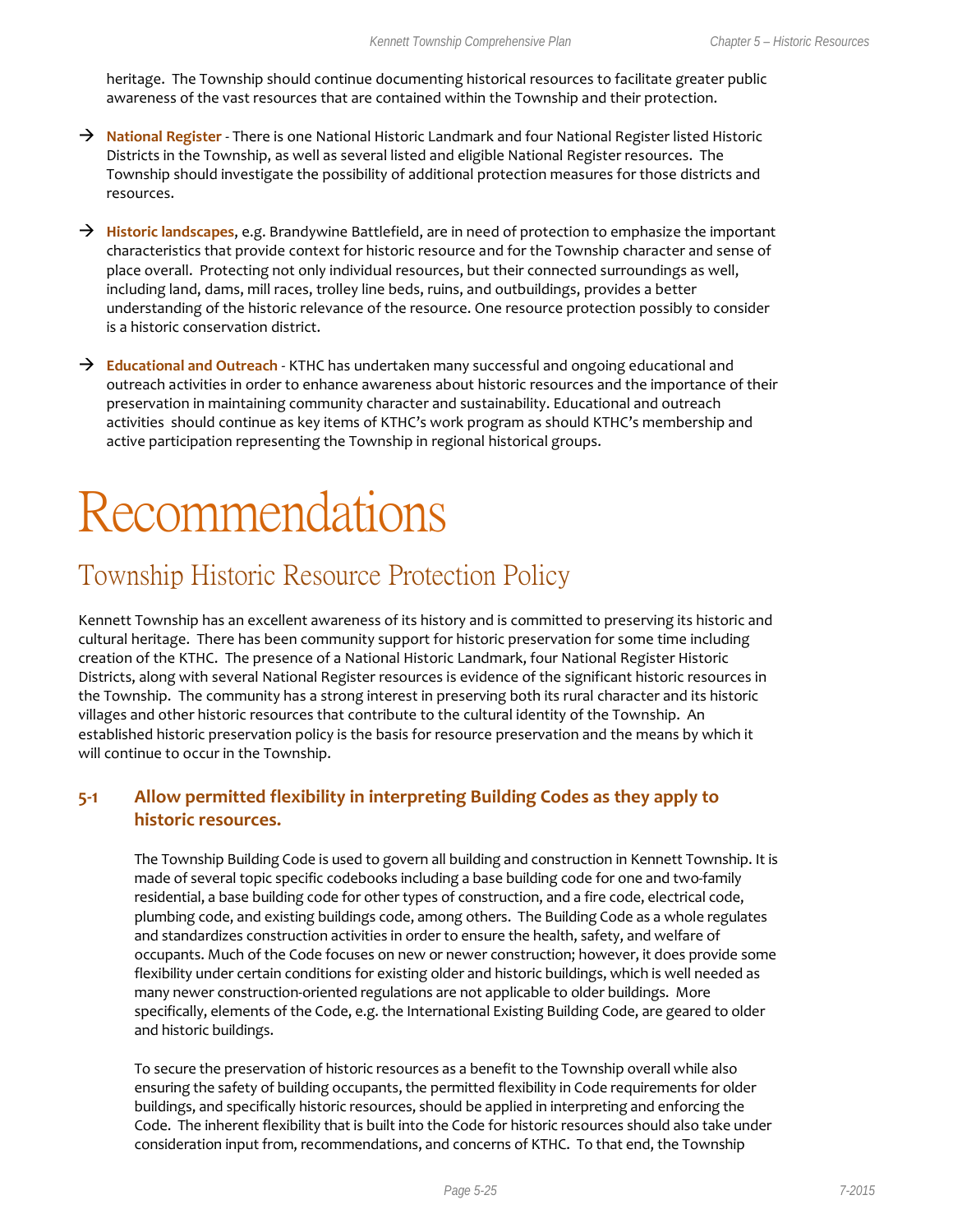heritage. The Township should continue documenting historical resources to facilitate greater public awareness of the vast resources that are contained within the Township and their protection.

→ **National Register** - There is one National Historic Landmark and four National Register listed Historic Districts in the Township, as well as several listed and eligible National Register resources. The Township should investigate the possibility of additional protection measures for those districts and resources.

→ **Historic landscapes**, e.g. Brandywine Battlefield, are in need of protection to emphasize the important characteristics that provide context for historic resource and for the Township character and sense of place overall. Protecting not only individual resources, but their connected surroundings as well, including land, dams, mill races, trolley line beds, ruins, and outbuildings, provides a better understanding of the historic relevance of the resource. One resource protection possibly to consider is a historic conservation district.

→ **Educational and Outreach** - KTHC has undertaken many successful and ongoing educational and outreach activities in order to enhance awareness about historic resources and the importance of their preservation in maintaining community character and sustainability. Educational and outreach activities should continue as key items of KTHC's work program as should KTHC's membership and active participation representing the Township in regional historical groups.

# Recommendations

## Township Historic Resource Protection Policy

Kennett Township has an excellent awareness of its history and is committed to preserving its historic and cultural heritage. There has been community support for historic preservation for some time including creation of the KTHC. The presence of a National Historic Landmark, four National Register Historic Districts, along with several National Register resources is evidence of the significant historic resources in the Township. The community has a strong interest in preserving both its rural character and its historic villages and other historic resources that contribute to the cultural identity of the Township. An established historic preservation policy is the basis for resource preservation and the means by which it will continue to occur in the Township.

### 5-1 Allow permitted flexibility in interpreting Building Codes as they apply to historic resources.

The Township Building Code is used to govern all building and construction in Kennett Township. It is made of several topic specific codebooks including a base building code for one and two-family residential, a base building code for other types of construction, and a fire code, electrical code, plumbing code, and existing buildings code, among others. The Building Code as a whole regulates and standardizes construction activities in order to ensure the health, safety, and welfare of occupants. Much of the Code focuses on new or newer construction; however, it does provide some flexibility under certain conditions for existing older and historic buildings, which is well needed as many newer construction-oriented regulations are not applicable to older buildings. More specifically, elements of the Code, e.g. the International Existing Building Code, are geared to older and historic buildings.

To secure the preservation of historic resources as a benefit to the Township overall while also ensuring the safety of building occupants, the permitted flexibility in Code requirements for older buildings, and specifically historic resources, should be applied in interpreting and enforcing the Code. The inherent flexibility that is built into the Code for historic resources should also take under consideration input from, recommendations, and concerns of KTHC. To that end, the Township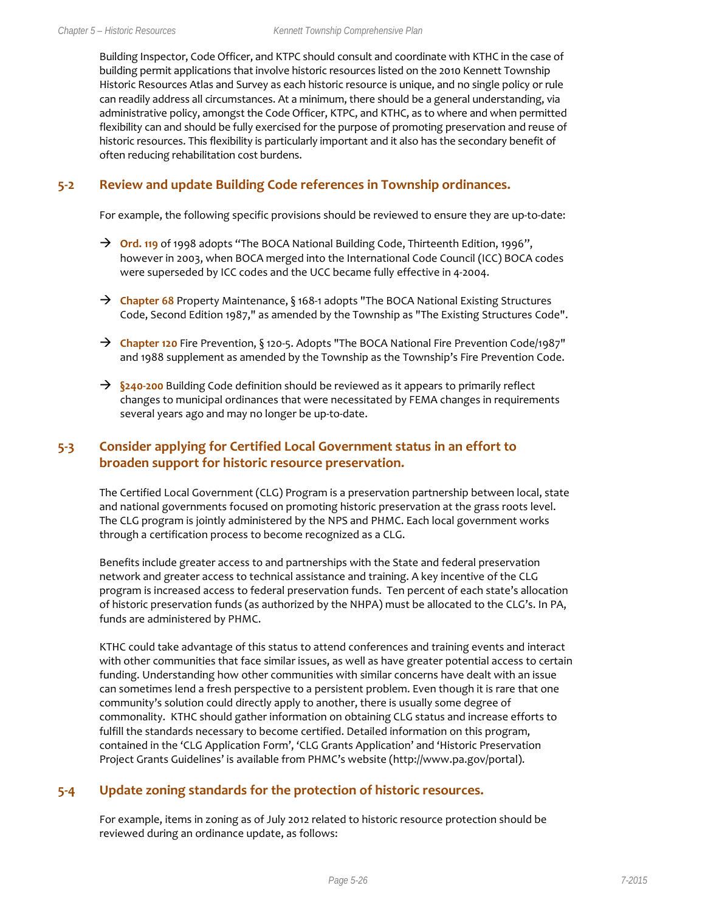Building Inspector, Code Officer, and KTPC should consult and coordinate with KTHC in the case of building permit applications that involve historic resources listed on the 2010 Kennett Township Historic Resources Atlas and Survey as each historic resource is unique, and no single policy or rule can readily address all circumstances. At a minimum, there should be a general understanding, via administrative policy, amongst the Code Officer, KTPC, and KTHC, as to where and when permitted flexibility can and should be fully exercised for the purpose of promoting preservation and reuse of historic resources. This flexibility is particularly important and it also has the secondary benefit of often reducing rehabilitation cost burdens.

## 5-2 Review and update Building Code references in Township ordinances.

For example, the following specific provisions should be reviewed to ensure they are up-to-date:

→ **Ord. 119** of 1998 adopts "The BOCA National Building Code, Thirteenth Edition, 1996", however in 2003, when BOCA merged into the International Code Council (ICC) BOCA codes were superseded by ICC codes and the UCC became fully effective in 4-2004.

→ **Chapter 68** Property Maintenance, § 168-1 adopts "The BOCA National Existing Structures Code, Second Edition 1987," as amended by the Township as "The Existing Structures Code".

→ **Chapter 120** Fire Prevention, § 120-5. Adopts "The BOCA National Fire Prevention Code/1987" and 1988 supplement as amended by the Township as the Township's Fire Prevention Code.

→ **§240-200** Building Code definition should be reviewed as it appears to primarily reflect changes to municipal ordinances that were necessitated by FEMA changes in requirements several years ago and may no longer be up-to-date.

## 5-3 Consider applying for Certified Local Government status in an effort to broaden support for historic resource preservation.

The Certified Local Government (CLG) Program is a preservation partnership between local, state and national governments focused on promoting historic preservation at the grass roots level. The CLG program is jointly administered by the NPS and PHMC. Each local government works through a certification process to become recognized as a CLG.

Benefits include greater access to and partnerships with the State and federal preservation network and greater access to technical assistance and training. A key incentive of the CLG program is increased access to federal preservation funds. Ten percent of each state's allocation of historic preservation funds (as authorized by the NHPA) must be allocated to the CLG's. In PA, funds are administered by PHMC.

KTHC could take advantage of this status to attend conferences and training events and interact with other communities that face similar issues, as well as have greater potential access to certain funding. Understanding how other communities with similar concerns have dealt with an issue can sometimes lend a fresh perspective to a persistent problem. Even though it is rare that one community's solution could directly apply to another, there is usually some degree of commonality. KTHC should gather information on obtaining CLG status and increase efforts to fulfill the standards necessary to become certified. Detailed information on this program, contained in the 'CLG Application Form', 'CLG Grants Application' and 'Historic Preservation Project Grants Guidelines' is available from PHMC's website (http://www.pa.gov/portal).

## 5-4 Update zoning standards for the protection of historic resources.

For example, items in zoning as of July 2012 related to historic resource protection should be reviewed during an ordinance update, as follows: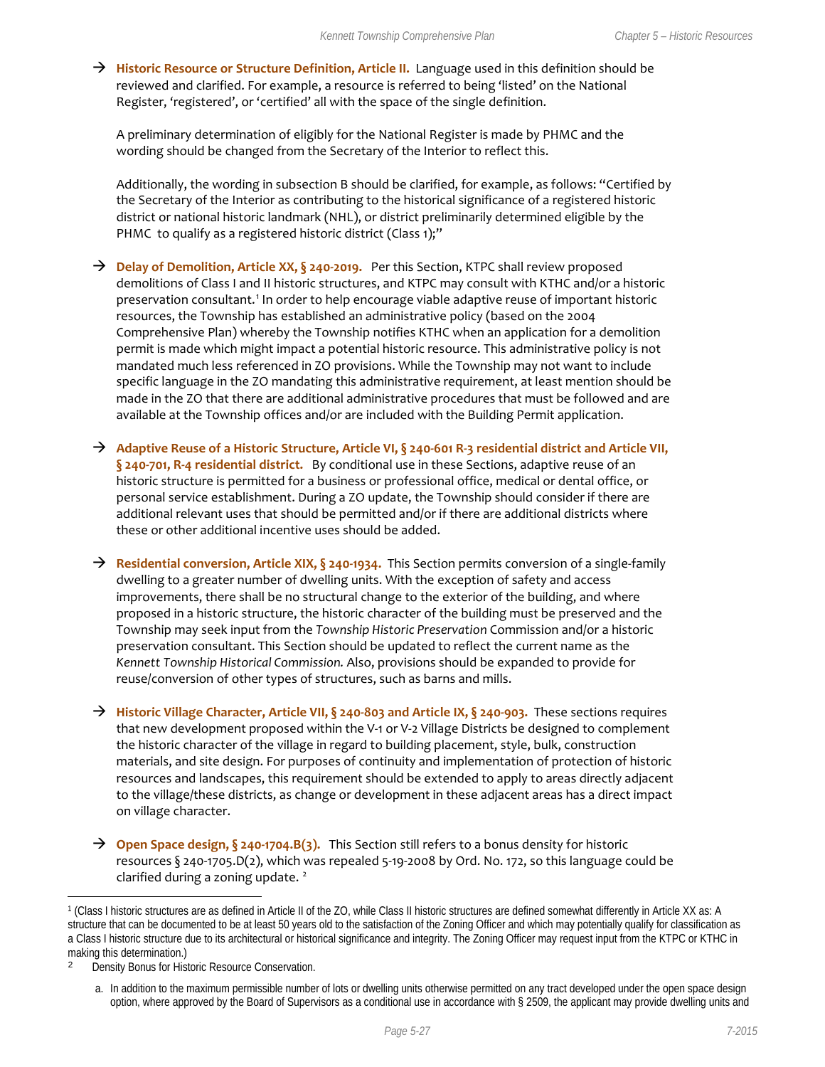→ **Historic Resource or Structure Definition, Article II.** Language used in this definition should be reviewed and clarified. For example, a resource is referred to being 'listed' on the National Register, 'registered', or 'certified' all with the space of the single definition.

A preliminary determination of eligibly for the National Register is made by PHMC and the wording should be changed from the Secretary of the Interior to reflect this.

Additionally, the wording in subsection B should be clarified, for example, as follows: "Certified by the Secretary of the Interior as contributing to the historical significance of a registered historic district or national historic landmark (NHL), or district preliminarily determined eligible by the PHMC to qualify as a registered historic district (Class 1);"

→ **Delay of Demolition, Article XX, § 240-2019.** Per this Section, KTPC shall review proposed demolitions of Class I and II historic structures, and KTPC may consult with KTHC and/or a historic preservation consultant.[1] In order to help encourage viable adaptive reuse of important historic resources, the Township has established an administrative policy (based on the 2004 Comprehensive Plan) whereby the Township notifies KTHC when an application for a demolition permit is made which might impact a potential historic resource. This administrative policy is not mandated much less referenced in ZO provisions. While the Township may not want to include specific language in the ZO mandating this administrative requirement, at least mention should be made in the ZO that there are additional administrative procedures that must be followed and are available at the Township offices and/or are included with the Building Permit application.

→ **Adaptive Reuse of a Historic Structure, Article VI, § 240-601 R-3 residential district and Article VII, § 240-701, R-4 residential district.** By conditional use in these Sections, adaptive reuse of an historic structure is permitted for a business or professional office, medical or dental office, or personal service establishment. During a ZO update, the Township should consider if there are additional relevant uses that should be permitted and/or if there are additional districts where these or other additional incentive uses should be added.

→ **Residential conversion, Article XIX, § 240-1934.** This Section permits conversion of a single-family dwelling to a greater number of dwelling units. With the exception of safety and access improvements, there shall be no structural change to the exterior of the building, and where proposed in a historic structure, the historic character of the building must be preserved and the Township may seek input from the *Township Historic Preservation* Commission and/or a historic preservation consultant. This Section should be updated to reflect the current name as the *Kennett Township Historical Commission.* Also, provisions should be expanded to provide for reuse/conversion of other types of structures, such as barns and mills.

→ **Historic Village Character, Article VII, § 240-803 and Article IX, § 240-903.** These sections requires that new development proposed within the V-1 or V-2 Village Districts be designed to complement the historic character of the village in regard to building placement, style, bulk, construction materials, and site design. For purposes of continuity and implementation of protection of historic resources and landscapes, this requirement should be extended to apply to areas directly adjacent to the village/these districts, as change or development in these adjacent areas has a direct impact on village character.

→ **Open Space design, § 240-1704.B(3).** This Section still refers to a bonus density for historic resources § 240-1705.D(2), which was repealed 5-19-2008 by Ord. No. 172, so this language could be clarified during a zoning update. [2]

---

[1] (Class I historic structures are as defined in Article II of the ZO, while Class II historic structures are defined somewhat differently in Article XX as: A structure that can be documented to be at least 50 years old to the satisfaction of the Zoning Officer and which may potentially qualify for classification as a Class I historic structure due to its architectural or historical significance and integrity. The Zoning Officer may request input from the KTPC or KTHC in making this determination.)

[2] Density Bonus for Historic Resource Conservation.

a. In addition to the maximum permissible number of lots or dwelling units otherwise permitted on any tract developed under the open space design option, where approved by the Board of Supervisors as a conditional use in accordance with § 2509, the applicant may provide dwelling units and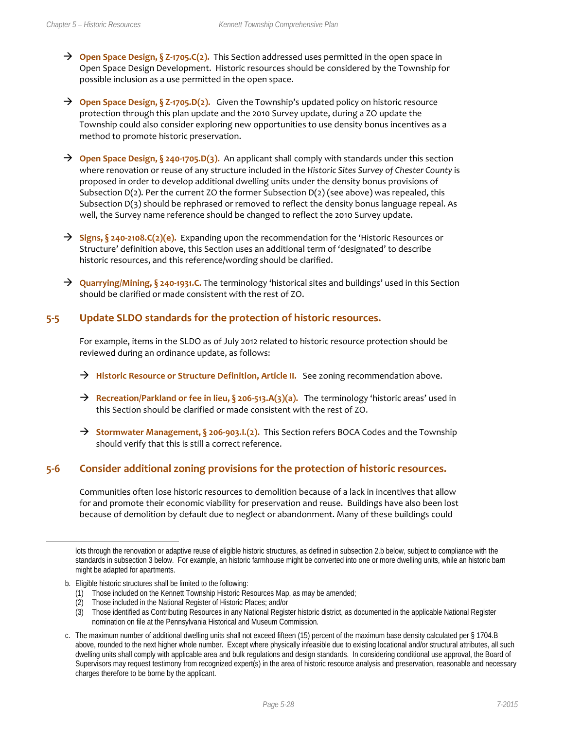→ **Open Space Design, § Z-1705.C(2).** This Section addressed uses permitted in the open space in Open Space Design Development. Historic resources should be considered by the Township for possible inclusion as a use permitted in the open space.

→ **Open Space Design, § Z-1705.D(2).** Given the Township's updated policy on historic resource protection through this plan update and the 2010 Survey update, during a ZO update the Township could also consider exploring new opportunities to use density bonus incentives as a method to promote historic preservation.

→ **Open Space Design, § 240-1705.D(3).** An applicant shall comply with standards under this section where renovation or reuse of any structure included in the *Historic Sites Survey of Chester County* is proposed in order to develop additional dwelling units under the density bonus provisions of Subsection D(2). Per the current ZO the former Subsection D(2) (see above) was repealed, this Subsection D(3) should be rephrased or removed to reflect the density bonus language repeal. As well, the Survey name reference should be changed to reflect the 2010 Survey update.

→ **Signs, § 240-2108.C(2)(e).** Expanding upon the recommendation for the 'Historic Resources or Structure' definition above, this Section uses an additional term of 'designated' to describe historic resources, and this reference/wording should be clarified.

→ **Quarrying/Mining, § 240-1931.C.** The terminology 'historical sites and buildings' used in this Section should be clarified or made consistent with the rest of ZO.

## 5-5 Update SLDO standards for the protection of historic resources.

For example, items in the SLDO as of July 2012 related to historic resource protection should be reviewed during an ordinance update, as follows:

→ **Historic Resource or Structure Definition, Article II.** See zoning recommendation above.

→ **Recreation/Parkland or fee in lieu, § 206-513.A(3)(a).** The terminology 'historic areas' used in this Section should be clarified or made consistent with the rest of ZO.

→ **Stormwater Management, § 206-903.I.(2).** This Section refers BOCA Codes and the Township should verify that this is still a correct reference.

## 5-6 Consider additional zoning provisions for the protection of historic resources.

Communities often lose historic resources to demolition because of a lack in incentives that allow for and promote their economic viability for preservation and reuse. Buildings have also been lost because of demolition by default due to neglect or abandonment. Many of these buildings could

---

lots through the renovation or adaptive reuse of eligible historic structures, as defined in subsection 2.b below, subject to compliance with the standards in subsection 3 below. For example, an historic farmhouse might be converted into one or more dwelling units, while an historic barn might be adapted for apartments.

b. Eligible historic structures shall be limited to the following:
   (1) Those included on the Kennett Township Historic Resources Map, as may be amended;
   (2) Those included in the National Register of Historic Places; and/or
   (3) Those identified as Contributing Resources in any National Register historic district, as documented in the applicable National Register nomination on file at the Pennsylvania Historical and Museum Commission.

c. The maximum number of additional dwelling units shall not exceed fifteen (15) percent of the maximum base density calculated per § 1704.B above, rounded to the next higher whole number. Except where physically infeasible due to existing locational and/or structural attributes, all such dwelling units shall comply with applicable area and bulk regulations and design standards. In considering conditional use approval, the Board of Supervisors may request testimony from recognized expert(s) in the area of historic resource analysis and preservation, reasonable and necessary charges therefore to be borne by the applicant.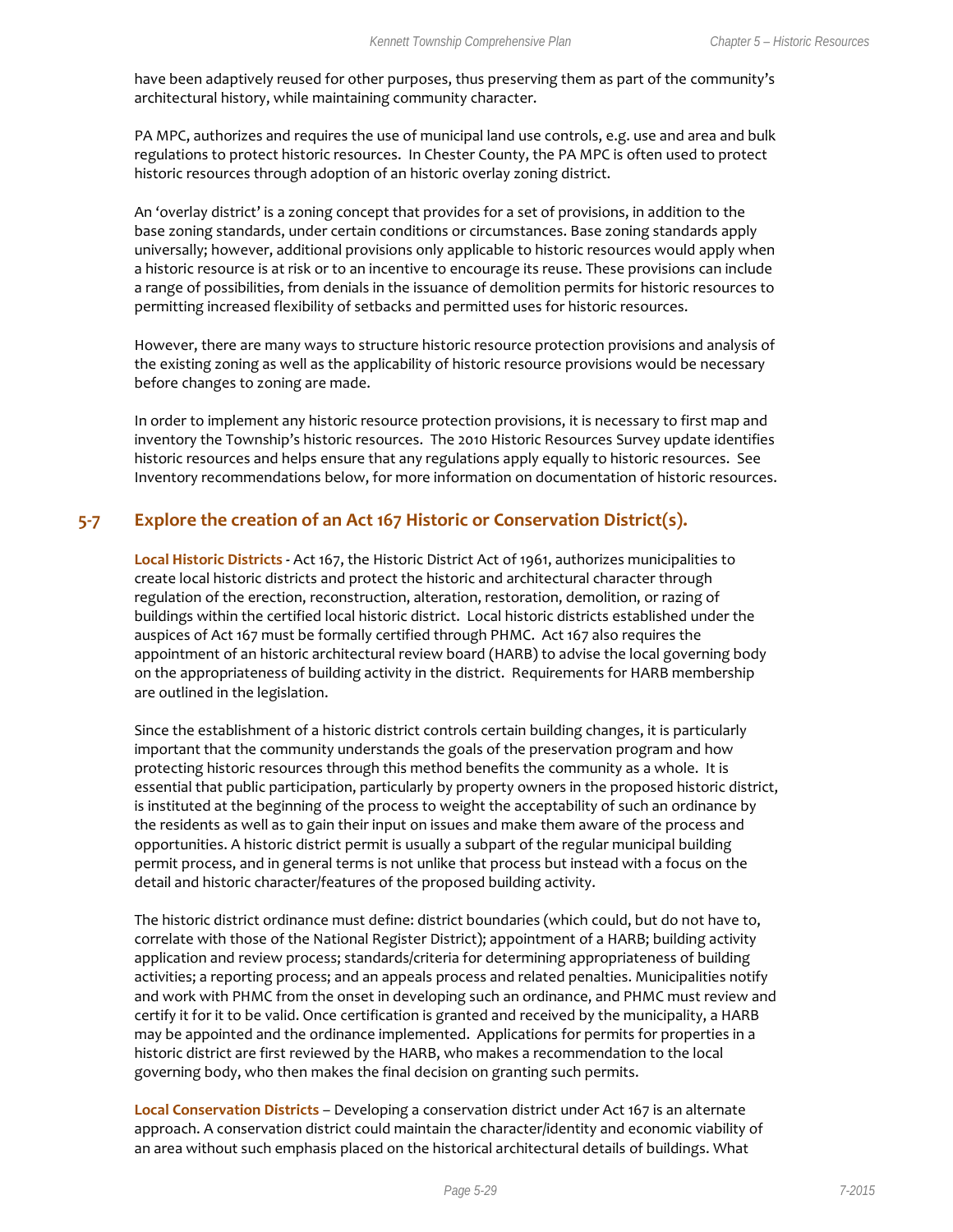have been adaptively reused for other purposes, thus preserving them as part of the community's architectural history, while maintaining community character.

PA MPC, authorizes and requires the use of municipal land use controls, e.g. use and area and bulk regulations to protect historic resources. In Chester County, the PA MPC is often used to protect historic resources through adoption of an historic overlay zoning district.

An 'overlay district' is a zoning concept that provides for a set of provisions, in addition to the base zoning standards, under certain conditions or circumstances. Base zoning standards apply universally; however, additional provisions only applicable to historic resources would apply when a historic resource is at risk or to an incentive to encourage its reuse. These provisions can include a range of possibilities, from denials in the issuance of demolition permits for historic resources to permitting increased flexibility of setbacks and permitted uses for historic resources.

However, there are many ways to structure historic resource protection provisions and analysis of the existing zoning as well as the applicability of historic resource provisions would be necessary before changes to zoning are made.

In order to implement any historic resource protection provisions, it is necessary to first map and inventory the Township's historic resources. The 2010 Historic Resources Survey update identifies historic resources and helps ensure that any regulations apply equally to historic resources. See Inventory recommendations below, for more information on documentation of historic resources.

## 5-7 Explore the creation of an Act 167 Historic or Conservation District(s).

**Local Historic Districts** - Act 167, the Historic District Act of 1961, authorizes municipalities to create local historic districts and protect the historic and architectural character through regulation of the erection, reconstruction, alteration, restoration, demolition, or razing of buildings within the certified local historic district. Local historic districts established under the auspices of Act 167 must be formally certified through PHMC. Act 167 also requires the appointment of an historic architectural review board (HARB) to advise the local governing body on the appropriateness of building activity in the district. Requirements for HARB membership are outlined in the legislation.

Since the establishment of a historic district controls certain building changes, it is particularly important that the community understands the goals of the preservation program and how protecting historic resources through this method benefits the community as a whole. It is essential that public participation, particularly by property owners in the proposed historic district, is instituted at the beginning of the process to weight the acceptability of such an ordinance by the residents as well as to gain their input on issues and make them aware of the process and opportunities. A historic district permit is usually a subpart of the regular municipal building permit process, and in general terms is not unlike that process but instead with a focus on the detail and historic character/features of the proposed building activity.

The historic district ordinance must define: district boundaries (which could, but do not have to, correlate with those of the National Register District); appointment of a HARB; building activity application and review process; standards/criteria for determining appropriateness of building activities; a reporting process; and an appeals process and related penalties. Municipalities notify and work with PHMC from the onset in developing such an ordinance, and PHMC must review and certify it for it to be valid. Once certification is granted and received by the municipality, a HARB may be appointed and the ordinance implemented. Applications for permits for properties in a historic district are first reviewed by the HARB, who makes a recommendation to the local governing body, who then makes the final decision on granting such permits.

**Local Conservation Districts** – Developing a conservation district under Act 167 is an alternate approach. A conservation district could maintain the character/identity and economic viability of an area without such emphasis placed on the historical architectural details of buildings. What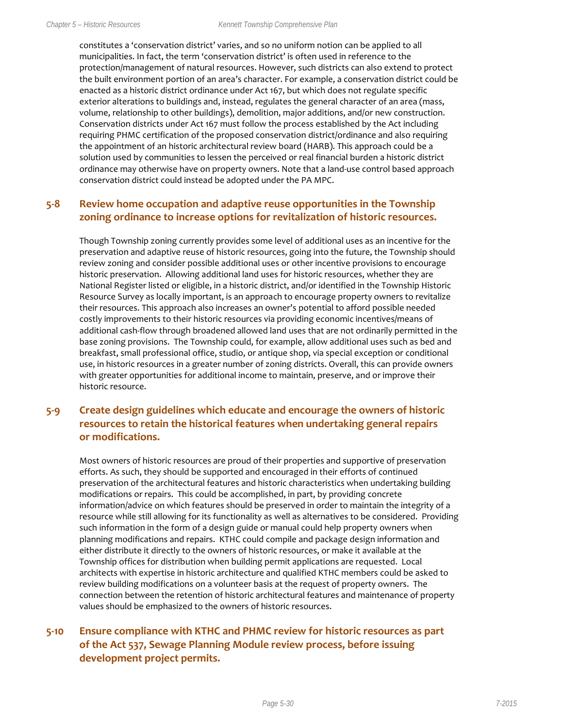constitutes a 'conservation district' varies, and so no uniform notion can be applied to all municipalities. In fact, the term 'conservation district' is often used in reference to the protection/management of natural resources. However, such districts can also extend to protect the built environment portion of an area's character. For example, a conservation district could be enacted as a historic district ordinance under Act 167, but which does not regulate specific exterior alterations to buildings and, instead, regulates the general character of an area (mass, volume, relationship to other buildings), demolition, major additions, and/or new construction. Conservation districts under Act 167 must follow the process established by the Act including requiring PHMC certification of the proposed conservation district/ordinance and also requiring the appointment of an historic architectural review board (HARB). This approach could be a solution used by communities to lessen the perceived or real financial burden a historic district ordinance may otherwise have on property owners. Note that a land-use control based approach conservation district could instead be adopted under the PA MPC.

### 5-8 Review home occupation and adaptive reuse opportunities in the Township zoning ordinance to increase options for revitalization of historic resources.

Though Township zoning currently provides some level of additional uses as an incentive for the preservation and adaptive reuse of historic resources, going into the future, the Township should review zoning and consider possible additional uses or other incentive provisions to encourage historic preservation. Allowing additional land uses for historic resources, whether they are National Register listed or eligible, in a historic district, and/or identified in the Township Historic Resource Survey as locally important, is an approach to encourage property owners to revitalize their resources. This approach also increases an owner's potential to afford possible needed costly improvements to their historic resources via providing economic incentives/means of additional cash-flow through broadened allowed land uses that are not ordinarily permitted in the base zoning provisions. The Township could, for example, allow additional uses such as bed and breakfast, small professional office, studio, or antique shop, via special exception or conditional use, in historic resources in a greater number of zoning districts. Overall, this can provide owners with greater opportunities for additional income to maintain, preserve, and or improve their historic resource.

### 5-9 Create design guidelines which educate and encourage the owners of historic resources to retain the historical features when undertaking general repairs or modifications.

Most owners of historic resources are proud of their properties and supportive of preservation efforts. As such, they should be supported and encouraged in their efforts of continued preservation of the architectural features and historic characteristics when undertaking building modifications or repairs. This could be accomplished, in part, by providing concrete information/advice on which features should be preserved in order to maintain the integrity of a resource while still allowing for its functionality as well as alternatives to be considered. Providing such information in the form of a design guide or manual could help property owners when planning modifications and repairs. KTHC could compile and package design information and either distribute it directly to the owners of historic resources, or make it available at the Township offices for distribution when building permit applications are requested. Local architects with expertise in historic architecture and qualified KTHC members could be asked to review building modifications on a volunteer basis at the request of property owners. The connection between the retention of historic architectural features and maintenance of property values should be emphasized to the owners of historic resources.

### 5-10 Ensure compliance with KTHC and PHMC review for historic resources as part of the Act 537, Sewage Planning Module review process, before issuing development project permits.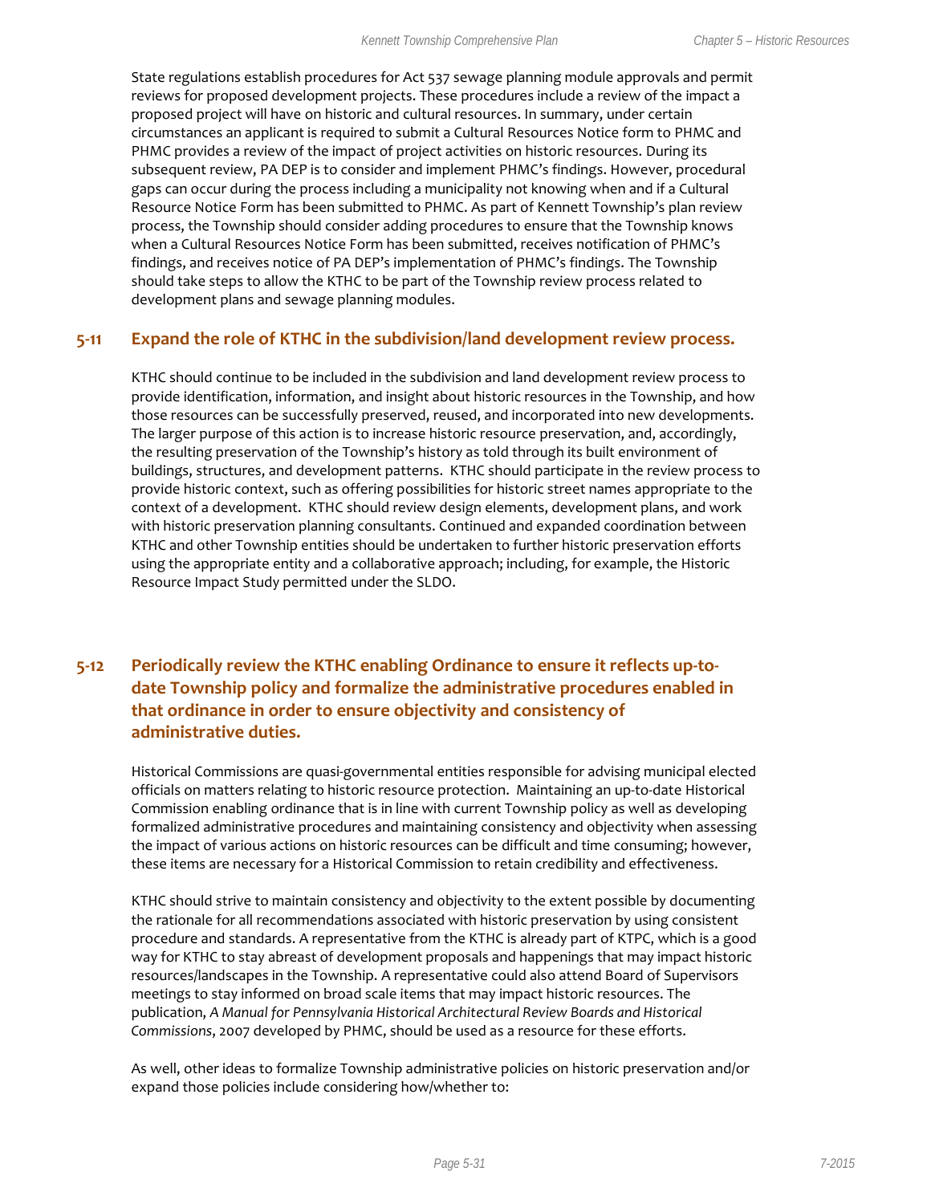State regulations establish procedures for Act 537 sewage planning module approvals and permit reviews for proposed development projects. These procedures include a review of the impact a proposed project will have on historic and cultural resources. In summary, under certain circumstances an applicant is required to submit a Cultural Resources Notice form to PHMC and PHMC provides a review of the impact of project activities on historic resources. During its subsequent review, PA DEP is to consider and implement PHMC's findings. However, procedural gaps can occur during the process including a municipality not knowing when and if a Cultural Resource Notice Form has been submitted to PHMC. As part of Kennett Township's plan review process, the Township should consider adding procedures to ensure that the Township knows when a Cultural Resources Notice Form has been submitted, receives notification of PHMC's findings, and receives notice of PA DEP's implementation of PHMC's findings. The Township should take steps to allow the KTHC to be part of the Township review process related to development plans and sewage planning modules.

## 5-11 Expand the role of KTHC in the subdivision/land development review process.

KTHC should continue to be included in the subdivision and land development review process to provide identification, information, and insight about historic resources in the Township, and how those resources can be successfully preserved, reused, and incorporated into new developments. The larger purpose of this action is to increase historic resource preservation, and, accordingly, the resulting preservation of the Township's history as told through its built environment of buildings, structures, and development patterns. KTHC should participate in the review process to provide historic context, such as offering possibilities for historic street names appropriate to the context of a development. KTHC should review design elements, development plans, and work with historic preservation planning consultants. Continued and expanded coordination between KTHC and other Township entities should be undertaken to further historic preservation efforts using the appropriate entity and a collaborative approach; including, for example, the Historic Resource Impact Study permitted under the SLDO.

## 5-12 Periodically review the KTHC enabling Ordinance to ensure it reflects up-to-date Township policy and formalize the administrative procedures enabled in that ordinance in order to ensure objectivity and consistency of administrative duties.

Historical Commissions are quasi-governmental entities responsible for advising municipal elected officials on matters relating to historic resource protection. Maintaining an up-to-date Historical Commission enabling ordinance that is in line with current Township policy as well as developing formalized administrative procedures and maintaining consistency and objectivity when assessing the impact of various actions on historic resources can be difficult and time consuming; however, these items are necessary for a Historical Commission to retain credibility and effectiveness.

KTHC should strive to maintain consistency and objectivity to the extent possible by documenting the rationale for all recommendations associated with historic preservation by using consistent procedure and standards. A representative from the KTHC is already part of KTPC, which is a good way for KTHC to stay abreast of development proposals and happenings that may impact historic resources/landscapes in the Township. A representative could also attend Board of Supervisors meetings to stay informed on broad scale items that may impact historic resources. The publication, *A Manual for Pennsylvania Historical Architectural Review Boards and Historical Commissions*, 2007 developed by PHMC, should be used as a resource for these efforts.

As well, other ideas to formalize Township administrative policies on historic preservation and/or expand those policies include considering how/whether to: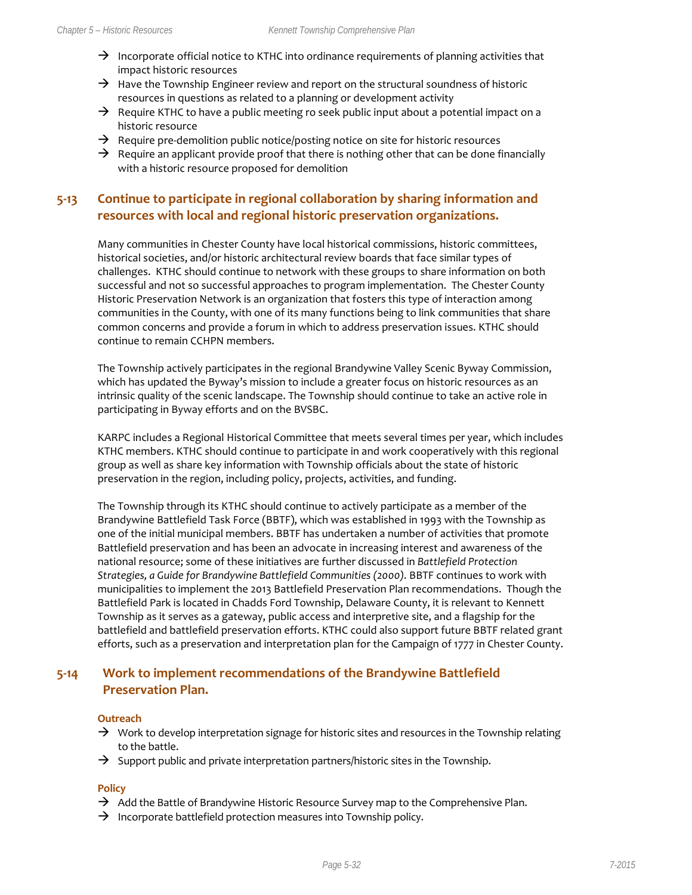- → Incorporate official notice to KTHC into ordinance requirements of planning activities that impact historic resources
- → Have the Township Engineer review and report on the structural soundness of historic resources in questions as related to a planning or development activity
- → Require KTHC to have a public meeting ro seek public input about a potential impact on a historic resource
- → Require pre-demolition public notice/posting notice on site for historic resources
- → Require an applicant provide proof that there is nothing other that can be done financially with a historic resource proposed for demolition

## 5-13 Continue to participate in regional collaboration by sharing information and resources with local and regional historic preservation organizations.

Many communities in Chester County have local historical commissions, historic committees, historical societies, and/or historic architectural review boards that face similar types of challenges. KTHC should continue to network with these groups to share information on both successful and not so successful approaches to program implementation. The Chester County Historic Preservation Network is an organization that fosters this type of interaction among communities in the County, with one of its many functions being to link communities that share common concerns and provide a forum in which to address preservation issues. KTHC should continue to remain CCHPN members.

The Township actively participates in the regional Brandywine Valley Scenic Byway Commission, which has updated the Byway's mission to include a greater focus on historic resources as an intrinsic quality of the scenic landscape. The Township should continue to take an active role in participating in Byway efforts and on the BVSBC.

KARPC includes a Regional Historical Committee that meets several times per year, which includes KTHC members. KTHC should continue to participate in and work cooperatively with this regional group as well as share key information with Township officials about the state of historic preservation in the region, including policy, projects, activities, and funding.

The Township through its KTHC should continue to actively participate as a member of the Brandywine Battlefield Task Force (BBTF), which was established in 1993 with the Township as one of the initial municipal members. BBTF has undertaken a number of activities that promote Battlefield preservation and has been an advocate in increasing interest and awareness of the national resource; some of these initiatives are further discussed in *Battlefield Protection Strategies, a Guide for Brandywine Battlefield Communities (2000).* BBTF continues to work with municipalities to implement the 2013 Battlefield Preservation Plan recommendations. Though the Battlefield Park is located in Chadds Ford Township, Delaware County, it is relevant to Kennett Township as it serves as a gateway, public access and interpretive site, and a flagship for the battlefield and battlefield preservation efforts. KTHC could also support future BBTF related grant efforts, such as a preservation and interpretation plan for the Campaign of 1777 in Chester County.

## 5-14 Work to implement recommendations of the Brandywine Battlefield Preservation Plan.

### Outreach

- → Work to develop interpretation signage for historic sites and resources in the Township relating to the battle.
- → Support public and private interpretation partners/historic sites in the Township.

### Policy

- → Add the Battle of Brandywine Historic Resource Survey map to the Comprehensive Plan.
- → Incorporate battlefield protection measures into Township policy.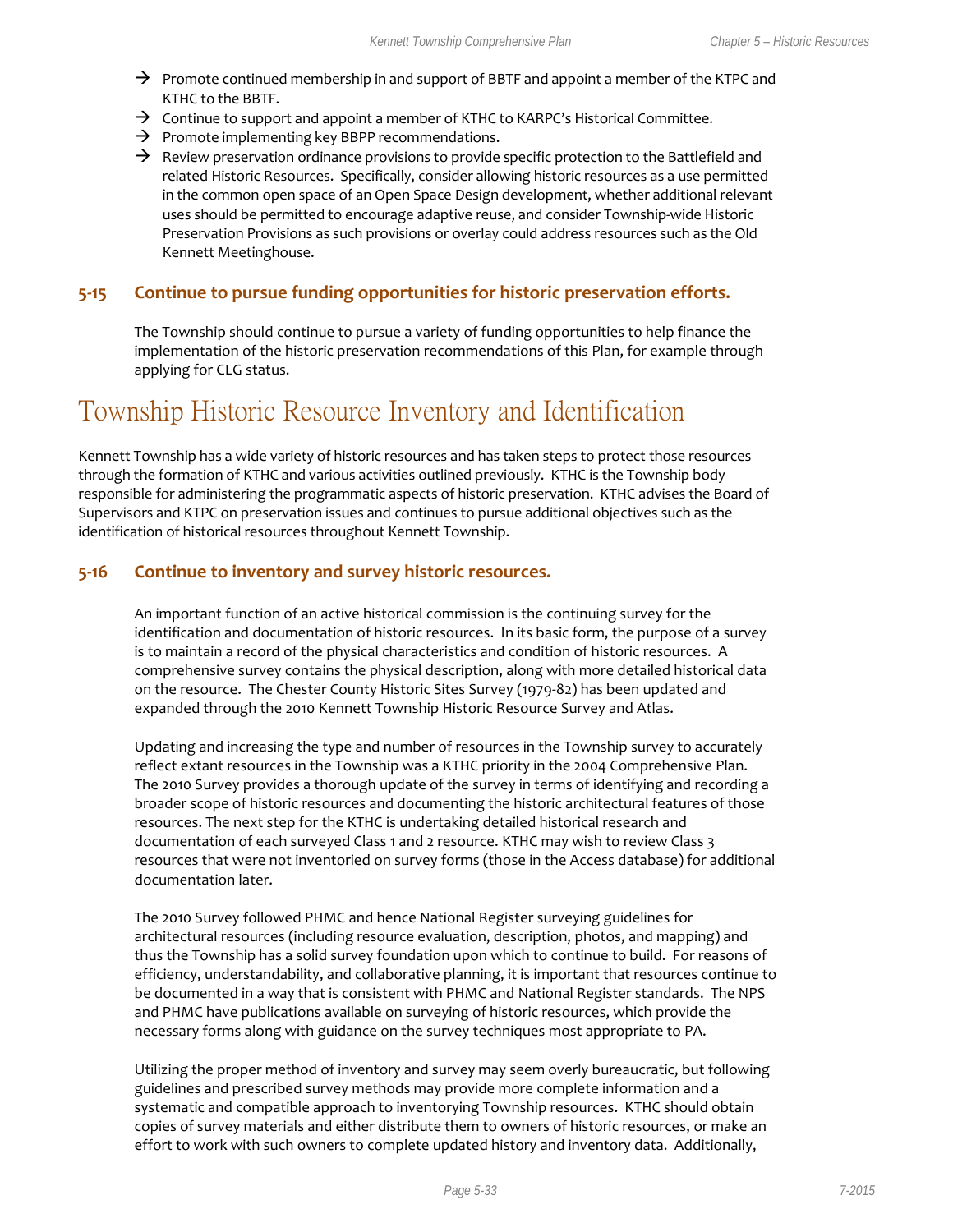- → Promote continued membership in and support of BBTF and appoint a member of the KTPC and KTHC to the BBTF.
- → Continue to support and appoint a member of KTHC to KARPC's Historical Committee.
- → Promote implementing key BBPP recommendations.
- → Review preservation ordinance provisions to provide specific protection to the Battlefield and related Historic Resources. Specifically, consider allowing historic resources as a use permitted in the common open space of an Open Space Design development, whether additional relevant uses should be permitted to encourage adaptive reuse, and consider Township-wide Historic Preservation Provisions as such provisions or overlay could address resources such as the Old Kennett Meetinghouse.

### 5-15 Continue to pursue funding opportunities for historic preservation efforts.

The Township should continue to pursue a variety of funding opportunities to help finance the implementation of the historic preservation recommendations of this Plan, for example through applying for CLG status.

## Township Historic Resource Inventory and Identification

Kennett Township has a wide variety of historic resources and has taken steps to protect those resources through the formation of KTHC and various activities outlined previously. KTHC is the Township body responsible for administering the programmatic aspects of historic preservation. KTHC advises the Board of Supervisors and KTPC on preservation issues and continues to pursue additional objectives such as the identification of historical resources throughout Kennett Township.

### 5-16 Continue to inventory and survey historic resources.

An important function of an active historical commission is the continuing survey for the identification and documentation of historic resources. In its basic form, the purpose of a survey is to maintain a record of the physical characteristics and condition of historic resources. A comprehensive survey contains the physical description, along with more detailed historical data on the resource. The Chester County Historic Sites Survey (1979-82) has been updated and expanded through the 2010 Kennett Township Historic Resource Survey and Atlas.

Updating and increasing the type and number of resources in the Township survey to accurately reflect extant resources in the Township was a KTHC priority in the 2004 Comprehensive Plan. The 2010 Survey provides a thorough update of the survey in terms of identifying and recording a broader scope of historic resources and documenting the historic architectural features of those resources. The next step for the KTHC is undertaking detailed historical research and documentation of each surveyed Class 1 and 2 resource. KTHC may wish to review Class 3 resources that were not inventoried on survey forms (those in the Access database) for additional documentation later.

The 2010 Survey followed PHMC and hence National Register surveying guidelines for architectural resources (including resource evaluation, description, photos, and mapping) and thus the Township has a solid survey foundation upon which to continue to build. For reasons of efficiency, understandability, and collaborative planning, it is important that resources continue to be documented in a way that is consistent with PHMC and National Register standards. The NPS and PHMC have publications available on surveying of historic resources, which provide the necessary forms along with guidance on the survey techniques most appropriate to PA.

Utilizing the proper method of inventory and survey may seem overly bureaucratic, but following guidelines and prescribed survey methods may provide more complete information and a systematic and compatible approach to inventorying Township resources. KTHC should obtain copies of survey materials and either distribute them to owners of historic resources, or make an effort to work with such owners to complete updated history and inventory data. Additionally,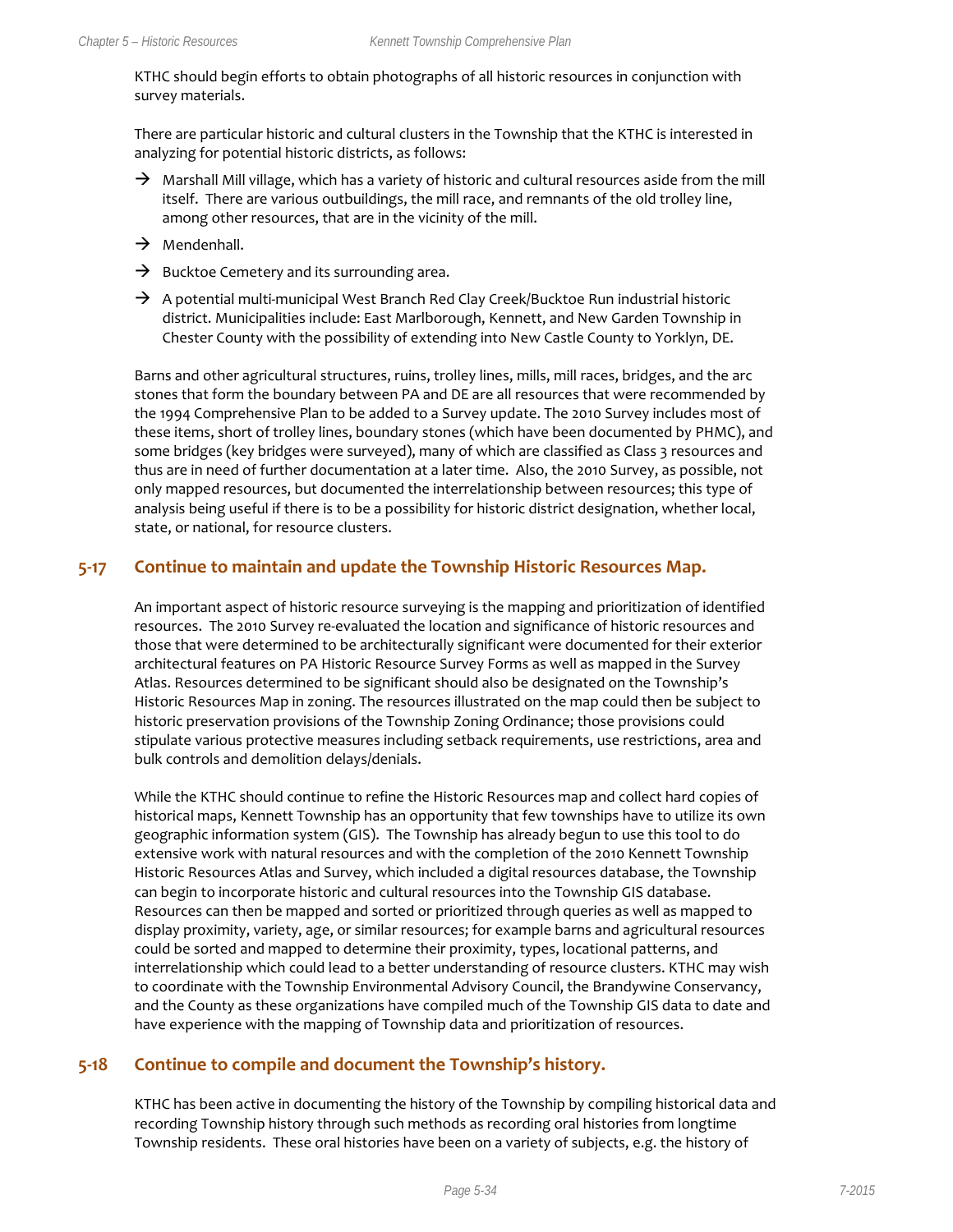KTHC should begin efforts to obtain photographs of all historic resources in conjunction with survey materials.

There are particular historic and cultural clusters in the Township that the KTHC is interested in analyzing for potential historic districts, as follows:

- → Marshall Mill village, which has a variety of historic and cultural resources aside from the mill itself. There are various outbuildings, the mill race, and remnants of the old trolley line, among other resources, that are in the vicinity of the mill.
- → Mendenhall.
- → Bucktoe Cemetery and its surrounding area.
- → A potential multi-municipal West Branch Red Clay Creek/Bucktoe Run industrial historic district. Municipalities include: East Marlborough, Kennett, and New Garden Township in Chester County with the possibility of extending into New Castle County to Yorklyn, DE.

Barns and other agricultural structures, ruins, trolley lines, mills, mill races, bridges, and the arc stones that form the boundary between PA and DE are all resources that were recommended by the 1994 Comprehensive Plan to be added to a Survey update. The 2010 Survey includes most of these items, short of trolley lines, boundary stones (which have been documented by PHMC), and some bridges (key bridges were surveyed), many of which are classified as Class 3 resources and thus are in need of further documentation at a later time. Also, the 2010 Survey, as possible, not only mapped resources, but documented the interrelationship between resources; this type of analysis being useful if there is to be a possibility for historic district designation, whether local, state, or national, for resource clusters.

## 5-17 Continue to maintain and update the Township Historic Resources Map.

An important aspect of historic resource surveying is the mapping and prioritization of identified resources. The 2010 Survey re-evaluated the location and significance of historic resources and those that were determined to be architecturally significant were documented for their exterior architectural features on PA Historic Resource Survey Forms as well as mapped in the Survey Atlas. Resources determined to be significant should also be designated on the Township's Historic Resources Map in zoning. The resources illustrated on the map could then be subject to historic preservation provisions of the Township Zoning Ordinance; those provisions could stipulate various protective measures including setback requirements, use restrictions, area and bulk controls and demolition delays/denials.

While the KTHC should continue to refine the Historic Resources map and collect hard copies of historical maps, Kennett Township has an opportunity that few townships have to utilize its own geographic information system (GIS). The Township has already begun to use this tool to do extensive work with natural resources and with the completion of the 2010 Kennett Township Historic Resources Atlas and Survey, which included a digital resources database, the Township can begin to incorporate historic and cultural resources into the Township GIS database. Resources can then be mapped and sorted or prioritized through queries as well as mapped to display proximity, variety, age, or similar resources; for example barns and agricultural resources could be sorted and mapped to determine their proximity, types, locational patterns, and interrelationship which could lead to a better understanding of resource clusters. KTHC may wish to coordinate with the Township Environmental Advisory Council, the Brandywine Conservancy, and the County as these organizations have compiled much of the Township GIS data to date and have experience with the mapping of Township data and prioritization of resources.

## 5-18 Continue to compile and document the Township's history.

KTHC has been active in documenting the history of the Township by compiling historical data and recording Township history through such methods as recording oral histories from longtime Township residents. These oral histories have been on a variety of subjects, e.g. the history of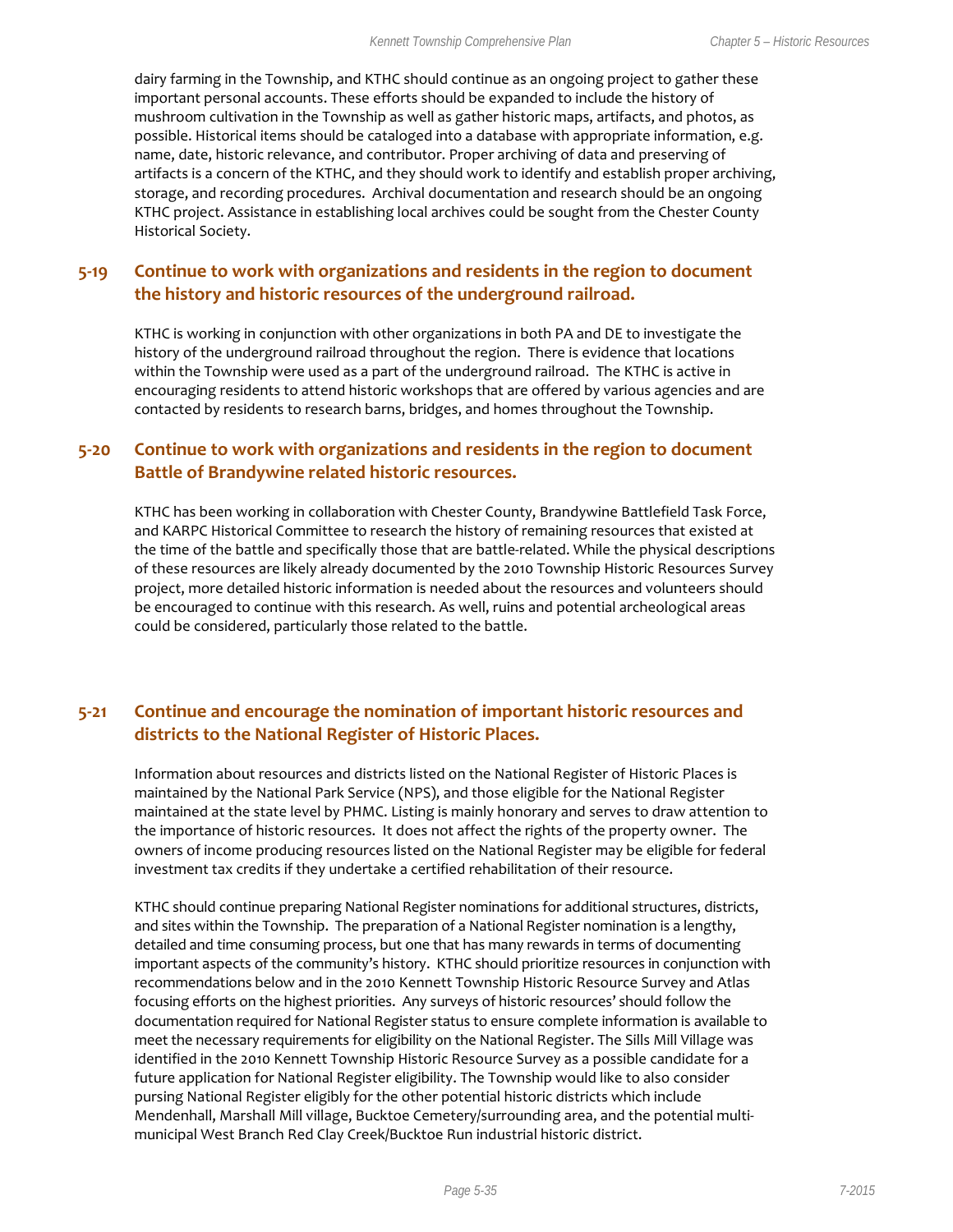dairy farming in the Township, and KTHC should continue as an ongoing project to gather these important personal accounts. These efforts should be expanded to include the history of mushroom cultivation in the Township as well as gather historic maps, artifacts, and photos, as possible. Historical items should be cataloged into a database with appropriate information, e.g. name, date, historic relevance, and contributor. Proper archiving of data and preserving of artifacts is a concern of the KTHC, and they should work to identify and establish proper archiving, storage, and recording procedures. Archival documentation and research should be an ongoing KTHC project. Assistance in establishing local archives could be sought from the Chester County Historical Society.

## 5-19 Continue to work with organizations and residents in the region to document the history and historic resources of the underground railroad.

KTHC is working in conjunction with other organizations in both PA and DE to investigate the history of the underground railroad throughout the region. There is evidence that locations within the Township were used as a part of the underground railroad. The KTHC is active in encouraging residents to attend historic workshops that are offered by various agencies and are contacted by residents to research barns, bridges, and homes throughout the Township.

## 5-20 Continue to work with organizations and residents in the region to document Battle of Brandywine related historic resources.

KTHC has been working in collaboration with Chester County, Brandywine Battlefield Task Force, and KARPC Historical Committee to research the history of remaining resources that existed at the time of the battle and specifically those that are battle-related. While the physical descriptions of these resources are likely already documented by the 2010 Township Historic Resources Survey project, more detailed historic information is needed about the resources and volunteers should be encouraged to continue with this research. As well, ruins and potential archeological areas could be considered, particularly those related to the battle.

## 5-21 Continue and encourage the nomination of important historic resources and districts to the National Register of Historic Places.

Information about resources and districts listed on the National Register of Historic Places is maintained by the National Park Service (NPS), and those eligible for the National Register maintained at the state level by PHMC. Listing is mainly honorary and serves to draw attention to the importance of historic resources. It does not affect the rights of the property owner. The owners of income producing resources listed on the National Register may be eligible for federal investment tax credits if they undertake a certified rehabilitation of their resource.

KTHC should continue preparing National Register nominations for additional structures, districts, and sites within the Township. The preparation of a National Register nomination is a lengthy, detailed and time consuming process, but one that has many rewards in terms of documenting important aspects of the community's history. KTHC should prioritize resources in conjunction with recommendations below and in the 2010 Kennett Township Historic Resource Survey and Atlas focusing efforts on the highest priorities. Any surveys of historic resources' should follow the documentation required for National Register status to ensure complete information is available to meet the necessary requirements for eligibility on the National Register. The Sills Mill Village was identified in the 2010 Kennett Township Historic Resource Survey as a possible candidate for a future application for National Register eligibility. The Township would like to also consider pursing National Register eligibly for the other potential historic districts which include Mendenhall, Marshall Mill village, Bucktoe Cemetery/surrounding area, and the potential multi-municipal West Branch Red Clay Creek/Bucktoe Run industrial historic district.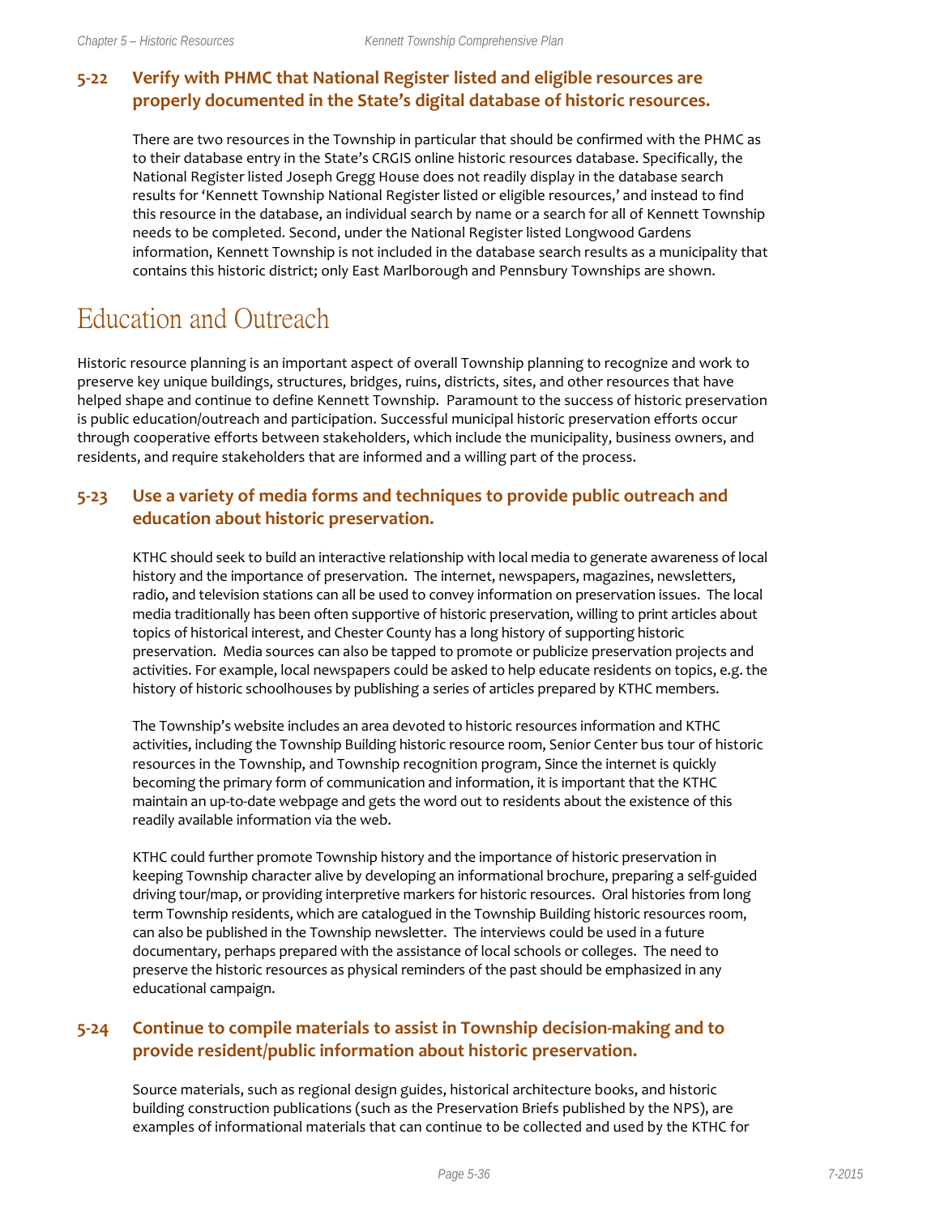### 5-22 Verify with PHMC that National Register listed and eligible resources are properly documented in the State's digital database of historic resources.

There are two resources in the Township in particular that should be confirmed with the PHMC as to their database entry in the State's CRGIS online historic resources database. Specifically, the National Register listed Joseph Gregg House does not readily display in the database search results for 'Kennett Township National Register listed or eligible resources,' and instead to find this resource in the database, an individual search by name or a search for all of Kennett Township needs to be completed. Second, under the National Register listed Longwood Gardens information, Kennett Township is not included in the database search results as a municipality that contains this historic district; only East Marlborough and Pennsbury Townships are shown.

# Education and Outreach

Historic resource planning is an important aspect of overall Township planning to recognize and work to preserve key unique buildings, structures, bridges, ruins, districts, sites, and other resources that have helped shape and continue to define Kennett Township. Paramount to the success of historic preservation is public education/outreach and participation. Successful municipal historic preservation efforts occur through cooperative efforts between stakeholders, which include the municipality, business owners, and residents, and require stakeholders that are informed and a willing part of the process.

### 5-23 Use a variety of media forms and techniques to provide public outreach and education about historic preservation.

KTHC should seek to build an interactive relationship with local media to generate awareness of local history and the importance of preservation. The internet, newspapers, magazines, newsletters, radio, and television stations can all be used to convey information on preservation issues. The local media traditionally has been often supportive of historic preservation, willing to print articles about topics of historical interest, and Chester County has a long history of supporting historic preservation. Media sources can also be tapped to promote or publicize preservation projects and activities. For example, local newspapers could be asked to help educate residents on topics, e.g. the history of historic schoolhouses by publishing a series of articles prepared by KTHC members.

The Township's website includes an area devoted to historic resources information and KTHC activities, including the Township Building historic resource room, Senior Center bus tour of historic resources in the Township, and Township recognition program, Since the internet is quickly becoming the primary form of communication and information, it is important that the KTHC maintain an up-to-date webpage and gets the word out to residents about the existence of this readily available information via the web.

KTHC could further promote Township history and the importance of historic preservation in keeping Township character alive by developing an informational brochure, preparing a self-guided driving tour/map, or providing interpretive markers for historic resources. Oral histories from long term Township residents, which are catalogued in the Township Building historic resources room, can also be published in the Township newsletter. The interviews could be used in a future documentary, perhaps prepared with the assistance of local schools or colleges. The need to preserve the historic resources as physical reminders of the past should be emphasized in any educational campaign.

### 5-24 Continue to compile materials to assist in Township decision-making and to provide resident/public information about historic preservation.

Source materials, such as regional design guides, historical architecture books, and historic building construction publications (such as the Preservation Briefs published by the NPS), are examples of informational materials that can continue to be collected and used by the KTHC for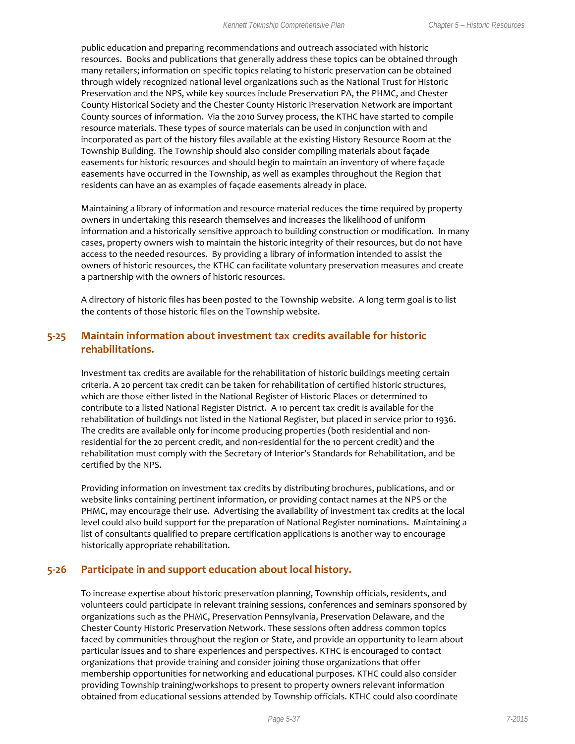public education and preparing recommendations and outreach associated with historic resources. Books and publications that generally address these topics can be obtained through many retailers; information on specific topics relating to historic preservation can be obtained through widely recognized national level organizations such as the National Trust for Historic Preservation and the NPS, while key sources include Preservation PA, the PHMC, and Chester County Historical Society and the Chester County Historic Preservation Network are important County sources of information. Via the 2010 Survey process, the KTHC have started to compile resource materials. These types of source materials can be used in conjunction with and incorporated as part of the history files available at the existing History Resource Room at the Township Building. The Township should also consider compiling materials about façade easements for historic resources and should begin to maintain an inventory of where façade easements have occurred in the Township, as well as examples throughout the Region that residents can have an as examples of façade easements already in place.

Maintaining a library of information and resource material reduces the time required by property owners in undertaking this research themselves and increases the likelihood of uniform information and a historically sensitive approach to building construction or modification. In many cases, property owners wish to maintain the historic integrity of their resources, but do not have access to the needed resources. By providing a library of information intended to assist the owners of historic resources, the KTHC can facilitate voluntary preservation measures and create a partnership with the owners of historic resources.

A directory of historic files has been posted to the Township website. A long term goal is to list the contents of those historic files on the Township website.

## 5-25 Maintain information about investment tax credits available for historic rehabilitations.

Investment tax credits are available for the rehabilitation of historic buildings meeting certain criteria. A 20 percent tax credit can be taken for rehabilitation of certified historic structures, which are those either listed in the National Register of Historic Places or determined to contribute to a listed National Register District. A 10 percent tax credit is available for the rehabilitation of buildings not listed in the National Register, but placed in service prior to 1936. The credits are available only for income producing properties (both residential and non-residential for the 20 percent credit, and non-residential for the 10 percent credit) and the rehabilitation must comply with the Secretary of Interior's Standards for Rehabilitation, and be certified by the NPS.

Providing information on investment tax credits by distributing brochures, publications, and or website links containing pertinent information, or providing contact names at the NPS or the PHMC, may encourage their use. Advertising the availability of investment tax credits at the local level could also build support for the preparation of National Register nominations. Maintaining a list of consultants qualified to prepare certification applications is another way to encourage historically appropriate rehabilitation.

## 5-26 Participate in and support education about local history.

To increase expertise about historic preservation planning, Township officials, residents, and volunteers could participate in relevant training sessions, conferences and seminars sponsored by organizations such as the PHMC, Preservation Pennsylvania, Preservation Delaware, and the Chester County Historic Preservation Network. These sessions often address common topics faced by communities throughout the region or State, and provide an opportunity to learn about particular issues and to share experiences and perspectives. KTHC is encouraged to contact organizations that provide training and consider joining those organizations that offer membership opportunities for networking and educational purposes. KTHC could also consider providing Township training/workshops to present to property owners relevant information obtained from educational sessions attended by Township officials. KTHC could also coordinate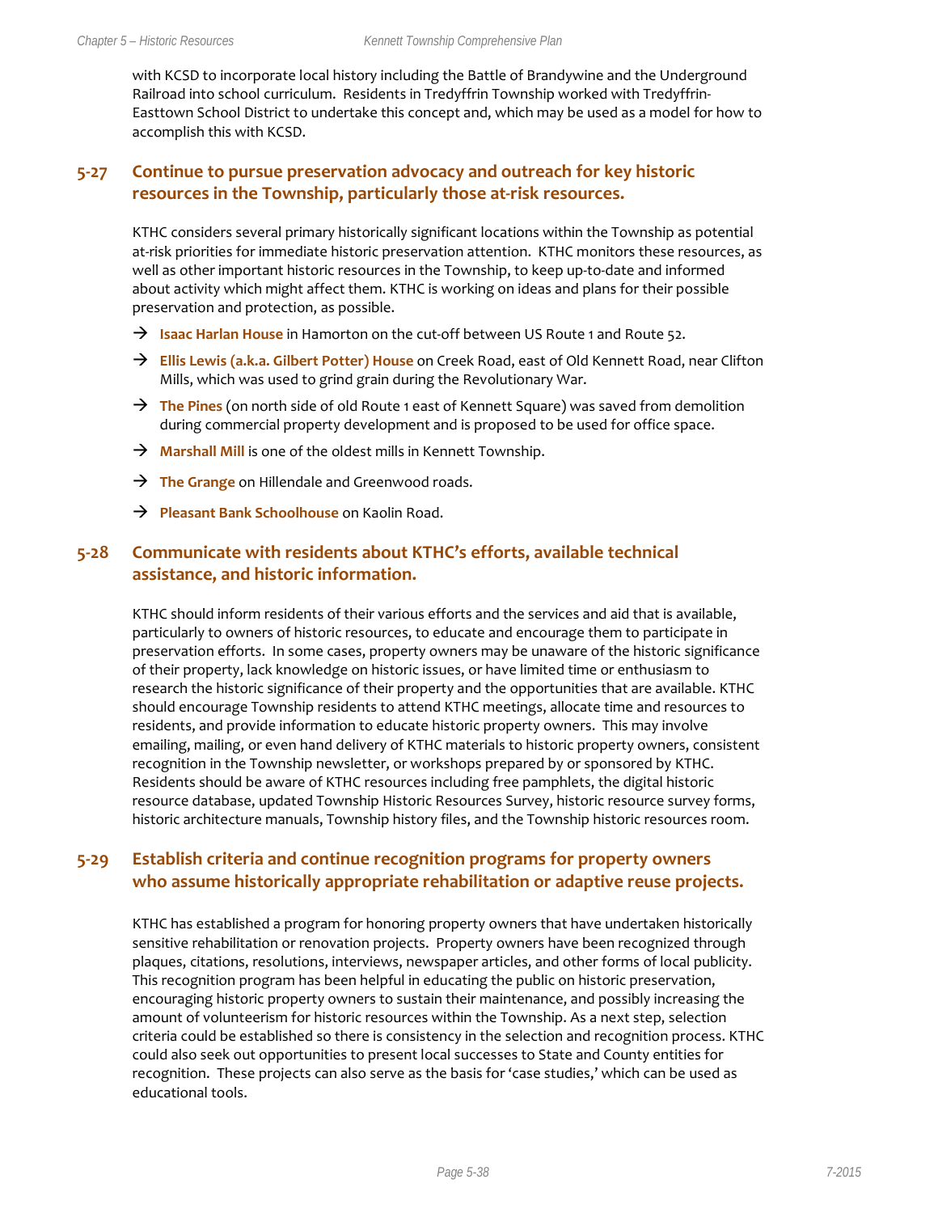with KCSD to incorporate local history including the Battle of Brandywine and the Underground Railroad into school curriculum. Residents in Tredyffrin Township worked with Tredyffrin-Easttown School District to undertake this concept and, which may be used as a model for how to accomplish this with KCSD.

## 5-27 Continue to pursue preservation advocacy and outreach for key historic resources in the Township, particularly those at-risk resources.

KTHC considers several primary historically significant locations within the Township as potential at-risk priorities for immediate historic preservation attention. KTHC monitors these resources, as well as other important historic resources in the Township, to keep up-to-date and informed about activity which might affect them. KTHC is working on ideas and plans for their possible preservation and protection, as possible.

- → **Isaac Harlan House** in Hamorton on the cut-off between US Route 1 and Route 52.
- → **Ellis Lewis (a.k.a. Gilbert Potter) House** on Creek Road, east of Old Kennett Road, near Clifton Mills, which was used to grind grain during the Revolutionary War.
- → **The Pines** (on north side of old Route 1 east of Kennett Square) was saved from demolition during commercial property development and is proposed to be used for office space.
- → **Marshall Mill** is one of the oldest mills in Kennett Township.
- → **The Grange** on Hillendale and Greenwood roads.
- → **Pleasant Bank Schoolhouse** on Kaolin Road.

## 5-28 Communicate with residents about KTHC's efforts, available technical assistance, and historic information.

KTHC should inform residents of their various efforts and the services and aid that is available, particularly to owners of historic resources, to educate and encourage them to participate in preservation efforts. In some cases, property owners may be unaware of the historic significance of their property, lack knowledge on historic issues, or have limited time or enthusiasm to research the historic significance of their property and the opportunities that are available. KTHC should encourage Township residents to attend KTHC meetings, allocate time and resources to residents, and provide information to educate historic property owners. This may involve emailing, mailing, or even hand delivery of KTHC materials to historic property owners, consistent recognition in the Township newsletter, or workshops prepared by or sponsored by KTHC. Residents should be aware of KTHC resources including free pamphlets, the digital historic resource database, updated Township Historic Resources Survey, historic resource survey forms, historic architecture manuals, Township history files, and the Township historic resources room.

## 5-29 Establish criteria and continue recognition programs for property owners who assume historically appropriate rehabilitation or adaptive reuse projects.

KTHC has established a program for honoring property owners that have undertaken historically sensitive rehabilitation or renovation projects. Property owners have been recognized through plaques, citations, resolutions, interviews, newspaper articles, and other forms of local publicity. This recognition program has been helpful in educating the public on historic preservation, encouraging historic property owners to sustain their maintenance, and possibly increasing the amount of volunteerism for historic resources within the Township. As a next step, selection criteria could be established so there is consistency in the selection and recognition process. KTHC could also seek out opportunities to present local successes to State and County entities for recognition. These projects can also serve as the basis for 'case studies,' which can be used as educational tools.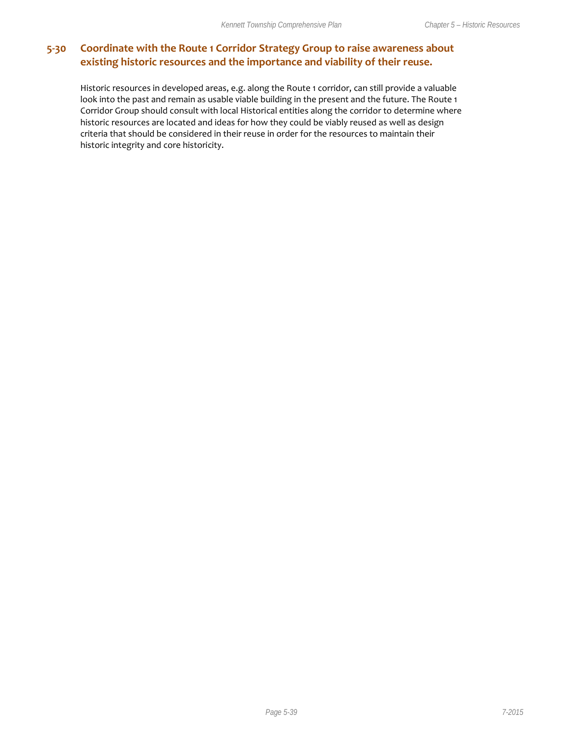### 5-30 Coordinate with the Route 1 Corridor Strategy Group to raise awareness about existing historic resources and the importance and viability of their reuse.

Historic resources in developed areas, e.g. along the Route 1 corridor, can still provide a valuable look into the past and remain as usable viable building in the present and the future. The Route 1 Corridor Group should consult with local Historical entities along the corridor to determine where historic resources are located and ideas for how they could be viably reused as well as design criteria that should be considered in their reuse in order for the resources to maintain their historic integrity and core historicity.